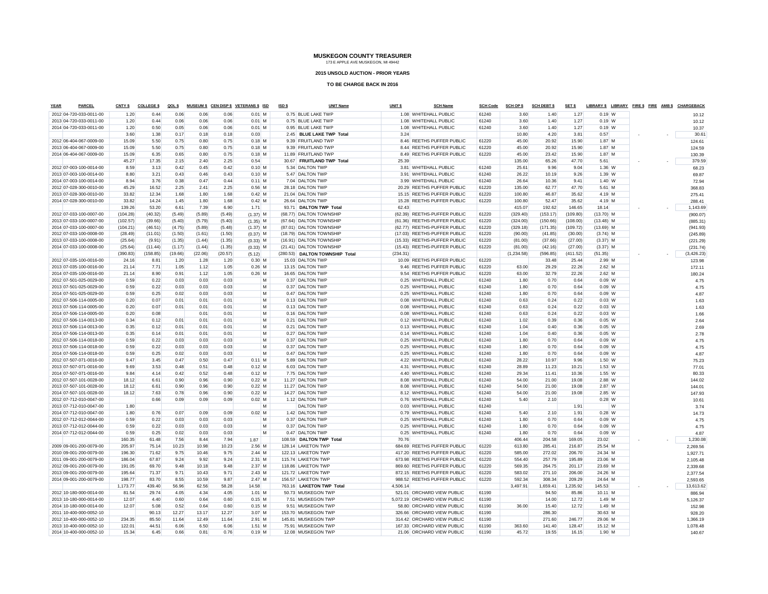# MUSKEGON COUNTY TREASURER

173 E APPLE AVE MUSKEGON, MI 49442

## 2015 UNSOLD AUCTION - PRIOR YEARS

## TO BE CHARGE BACK IN 2016

| YEAR | PARCEL | CNTY $ | COLLEGE $ | QOL $ | MUSEUM $ | CEN DISP $ | VETERANS $ | ISD | ISD $ | UNIT Name | UNIT $ | SCH Name | SCH Code | SCH OP $ | SCH DEBT $ | SET $ | LIBRARY $ | LIBRARY | FIRE $ | FIRE | AMB $ | CHARGEBACK |
|---|---|---|---|---|---|---|---|---|---|---|---|---|---|---|---|---|---|---|---|---|---|---|
| 2012 | 04-720-033-0011-00 | 1.20 | 0.44 | 0.06 | 0.06 | 0.06 | 0.01 | M | 0.75 | BLUE LAKE TWP | 1.08 | WHITEHALL PUBLIC | 61240 | 3.60 | 1.40 | 1.27 | 0.19 | W | | | | 10.12 |
| 2013 | 04-720-033-0011-00 | 1.20 | 0.44 | 0.06 | 0.06 | 0.06 | 0.01 | M | 0.75 | BLUE LAKE TWP | 1.08 | WHITEHALL PUBLIC | 61240 | 3.60 | 1.40 | 1.27 | 0.19 | W | | | | 10.12 |
| 2014 | 04-720-033-0011-00 | 1.20 | 0.50 | 0.05 | 0.06 | 0.06 | 0.01 | M | 0.95 | BLUE LAKE TWP | 1.08 | WHITEHALL PUBLIC | 61240 | 3.60 | 1.40 | 1.27 | 0.19 | W | | | | 10.37 |
| | | 3.60 | 1.38 | 0.17 | 0.18 | 0.18 | 0.03 | | 2.45 | **BLUE LAKE TWP Total** | 3.24 | | | 10.80 | 4.20 | 3.81 | 0.57 | | - | | - | 30.61 |
| 2012 | 06-404-067-0009-00 | 15.09 | 5.50 | 0.75 | 0.80 | 0.75 | 0.18 | M | 9.39 | FRUITLAND TWP | 8.46 | REETHS PUFFER PUBLIC | 61220 | 45.00 | 20.92 | 15.90 | 1.87 | M | | | | 124.61 |
| 2013 | 06-404-067-0009-00 | 15.09 | 5.50 | 0.75 | 0.80 | 0.75 | 0.18 | M | 9.39 | FRUITLAND TWP | 8.44 | REETHS PUFFER PUBLIC | 61220 | 45.00 | 20.92 | 15.90 | 1.87 | M | | | | 124.59 |
| 2014 | 06-404-067-0009-00 | 15.09 | 6.35 | 0.65 | 0.80 | 0.75 | 0.18 | M | 11.89 | FRUITLAND TWP | 8.49 | REETHS PUFFER PUBLIC | 61220 | 45.00 | 23.42 | 15.90 | 1.87 | M | | | | 130.39 |
| | | 45.27 | 17.35 | 2.15 | 2.40 | 2.25 | 0.54 | | 30.67 | **FRUITLAND TWP Total** | 25.39 | | | 135.00 | 65.26 | 47.70 | 5.61 | | - | | - | 379.59 |
| 2012 | 07-003-100-0014-00 | 8.59 | 3.13 | 0.42 | 0.45 | 0.42 | 0.10 | M | 5.34 | DALTON TWP | 3.81 | WHITEHALL PUBLIC | 61240 | 25.61 | 9.96 | 9.04 | 1.36 | W | | | | 68.23 |
| 2013 | 07-003-100-0014-00 | 8.80 | 3.21 | 0.43 | 0.46 | 0.43 | 0.10 | M | 5.47 | DALTON TWP | 3.91 | WHITEHALL PUBLIC | 61240 | 26.22 | 10.19 | 9.26 | 1.39 | W | | | | 69.87 |
| 2014 | 07-003-100-0014-00 | 8.94 | 3.76 | 0.38 | 0.47 | 0.44 | 0.11 | M | 7.04 | DALTON TWP | 3.99 | WHITEHALL PUBLIC | 61240 | 26.64 | 10.36 | 9.41 | 1.40 | W | | | | 72.94 |
| 2012 | 07-028-300-0010-00 | 45.29 | 16.52 | 2.25 | 2.41 | 2.25 | 0.56 | M | 28.18 | DALTON TWP | 20.29 | REETHS PUFFER PUBLIC | 61220 | 135.00 | 62.77 | 47.70 | 5.61 | M | | | | 368.83 |
| 2013 | 07-028-300-0010-00 | 33.82 | 12.34 | 1.68 | 1.80 | 1.68 | 0.42 | M | 21.04 | DALTON TWP | 15.15 | REETHS PUFFER PUBLIC | 61220 | 100.80 | 46.87 | 35.62 | 4.19 | M | | | | 275.41 |
| 2014 | 07-028-300-0010-00 | 33.82 | 14.24 | 1.45 | 1.80 | 1.68 | 0.42 | M | 26.64 | DALTON TWP | 15.28 | REETHS PUFFER PUBLIC | 61220 | 100.80 | 52.47 | 35.62 | 4.19 | M | | | | 288.41 |
| | | 139.26 | 53.20 | 6.61 | 7.39 | 6.90 | 1.71 | | 93.71 | **DALTON TWP Total** | 62.43 | | | 415.07 | 192.62 | 146.65 | 18.14 | | - | | - | 1,143.69 |
| 2012 | 07-033-100-0007-00 | (104.28) | (40.32) | (5.49) | (5.89) | (5.49) | (1.37) | M | (68.77) | DALTON TOWNSHIP | (62.39) | REETHS-PUFFER PUBLIC | 61220 | (329.40) | (153.17) | (109.80) | (13.70) | M | | | | (900.07) |
| 2013 | 07-033-100-0007-00 | (102.57) | (39.66) | (5.40) | (5.79) | (5.40) | (1.35) | M | (67.64) | DALTON TOWNSHIP | (61.36) | REETHS-PUFFER PUBLIC | 61220 | (324.00) | (150.66) | (108.00) | (13.48) | M | | | | (885.31) |
| 2014 | 07-033-100-0007-00 | (104.21) | (46.51) | (4.75) | (5.89) | (5.48) | (1.37) | M | (87.01) | DALTON TOWNSHIP | (62.77) | REETHS-PUFFER PUBLIC | 61220 | (329.18) | (171.35) | (109.72) | (13.69) | M | | | | (941.93) |
| 2012 | 07-033-100-0008-00 | (28.49) | (11.01) | (1.50) | (1.61) | (1.50) | (0.37) | M | (18.79) | DALTON TOWNSHIP | (17.03) | REETHS-PUFFER PUBLIC | 61220 | (90.00) | (41.85) | (30.00) | (3.74) | M | | | | (245.89) |
| 2013 | 07-033-100-0008-00 | (25.64) | (9.91) | (1.35) | (1.44) | (1.35) | (0.33) | M | (16.91) | DALTON TOWNSHIP | (15.33) | REETHS-PUFFER PUBLIC | 61220 | (81.00) | (37.66) | (27.00) | (3.37) | M | | | | (221.29) |
| 2014 | 07-033-100-0008-00 | (25.64) | (11.44) | (1.17) | (1.44) | (1.35) | (0.33) | M | (21.41) | DALTON TOWNSHIP | (15.43) | REETHS-PUFFER PUBLIC | 61220 | (81.00) | (42.16) | (27.00) | (3.37) | M | | | | (231.74) |
| | | (390.83) | (158.85) | (19.66) | (22.06) | (20.57) | (5.12) | | (280.53) | **DALTON TOWNSHIP Total** | (234.31) | | | (1,234.58) | (596.85) | (411.52) | (51.35) | | - | | - | (3,426.23) |
| 2012 | 07-035-100-0016-00 | 24.16 | 8.81 | 1.20 | 1.28 | 1.20 | 0.30 | M | 15.03 | DALTON TWP | 10.09 | REETHS PUFFER PUBLIC | 61220 | | 33.48 | 25.44 | 2.99 | M | | | | 123.98 |
| 2013 | 07-035-100-0016-00 | 21.14 | 7.71 | 1.05 | 1.12 | 1.05 | 0.26 | M | 13.15 | DALTON TWP | 9.46 | REETHS PUFFER PUBLIC | 61220 | 63.00 | 29.29 | 22.26 | 2.62 | M | | | | 172.11 |
| 2014 | 07-035-100-0016-00 | 21.14 | 8.90 | 0.91 | 1.12 | 1.05 | 0.26 | M | 16.65 | DALTON TWP | 9.54 | REETHS PUFFER PUBLIC | 61220 | 63.00 | 32.79 | 22.26 | 2.62 | M | | | | 180.24 |
| 2012 | 07-501-025-0029-00 | 0.59 | 0.22 | 0.03 | 0.03 | 0.03 | | M | 0.37 | DALTON TWP | 0.25 | WHITEHALL PUBLIC | 61240 | 1.80 | 0.70 | 0.64 | 0.09 | W | | | | 4.75 |
| 2013 | 07-501-025-0029-00 | 0.59 | 0.22 | 0.03 | 0.03 | 0.03 | | M | 0.37 | DALTON TWP | 0.25 | WHITEHALL PUBLIC | 61240 | 1.80 | 0.70 | 0.64 | 0.09 | W | | | | 4.75 |
| 2014 | 07-501-025-0029-00 | 0.59 | 0.25 | 0.02 | 0.03 | 0.03 | | M | 0.47 | DALTON TWP | 0.25 | WHITEHALL PUBLIC | 61240 | 1.80 | 0.70 | 0.64 | 0.09 | W | | | | 4.87 |
| 2012 | 07-506-114-0005-00 | 0.20 | 0.07 | 0.01 | 0.01 | 0.01 | | M | 0.13 | DALTON TWP | 0.08 | WHITEHALL PUBLIC | 61240 | 0.63 | 0.24 | 0.22 | 0.03 | W | | | | 1.63 |
| 2013 | 07-506-114-0005-00 | 0.20 | 0.07 | 0.01 | 0.01 | 0.01 | | M | 0.13 | DALTON TWP | 0.08 | WHITEHALL PUBLIC | 61240 | 0.63 | 0.24 | 0.22 | 0.03 | W | | | | 1.63 |
| 2014 | 07-506-114-0005-00 | 0.20 | 0.08 | | 0.01 | 0.01 | | M | 0.16 | DALTON TWP | 0.08 | WHITEHALL PUBLIC | 61240 | 0.63 | 0.24 | 0.22 | 0.03 | W | | | | 1.66 |
| 2012 | 07-506-114-0013-00 | 0.34 | 0.12 | 0.01 | 0.01 | 0.01 | | M | 0.21 | DALTON TWP | 0.12 | WHITEHALL PUBLIC | 61240 | 1.02 | 0.39 | 0.36 | 0.05 | W | | | | 2.64 |
| 2013 | 07-506-114-0013-00 | 0.35 | 0.12 | 0.01 | 0.01 | 0.01 | | M | 0.21 | DALTON TWP | 0.13 | WHITEHALL PUBLIC | 61240 | 1.04 | 0.40 | 0.36 | 0.05 | W | | | | 2.69 |
| 2014 | 07-506-114-0013-00 | 0.35 | 0.14 | 0.01 | 0.01 | 0.01 | | M | 0.27 | DALTON TWP | 0.14 | WHITEHALL PUBLIC | 61240 | 1.04 | 0.40 | 0.36 | 0.05 | W | | | | 2.78 |
| 2012 | 07-506-114-0018-00 | 0.59 | 0.22 | 0.03 | 0.03 | 0.03 | | M | 0.37 | DALTON TWP | 0.25 | WHITEHALL PUBLIC | 61240 | 1.80 | 0.70 | 0.64 | 0.09 | W | | | | 4.75 |
| 2013 | 07-506-114-0018-00 | 0.59 | 0.22 | 0.03 | 0.03 | 0.03 | | M | 0.37 | DALTON TWP | 0.25 | WHITEHALL PUBLIC | 61240 | 1.80 | 0.70 | 0.64 | 0.09 | W | | | | 4.75 |
| 2014 | 07-506-114-0018-00 | 0.59 | 0.25 | 0.02 | 0.03 | 0.03 | | M | 0.47 | DALTON TWP | 0.25 | WHITEHALL PUBLIC | 61240 | 1.80 | 0.70 | 0.64 | 0.09 | W | | | | 4.87 |
| 2012 | 07-507-071-0016-00 | 9.47 | 3.45 | 0.47 | 0.50 | 0.47 | 0.11 | M | 5.89 | DALTON TWP | 4.22 | WHITEHALL PUBLIC | 61240 | 28.22 | 10.97 | 9.96 | 1.50 | W | | | | 75.23 |
| 2013 | 07-507-071-0016-00 | 9.69 | 3.53 | 0.48 | 0.51 | 0.48 | 0.12 | M | 6.03 | DALTON TWP | 4.31 | WHITEHALL PUBLIC | 61240 | 28.89 | 11.23 | 10.21 | 1.53 | W | | | | 77.01 |
| 2014 | 07-507-071-0016-00 | 9.84 | 4.14 | 0.42 | 0.52 | 0.48 | 0.12 | M | 7.75 | DALTON TWP | 4.40 | WHITEHALL PUBLIC | 61240 | 29.34 | 11.41 | 10.36 | 1.55 | W | | | | 80.33 |
| 2012 | 07-507-101-0028-00 | 18.12 | 6.61 | 0.90 | 0.96 | 0.90 | 0.22 | M | 11.27 | DALTON TWP | 8.08 | WHITEHALL PUBLIC | 61240 | 54.00 | 21.00 | 19.08 | 2.88 | W | | | | 144.02 |
| 2013 | 07-507-101-0028-00 | 18.12 | 6.61 | 0.90 | 0.96 | 0.90 | 0.22 | M | 11.27 | DALTON TWP | 8.08 | WHITEHALL PUBLIC | 61240 | 54.00 | 21.00 | 19.08 | 2.87 | W | | | | 144.01 |
| 2014 | 07-507-101-0028-00 | 18.12 | 7.63 | 0.78 | 0.96 | 0.90 | 0.22 | M | 14.27 | DALTON TWP | 8.12 | WHITEHALL PUBLIC | 61240 | 54.00 | 21.00 | 19.08 | 2.85 | W | | | | 147.93 |
| 2012 | 07-712-010-0047-00 | | 0.66 | 0.09 | 0.09 | 0.09 | 0.02 | M | 1.12 | DALTON TWP | 0.76 | WHITEHALL PUBLIC | 61240 | 5.40 | 2.10 | | 0.28 | W | | | | 10.61 |
| 2013 | 07-712-010-0047-00 | 1.80 | | | | | | M | | DALTON TWP | 0.03 | WHITEHALL PUBLIC | 61240 | | | 1.91 | | W | | | | 3.74 |
| 2014 | 07-712-010-0047-00 | 1.80 | 0.76 | 0.07 | 0.09 | 0.09 | 0.02 | M | 1.42 | DALTON TWP | 0.79 | WHITEHALL PUBLIC | 61240 | 5.40 | 2.10 | 1.91 | 0.28 | W | | | | 14.73 |
| 2012 | 07-712-012-0044-00 | 0.59 | 0.22 | 0.03 | 0.03 | 0.03 | | M | 0.37 | DALTON TWP | 0.25 | WHITEHALL PUBLIC | 61240 | 1.80 | 0.70 | 0.64 | 0.09 | W | | | | 4.75 |
| 2013 | 07-712-012-0044-00 | 0.59 | 0.22 | 0.03 | 0.03 | 0.03 | | M | 0.37 | DALTON TWP | 0.25 | WHITEHALL PUBLIC | 61240 | 1.80 | 0.70 | 0.64 | 0.09 | W | | | | 4.75 |
| 2014 | 07-712-012-0044-00 | 0.59 | 0.25 | 0.02 | 0.03 | 0.03 | | M | 0.47 | DALTON TWP | 0.25 | WHITEHALL PUBLIC | 61240 | 1.80 | 0.70 | 0.64 | 0.09 | W | | | | 4.87 |
| | | 160.35 | 61.48 | 7.56 | 8.44 | 7.94 | 1.87 | | 108.59 | **DALTON TWP Total** | 70.76 | | | 406.44 | 204.58 | 169.05 | 23.02 | | - | | - | 1,230.08 |
| 2009 | 09-001-200-0079-00 | 205.97 | 75.14 | 10.23 | 10.98 | 10.23 | 2.56 | M | 128.14 | LAKETON TWP | 684.69 | REETHS PUFFER PUBLIC | 61220 | 613.80 | 285.41 | 216.87 | 25.54 | M | | | | 2,269.56 |
| 2010 | 09-001-200-0079-00 | 196.30 | 71.62 | 9.75 | 10.46 | 9.75 | 2.44 | M | 122.13 | LAKETON TWP | 417.20 | REETHS PUFFER PUBLIC | 61220 | 585.00 | 272.02 | 206.70 | 24.34 | M | | | | 1,927.71 |
| 2011 | 09-001-200-0079-00 | 186.04 | 67.87 | 9.24 | 9.92 | 9.24 | 2.31 | M | 115.74 | LAKETON TWP | 673.98 | REETHS PUFFER PUBLIC | 61220 | 554.40 | 257.79 | 195.89 | 23.06 | M | | | | 2,105.48 |
| 2012 | 09-001-200-0079-00 | 191.05 | 69.70 | 9.48 | 10.18 | 9.48 | 2.37 | M | 118.86 | LAKETON TWP | 869.60 | REETHS PUFFER PUBLIC | 61220 | 569.35 | 264.75 | 201.17 | 23.69 | M | | | | 2,339.68 |
| 2013 | 09-001-200-0079-00 | 195.64 | 71.37 | 9.71 | 10.43 | 9.71 | 2.43 | M | 121.72 | LAKETON TWP | 872.15 | REETHS PUFFER PUBLIC | 61220 | 583.02 | 271.10 | 206.00 | 24.26 | M | | | | 2,377.54 |
| 2014 | 09-001-200-0079-00 | 198.77 | 83.70 | 8.55 | 10.59 | 9.87 | 2.47 | M | 156.57 | LAKETON TWP | 988.52 | REETHS PUFFER PUBLIC | 61220 | 592.34 | 308.34 | 209.29 | 24.64 | M | | | | 2,593.65 |
| | | 1,173.77 | 439.40 | 56.96 | 62.56 | 58.28 | 14.58 | | 763.16 | **LAKETON TWP Total** | 4,506.14 | | | 3,497.91 | 1,659.41 | 1,235.92 | 145.53 | | - | | - | 13,613.62 |
| 2012 | 10-180-000-0014-00 | 81.54 | 29.74 | 4.05 | 4.34 | 4.05 | 1.01 | M | 50.73 | MUSKEGON TWP | 521.01 | ORCHARD VIEW PUBLIC | 61190 | | 94.50 | 85.86 | 10.11 | M | | | | 886.94 |
| 2013 | 10-180-000-0014-00 | 12.07 | 4.40 | 0.60 | 0.64 | 0.60 | 0.15 | M | 7.51 | MUSKEGON TWP | 5,072.19 | ORCHARD VIEW PUBLIC | 61190 | | 14.00 | 12.72 | 1.49 | M | | | | 5,126.37 |
| 2014 | 10-180-000-0014-00 | 12.07 | 5.08 | 0.52 | 0.64 | 0.60 | 0.15 | M | 9.51 | MUSKEGON TWP | 58.80 | ORCHARD VIEW PUBLIC | 61190 | 36.00 | 15.40 | 12.72 | 1.49 | M | | | | 152.98 |
| 2011 | 10-400-000-0052-10 | | 90.13 | 12.27 | 13.17 | 12.27 | 3.07 | M | 153.70 | MUSKEGON TWP | 326.66 | ORCHARD VIEW PUBLIC | 61190 | | 286.30 | | 30.63 | M | | | | 928.20 |
| 2012 | 10-400-000-0052-10 | 234.35 | 85.50 | 11.64 | 12.49 | 11.64 | 2.91 | M | 145.81 | MUSKEGON TWP | 314.42 | ORCHARD VIEW PUBLIC | 61190 | | 271.60 | 246.77 | 29.06 | M | | | | 1,366.19 |
| 2013 | 10-400-000-0052-10 | 122.01 | 44.51 | 6.06 | 6.50 | 6.06 | 1.51 | M | 75.91 | MUSKEGON TWP | 167.33 | ORCHARD VIEW PUBLIC | 61190 | 363.60 | 141.40 | 128.47 | 15.12 | M | | | | 1,078.48 |
| 2014 | 10-400-000-0052-10 | 15.34 | 6.45 | 0.66 | 0.81 | 0.76 | 0.19 | M | 12.08 | MUSKEGON TWP | 21.06 | ORCHARD VIEW PUBLIC | 61190 | 45.72 | 19.55 | 16.15 | 1.90 | M | | | | 140.67 |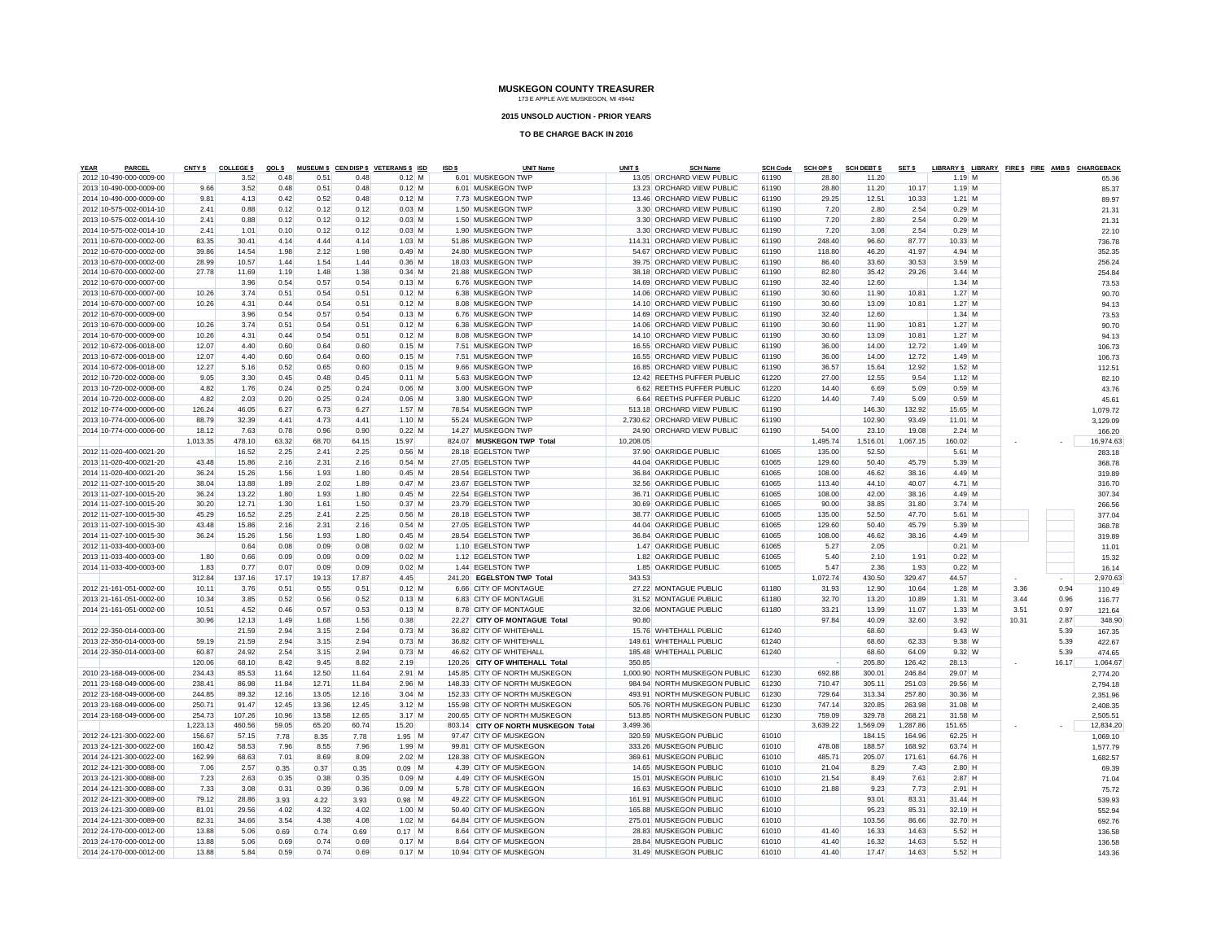**MUSKEGON COUNTY TREASURER**
173 E APPLE AVE MUSKEGON, MI 49442

**2015 UNSOLD AUCTION - PRIOR YEARS**

**TO BE CHARGE BACK IN 2016**

| YEAR | PARCEL | CNTY $ | COLLEGE $ | QOL $ | MUSEUM $ | CEN DISP $ | VETERANS $ | ISD | ISD $ | UNIT Name | UNIT $ | SCH Name | SCH Code | SCH OP $ | SCH DEBT $ | SET $ | LIBRARY $ | LIBRARY | FIRE $ | FIRE | AMB $ | CHARGEBACK |
|---|---|---|---|---|---|---|---|---|---|---|---|---|---|---|---|---|---|---|---|---|---|---|
| 2012 | 10-490-000-0009-00 | | 3.52 | 0.48 | 0.51 | 0.48 | 0.12 | M | 6.01 | MUSKEGON TWP | 13.05 | ORCHARD VIEW PUBLIC | 61190 | 28.80 | 11.20 | | 1.19 | M | | | | 65.36 |
| 2013 | 10-490-000-0009-00 | 9.66 | 3.52 | 0.48 | 0.51 | 0.48 | 0.12 | M | 6.01 | MUSKEGON TWP | 13.23 | ORCHARD VIEW PUBLIC | 61190 | 28.80 | 11.20 | 10.17 | 1.19 | M | | | | 85.37 |
| 2014 | 10-490-000-0009-00 | 9.81 | 4.13 | 0.42 | 0.52 | 0.48 | 0.12 | M | 7.73 | MUSKEGON TWP | 13.46 | ORCHARD VIEW PUBLIC | 61190 | 29.25 | 12.51 | 10.33 | 1.21 | M | | | | 89.97 |
| 2012 | 10-575-002-0014-10 | 2.41 | 0.88 | 0.12 | 0.12 | 0.12 | 0.03 | M | 1.50 | MUSKEGON TWP | 3.30 | ORCHARD VIEW PUBLIC | 61190 | 7.20 | 2.80 | 2.54 | 0.29 | M | | | | 21.31 |
| 2013 | 10-575-002-0014-10 | 2.41 | 0.88 | 0.12 | 0.12 | 0.12 | 0.03 | M | 1.50 | MUSKEGON TWP | 3.30 | ORCHARD VIEW PUBLIC | 61190 | 7.20 | 2.80 | 2.54 | 0.29 | M | | | | 21.31 |
| 2014 | 10-575-002-0014-10 | 2.41 | 1.01 | 0.10 | 0.12 | 0.12 | 0.03 | M | 1.90 | MUSKEGON TWP | 3.30 | ORCHARD VIEW PUBLIC | 61190 | 7.20 | 3.08 | 2.54 | 0.29 | M | | | | 22.10 |
| 2011 | 10-670-000-0002-00 | 83.35 | 30.41 | 4.14 | 4.44 | 4.14 | 1.03 | M | 51.86 | MUSKEGON TWP | 114.31 | ORCHARD VIEW PUBLIC | 61190 | 248.40 | 96.60 | 87.77 | 10.33 | M | | | | 736.78 |
| 2012 | 10-670-000-0002-00 | 39.86 | 14.54 | 1.98 | 2.12 | 1.98 | 0.49 | M | 24.80 | MUSKEGON TWP | 54.67 | ORCHARD VIEW PUBLIC | 61190 | 118.80 | 46.20 | 41.97 | 4.94 | M | | | | 352.35 |
| 2013 | 10-670-000-0002-00 | 28.99 | 10.57 | 1.44 | 1.54 | 1.44 | 0.36 | M | 18.03 | MUSKEGON TWP | 39.75 | ORCHARD VIEW PUBLIC | 61190 | 86.40 | 33.60 | 30.53 | 3.59 | M | | | | 256.24 |
| 2014 | 10-670-000-0002-00 | 27.78 | 11.69 | 1.19 | 1.48 | 1.38 | 0.34 | M | 21.88 | MUSKEGON TWP | 38.18 | ORCHARD VIEW PUBLIC | 61190 | 82.80 | 35.42 | 29.26 | 3.44 | M | | | | 254.84 |
| 2012 | 10-670-000-0007-00 | | 3.96 | 0.54 | 0.57 | 0.54 | 0.13 | M | 6.76 | MUSKEGON TWP | 14.69 | ORCHARD VIEW PUBLIC | 61190 | 32.40 | 12.60 | | 1.34 | M | | | | 73.53 |
| 2013 | 10-670-000-0007-00 | 10.26 | 3.74 | 0.51 | 0.54 | 0.51 | 0.12 | M | 6.38 | MUSKEGON TWP | 14.06 | ORCHARD VIEW PUBLIC | 61190 | 30.60 | 11.90 | 10.81 | 1.27 | M | | | | 90.70 |
| 2014 | 10-670-000-0007-00 | 10.26 | 4.31 | 0.44 | 0.54 | 0.51 | 0.12 | M | 8.08 | MUSKEGON TWP | 14.10 | ORCHARD VIEW PUBLIC | 61190 | 30.60 | 13.09 | 10.81 | 1.27 | M | | | | 94.13 |
| 2012 | 10-670-000-0009-00 | | 3.96 | 0.54 | 0.57 | 0.54 | 0.13 | M | 6.76 | MUSKEGON TWP | 14.69 | ORCHARD VIEW PUBLIC | 61190 | 32.40 | 12.60 | | 1.34 | M | | | | 73.53 |
| 2013 | 10-670-000-0009-00 | 10.26 | 3.74 | 0.51 | 0.54 | 0.51 | 0.12 | M | 6.38 | MUSKEGON TWP | 14.06 | ORCHARD VIEW PUBLIC | 61190 | 30.60 | 11.90 | 10.81 | 1.27 | M | | | | 90.70 |
| 2014 | 10-670-000-0009-00 | 10.26 | 4.31 | 0.44 | 0.54 | 0.51 | 0.12 | M | 8.08 | MUSKEGON TWP | 14.10 | ORCHARD VIEW PUBLIC | 61190 | 30.60 | 13.09 | 10.81 | 1.27 | M | | | | 94.13 |
| 2012 | 10-672-006-0018-00 | 12.07 | 4.40 | 0.60 | 0.64 | 0.60 | 0.15 | M | 7.51 | MUSKEGON TWP | 16.55 | ORCHARD VIEW PUBLIC | 61190 | 36.00 | 14.00 | 12.72 | 1.49 | M | | | | 106.73 |
| 2013 | 10-672-006-0018-00 | 12.07 | 4.40 | 0.60 | 0.64 | 0.60 | 0.15 | M | 7.51 | MUSKEGON TWP | 16.55 | ORCHARD VIEW PUBLIC | 61190 | 36.00 | 14.00 | 12.72 | 1.49 | M | | | | 106.73 |
| 2014 | 10-672-006-0018-00 | 12.27 | 5.16 | 0.52 | 0.65 | 0.60 | 0.15 | M | 9.66 | MUSKEGON TWP | 16.85 | ORCHARD VIEW PUBLIC | 61190 | 36.57 | 15.64 | 12.92 | 1.52 | M | | | | 112.51 |
| 2012 | 10-720-002-0008-00 | 9.05 | 3.30 | 0.45 | 0.48 | 0.45 | 0.11 | M | 5.63 | MUSKEGON TWP | 12.42 | REETHS PUFFER PUBLIC | 61220 | 27.00 | 12.55 | 9.54 | 1.12 | M | | | | 82.10 |
| 2013 | 10-720-002-0008-00 | 4.82 | 1.76 | 0.24 | 0.25 | 0.24 | 0.06 | M | 3.00 | MUSKEGON TWP | 6.62 | REETHS PUFFER PUBLIC | 61220 | 14.40 | 6.69 | 5.09 | 0.59 | M | | | | 43.76 |
| 2014 | 10-720-002-0008-00 | 4.82 | 2.03 | 0.20 | 0.25 | 0.24 | 0.06 | M | 3.80 | MUSKEGON TWP | 6.64 | REETHS PUFFER PUBLIC | 61220 | 14.40 | 7.49 | 5.09 | 0.59 | M | | | | 45.61 |
| 2012 | 10-774-000-0006-00 | 126.24 | 46.05 | 6.27 | 6.73 | 6.27 | 1.57 | M | 78.54 | MUSKEGON TWP | 513.18 | ORCHARD VIEW PUBLIC | 61190 | | 146.30 | 132.92 | 15.65 | M | | | | 1,079.72 |
| 2013 | 10-774-000-0006-00 | 88.79 | 32.39 | 4.41 | 4.73 | 4.41 | 1.10 | M | 55.24 | MUSKEGON TWP | 2,730.62 | ORCHARD VIEW PUBLIC | 61190 | | 102.90 | 93.49 | 11.01 | M | | | | 3,129.09 |
| 2014 | 10-774-000-0006-00 | 18.12 | 7.63 | 0.78 | 0.96 | 0.90 | 0.22 | M | 14.27 | MUSKEGON TWP | 24.90 | ORCHARD VIEW PUBLIC | 61190 | 54.00 | 23.10 | 19.08 | 2.24 | M | | | | 166.20 |
| | | 1,013.35 | 478.10 | 63.32 | 68.70 | 64.15 | 15.97 | | 824.07 | **MUSKEGON TWP Total** | 10,208.05 | | | 1,495.74 | 1,516.01 | 1,067.15 | 160.02 | | - | | - | 16,974.63 |
| 2012 | 11-020-400-0021-20 | | 16.52 | 2.25 | 2.41 | 2.25 | 0.56 | M | 28.18 | EGELSTON TWP | 37.90 | OAKRIDGE PUBLIC | 61065 | 135.00 | 52.50 | | 5.61 | M | | | | 283.18 |
| 2013 | 11-020-400-0021-20 | 43.48 | 15.86 | 2.16 | 2.31 | 2.16 | 0.54 | M | 27.05 | EGELSTON TWP | 44.04 | OAKRIDGE PUBLIC | 61065 | 129.60 | 50.40 | 45.79 | 5.39 | M | | | | 368.78 |
| 2014 | 11-020-400-0021-20 | 36.24 | 15.26 | 1.56 | 1.93 | 1.80 | 0.45 | M | 28.54 | EGELSTON TWP | 36.84 | OAKRIDGE PUBLIC | 61065 | 108.00 | 46.62 | 38.16 | 4.49 | M | | | | 319.89 |
| 2012 | 11-027-100-0015-20 | 38.04 | 13.88 | 1.89 | 2.02 | 1.89 | 0.47 | M | 23.67 | EGELSTON TWP | 32.56 | OAKRIDGE PUBLIC | 61065 | 113.40 | 44.10 | 40.07 | 4.71 | M | | | | 316.70 |
| 2013 | 11-027-100-0015-20 | 36.24 | 13.22 | 1.80 | 1.93 | 1.80 | 0.45 | M | 22.54 | EGELSTON TWP | 36.71 | OAKRIDGE PUBLIC | 61065 | 108.00 | 42.00 | 38.16 | 4.49 | M | | | | 307.34 |
| 2014 | 11-027-100-0015-20 | 30.20 | 12.71 | 1.30 | 1.61 | 1.50 | 0.37 | M | 23.79 | EGELSTON TWP | 30.69 | OAKRIDGE PUBLIC | 61065 | 90.00 | 38.85 | 31.80 | 3.74 | M | | | | 266.56 |
| 2012 | 11-027-100-0015-30 | 45.29 | 16.52 | 2.25 | 2.41 | 2.25 | 0.56 | M | 28.18 | EGELSTON TWP | 38.77 | OAKRIDGE PUBLIC | 61065 | 135.00 | 52.50 | 47.70 | 5.61 | M | | | | 377.04 |
| 2013 | 11-027-100-0015-30 | 43.48 | 15.86 | 2.16 | 2.31 | 2.16 | 0.54 | M | 27.05 | EGELSTON TWP | 44.04 | OAKRIDGE PUBLIC | 61065 | 129.60 | 50.40 | 45.79 | 5.39 | M | | | | 368.78 |
| 2014 | 11-027-100-0015-30 | 36.24 | 15.26 | 1.56 | 1.93 | 1.80 | 0.45 | M | 28.54 | EGELSTON TWP | 36.84 | OAKRIDGE PUBLIC | 61065 | 108.00 | 46.62 | 38.16 | 4.49 | M | | | | 319.89 |
| 2012 | 11-033-400-0003-00 | | 0.64 | 0.08 | 0.09 | 0.08 | 0.02 | M | 1.10 | EGELSTON TWP | 1.47 | OAKRIDGE PUBLIC | 61065 | 5.27 | 2.05 | | 0.21 | M | | | | 11.01 |
| 2013 | 11-033-400-0003-00 | 1.80 | 0.66 | 0.09 | 0.09 | 0.09 | 0.02 | M | 1.12 | EGELSTON TWP | 1.82 | OAKRIDGE PUBLIC | 61065 | 5.40 | 2.10 | 1.91 | 0.22 | M | | | | 15.32 |
| 2014 | 11-033-400-0003-00 | 1.83 | 0.77 | 0.07 | 0.09 | 0.09 | 0.02 | M | 1.44 | EGELSTON TWP | 1.85 | OAKRIDGE PUBLIC | 61065 | 5.47 | 2.36 | 1.93 | 0.22 | M | | | | 16.14 |
| | | 312.84 | 137.16 | 17.17 | 19.13 | 17.87 | 4.45 | | 241.20 | **EGELSTON TWP Total** | 343.53 | | | 1,072.74 | 430.50 | 329.47 | 44.57 | | - | | - | 2,970.63 |
| 2012 | 21-161-051-0002-00 | 10.11 | 3.76 | 0.51 | 0.55 | 0.51 | 0.12 | M | 6.66 | CITY OF MONTAGUE | 27.22 | MONTAGUE PUBLIC | 61180 | 31.93 | 12.90 | 10.64 | 1.28 | M | 3.36 | | 0.94 | 110.49 |
| 2013 | 21-161-051-0002-00 | 10.34 | 3.85 | 0.52 | 0.56 | 0.52 | 0.13 | M | 6.83 | CITY OF MONTAGUE | 31.52 | MONTAGUE PUBLIC | 61180 | 32.70 | 13.20 | 10.89 | 1.31 | M | 3.44 | | 0.96 | 116.77 |
| 2014 | 21-161-051-0002-00 | 10.51 | 4.52 | 0.46 | 0.57 | 0.53 | 0.13 | M | 8.78 | CITY OF MONTAGUE | 32.06 | MONTAGUE PUBLIC | 61180 | 33.21 | 13.99 | 11.07 | 1.33 | M | 3.51 | | 0.97 | 121.64 |
| | | 30.96 | 12.13 | 1.49 | 1.68 | 1.56 | 0.38 | | 22.27 | **CITY OF MONTAGUE Total** | 90.80 | | | 97.84 | 40.09 | 32.60 | 3.92 | | 10.31 | | 2.87 | 348.90 |
| 2012 | 22-350-014-0003-00 | | 21.59 | 2.94 | 3.15 | 2.94 | 0.73 | M | 36.82 | CITY OF WHITEHALL | 15.76 | WHITEHALL PUBLIC | 61240 | | 68.60 | | 9.43 | W | | | 5.39 | 167.35 |
| 2013 | 22-350-014-0003-00 | 59.19 | 21.59 | 2.94 | 3.15 | 2.94 | 0.73 | M | 36.82 | CITY OF WHITEHALL | 149.61 | WHITEHALL PUBLIC | 61240 | | 68.60 | 62.33 | 9.38 | W | | | 5.39 | 422.67 |
| 2014 | 22-350-014-0003-00 | 60.87 | 24.92 | 2.54 | 3.15 | 2.94 | 0.73 | M | 46.62 | CITY OF WHITEHALL | 185.48 | WHITEHALL PUBLIC | 61240 | | 68.60 | 64.09 | 9.32 | W | | | 5.39 | 474.65 |
| | | 120.06 | 68.10 | 8.42 | 9.45 | 8.82 | 2.19 | | 120.26 | **CITY OF WHITEHALL Total** | 350.85 | | | - | 205.80 | 126.42 | 28.13 | | - | | 16.17 | 1,064.67 |
| 2010 | 23-168-049-0006-00 | 234.43 | 85.53 | 11.64 | 12.50 | 11.64 | 2.91 | M | 145.85 | CITY OF NORTH MUSKEGON | 1,000.90 | NORTH MUSKEGON PUBLIC | 61230 | 692.88 | 300.01 | 246.84 | 29.07 | M | | | | 2,774.20 |
| 2011 | 23-168-049-0006-00 | 238.41 | 86.98 | 11.84 | 12.71 | 11.84 | 2.96 | M | 148.33 | CITY OF NORTH MUSKEGON | 984.94 | NORTH MUSKEGON PUBLIC | 61230 | 710.47 | 305.11 | 251.03 | 29.56 | M | | | | 2,794.18 |
| 2012 | 23-168-049-0006-00 | 244.85 | 89.32 | 12.16 | 13.05 | 12.16 | 3.04 | M | 152.33 | CITY OF NORTH MUSKEGON | 493.91 | NORTH MUSKEGON PUBLIC | 61230 | 729.64 | 313.34 | 257.80 | 30.36 | M | | | | 2,351.96 |
| 2013 | 23-168-049-0006-00 | 250.71 | 91.47 | 12.45 | 13.36 | 12.45 | 3.12 | M | 155.98 | CITY OF NORTH MUSKEGON | 505.76 | NORTH MUSKEGON PUBLIC | 61230 | 747.14 | 320.85 | 263.98 | 31.08 | M | | | | 2,408.35 |
| 2014 | 23-168-049-0006-00 | 254.73 | 107.26 | 10.96 | 13.58 | 12.65 | 3.17 | M | 200.65 | CITY OF NORTH MUSKEGON | 513.85 | NORTH MUSKEGON PUBLIC | 61230 | 759.09 | 329.78 | 268.21 | 31.58 | M | | | | 2,505.51 |
| | | 1,223.13 | 460.56 | 59.05 | 65.20 | 60.74 | 15.20 | | 803.14 | **CITY OF NORTH MUSKEGON Total** | 3,499.36 | | | 3,639.22 | 1,569.09 | 1,287.86 | 151.65 | | - | | - | 12,834.20 |
| 2012 | 24-121-300-0022-00 | 156.67 | 57.15 | 7.78 | 8.35 | 7.78 | 1.95 | M | 97.47 | CITY OF MUSKEGON | 320.59 | MUSKEGON PUBLIC | 61010 | | 184.15 | 164.96 | 62.25 | H | | | | 1,069.10 |
| 2013 | 24-121-300-0022-00 | 160.42 | 58.53 | 7.96 | 8.55 | 7.96 | 1.99 | M | 99.81 | CITY OF MUSKEGON | 333.26 | MUSKEGON PUBLIC | 61010 | 478.08 | 188.57 | 168.92 | 63.74 | H | | | | 1,577.79 |
| 2014 | 24-121-300-0022-00 | 162.99 | 68.63 | 7.01 | 8.69 | 8.09 | 2.02 | M | 128.38 | CITY OF MUSKEGON | 369.61 | MUSKEGON PUBLIC | 61010 | 485.71 | 205.07 | 171.61 | 64.76 | H | | | | 1,682.57 |
| 2012 | 24-121-300-0088-00 | 7.06 | 2.57 | 0.35 | 0.37 | 0.35 | 0.09 | M | 4.39 | CITY OF MUSKEGON | 14.65 | MUSKEGON PUBLIC | 61010 | 21.04 | 8.29 | 7.43 | 2.80 | H | | | | 69.39 |
| 2013 | 24-121-300-0088-00 | 7.23 | 2.63 | 0.35 | 0.38 | 0.35 | 0.09 | M | 4.49 | CITY OF MUSKEGON | 15.01 | MUSKEGON PUBLIC | 61010 | 21.54 | 8.49 | 7.61 | 2.87 | H | | | | 71.04 |
| 2014 | 24-121-300-0088-00 | 7.33 | 3.08 | 0.31 | 0.39 | 0.36 | 0.09 | M | 5.78 | CITY OF MUSKEGON | 16.63 | MUSKEGON PUBLIC | 61010 | 21.88 | 9.23 | 7.73 | 2.91 | H | | | | 75.72 |
| 2012 | 24-121-300-0089-00 | 79.12 | 28.86 | 3.93 | 4.22 | 3.93 | 0.98 | M | 49.22 | CITY OF MUSKEGON | 161.91 | MUSKEGON PUBLIC | 61010 | | 93.01 | 83.31 | 31.44 | H | | | | 539.93 |
| 2013 | 24-121-300-0089-00 | 81.01 | 29.56 | 4.02 | 4.32 | 4.02 | 1.00 | M | 50.40 | CITY OF MUSKEGON | 165.88 | MUSKEGON PUBLIC | 61010 | | 95.23 | 85.31 | 32.19 | H | | | | 552.94 |
| 2014 | 24-121-300-0089-00 | 82.31 | 34.66 | 3.54 | 4.38 | 4.08 | 1.02 | M | 64.84 | CITY OF MUSKEGON | 275.01 | MUSKEGON PUBLIC | 61010 | | 103.56 | 86.66 | 32.70 | H | | | | 692.76 |
| 2012 | 24-170-000-0012-00 | 13.88 | 5.06 | 0.69 | 0.74 | 0.69 | 0.17 | M | 8.64 | CITY OF MUSKEGON | 28.83 | MUSKEGON PUBLIC | 61010 | 41.40 | 16.33 | 14.63 | 5.52 | H | | | | 136.58 |
| 2013 | 24-170-000-0012-00 | 13.88 | 5.06 | 0.69 | 0.74 | 0.69 | 0.17 | M | 8.64 | CITY OF MUSKEGON | 28.84 | MUSKEGON PUBLIC | 61010 | 41.40 | 16.32 | 14.63 | 5.52 | H | | | | 136.58 |
| 2014 | 24-170-000-0012-00 | 13.88 | 5.84 | 0.59 | 0.74 | 0.69 | 0.17 | M | 10.94 | CITY OF MUSKEGON | 31.49 | MUSKEGON PUBLIC | 61010 | 41.40 | 17.47 | 14.63 | 5.52 | H | | | | 143.36 |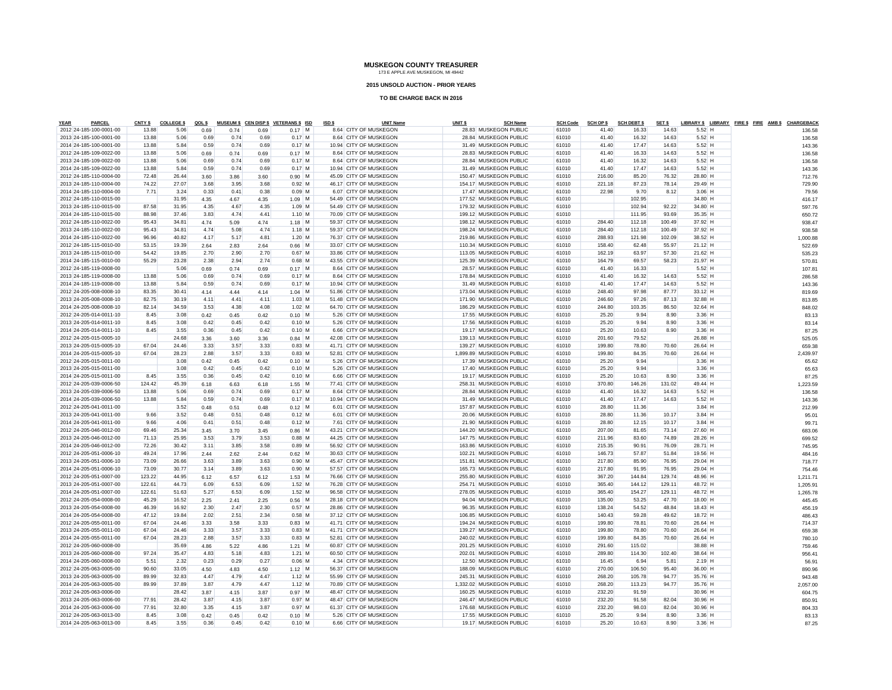**MUSKEGON COUNTY TREASURER**
173 E APPLE AVE MUSKEGON, MI 49442

**2015 UNSOLD AUCTION - PRIOR YEARS**

**TO BE CHARGE BACK IN 2016**

| YEAR | PARCEL | CNTY $ | COLLEGE $ | QOL $ | MUSEUM $ | CEN DISP $ | VETERANS $ | ISD | ISD $ | UNIT Name | UNIT $ | SCH Name | SCH Code | SCH OP $ | SCH DEBT $ | SET $ | LIBRARY $ | LIBRARY | FIRE $ | FIRE | AMB $ | CHARGEBACK |
|---|---|---|---|---|---|---|---|---|---|---|---|---|---|---|---|---|---|---|---|---|---|---|
| 2012 | 24-185-100-0001-00 | 13.88 | 5.06 | 0.69 | 0.74 | 0.69 | 0.17 | M | 8.64 | CITY OF MUSKEGON | 28.83 | MUSKEGON PUBLIC | 61010 | 41.40 | 16.33 | 14.63 | 5.52 | H | | | | 136.58 |
| 2013 | 24-185-100-0001-00 | 13.88 | 5.06 | 0.69 | 0.74 | 0.69 | 0.17 | M | 8.64 | CITY OF MUSKEGON | 28.84 | MUSKEGON PUBLIC | 61010 | 41.40 | 16.32 | 14.63 | 5.52 | H | | | | 136.58 |
| 2014 | 24-185-100-0001-00 | 13.88 | 5.84 | 0.59 | 0.74 | 0.69 | 0.17 | M | 10.94 | CITY OF MUSKEGON | 31.49 | MUSKEGON PUBLIC | 61010 | 41.40 | 17.47 | 14.63 | 5.52 | H | | | | 143.36 |
| 2012 | 24-185-109-0022-00 | 13.88 | 5.06 | 0.69 | 0.74 | 0.69 | 0.17 | M | 8.64 | CITY OF MUSKEGON | 28.83 | MUSKEGON PUBLIC | 61010 | 41.40 | 16.33 | 14.63 | 5.52 | H | | | | 136.58 |
| 2013 | 24-185-109-0022-00 | 13.88 | 5.06 | 0.69 | 0.74 | 0.69 | 0.17 | M | 8.64 | CITY OF MUSKEGON | 28.84 | MUSKEGON PUBLIC | 61010 | 41.40 | 16.32 | 14.63 | 5.52 | H | | | | 136.58 |
| 2014 | 24-185-109-0022-00 | 13.88 | 5.84 | 0.59 | 0.74 | 0.69 | 0.17 | M | 10.94 | CITY OF MUSKEGON | 31.49 | MUSKEGON PUBLIC | 61010 | 41.40 | 17.47 | 14.63 | 5.52 | H | | | | 143.36 |
| 2012 | 24-185-110-0004-00 | 72.48 | 26.44 | 3.60 | 3.86 | 3.60 | 0.90 | M | 45.09 | CITY OF MUSKEGON | 150.47 | MUSKEGON PUBLIC | 61010 | 216.00 | 85.20 | 76.32 | 28.80 | H | | | | 712.76 |
| 2013 | 24-185-110-0004-00 | 74.22 | 27.07 | 3.68 | 3.95 | 3.68 | 0.92 | M | 46.17 | CITY OF MUSKEGON | 154.17 | MUSKEGON PUBLIC | 61010 | 221.18 | 87.23 | 78.14 | 29.49 | H | | | | 729.90 |
| 2014 | 24-185-110-0004-00 | 7.71 | 3.24 | 0.33 | 0.41 | 0.38 | 0.09 | M | 6.07 | CITY OF MUSKEGON | 17.47 | MUSKEGON PUBLIC | 61010 | 22.98 | 9.70 | 8.12 | 3.06 | H | | | | 79.56 |
| 2012 | 24-185-110-0015-00 | | 31.95 | 4.35 | 4.67 | 4.35 | 1.09 | M | 54.49 | CITY OF MUSKEGON | 177.52 | MUSKEGON PUBLIC | 61010 | | 102.95 | | 34.80 | H | | | | 416.17 |
| 2013 | 24-185-110-0015-00 | 87.58 | 31.95 | 4.35 | 4.67 | 4.35 | 1.09 | M | 54.49 | CITY OF MUSKEGON | 179.32 | MUSKEGON PUBLIC | 61010 | | 102.94 | 92.22 | 34.80 | H | | | | 597.76 |
| 2014 | 24-185-110-0015-00 | 88.98 | 37.46 | 3.83 | 4.74 | 4.41 | 1.10 | M | 70.09 | CITY OF MUSKEGON | 199.12 | MUSKEGON PUBLIC | 61010 | | 111.95 | 93.69 | 35.35 | H | | | | 650.72 |
| 2012 | 24-185-110-0022-00 | 95.43 | 34.81 | 4.74 | 5.09 | 4.74 | 1.18 | M | 59.37 | CITY OF MUSKEGON | 198.12 | MUSKEGON PUBLIC | 61010 | 284.40 | 112.18 | 100.49 | 37.92 | H | | | | 938.47 |
| 2013 | 24-185-110-0022-00 | 95.43 | 34.81 | 4.74 | 5.08 | 4.74 | 1.18 | M | 59.37 | CITY OF MUSKEGON | 198.24 | MUSKEGON PUBLIC | 61010 | 284.40 | 112.18 | 100.49 | 37.92 | H | | | | 938.58 |
| 2014 | 24-185-110-0022-00 | 96.96 | 40.82 | 4.17 | 5.17 | 4.81 | 1.20 | M | 76.37 | CITY OF MUSKEGON | 219.86 | MUSKEGON PUBLIC | 61010 | 288.93 | 121.98 | 102.09 | 38.52 | H | | | | 1,000.88 |
| 2012 | 24-185-115-0010-00 | 53.15 | 19.39 | 2.64 | 2.83 | 2.64 | 0.66 | M | 33.07 | CITY OF MUSKEGON | 110.34 | MUSKEGON PUBLIC | 61010 | 158.40 | 62.48 | 55.97 | 21.12 | H | | | | 522.69 |
| 2013 | 24-185-115-0010-00 | 54.42 | 19.85 | 2.70 | 2.90 | 2.70 | 0.67 | M | 33.86 | CITY OF MUSKEGON | 113.05 | MUSKEGON PUBLIC | 61010 | 162.19 | 63.97 | 57.30 | 21.62 | H | | | | 535.23 |
| 2014 | 24-185-115-0010-00 | 55.29 | 23.28 | 2.38 | 2.94 | 2.74 | 0.68 | M | 43.55 | CITY OF MUSKEGON | 125.39 | MUSKEGON PUBLIC | 61010 | 164.79 | 69.57 | 58.23 | 21.97 | H | | | | 570.81 |
| 2012 | 24-185-119-0008-00 | | 5.06 | 0.69 | 0.74 | 0.69 | 0.17 | M | 8.64 | CITY OF MUSKEGON | 28.57 | MUSKEGON PUBLIC | 61010 | 41.40 | 16.33 | | 5.52 | H | | | | 107.81 |
| 2013 | 24-185-119-0008-00 | 13.88 | 5.06 | 0.69 | 0.74 | 0.69 | 0.17 | M | 8.64 | CITY OF MUSKEGON | 178.84 | MUSKEGON PUBLIC | 61010 | 41.40 | 16.32 | 14.63 | 5.52 | H | | | | 286.58 |
| 2014 | 24-185-119-0008-00 | 13.88 | 5.84 | 0.59 | 0.74 | 0.69 | 0.17 | M | 10.94 | CITY OF MUSKEGON | 31.49 | MUSKEGON PUBLIC | 61010 | 41.40 | 17.47 | 14.63 | 5.52 | H | | | | 143.36 |
| 2012 | 24-205-008-0008-10 | 83.35 | 30.41 | 4.14 | 4.44 | 4.14 | 1.04 | M | 51.86 | CITY OF MUSKEGON | 173.04 | MUSKEGON PUBLIC | 61010 | 248.40 | 97.98 | 87.77 | 33.12 | H | | | | 819.69 |
| 2013 | 24-205-008-0008-10 | 82.75 | 30.19 | 4.11 | 4.41 | 4.11 | 1.03 | M | 51.48 | CITY OF MUSKEGON | 171.90 | MUSKEGON PUBLIC | 61010 | 246.60 | 97.26 | 87.13 | 32.88 | H | | | | 813.85 |
| 2014 | 24-205-008-0008-10 | 82.14 | 34.59 | 3.53 | 4.38 | 4.08 | 1.02 | M | 64.70 | CITY OF MUSKEGON | 186.29 | MUSKEGON PUBLIC | 61010 | 244.80 | 103.35 | 86.50 | 32.64 | H | | | | 848.02 |
| 2012 | 24-205-014-0011-10 | 8.45 | 3.08 | 0.42 | 0.45 | 0.42 | 0.10 | M | 5.26 | CITY OF MUSKEGON | 17.55 | MUSKEGON PUBLIC | 61010 | 25.20 | 9.94 | 8.90 | 3.36 | H | | | | 83.13 |
| 2013 | 24-205-014-0011-10 | 8.45 | 3.08 | 0.42 | 0.45 | 0.42 | 0.10 | M | 5.26 | CITY OF MUSKEGON | 17.56 | MUSKEGON PUBLIC | 61010 | 25.20 | 9.94 | 8.90 | 3.36 | H | | | | 83.14 |
| 2014 | 24-205-014-0011-10 | 8.45 | 3.55 | 0.36 | 0.45 | 0.42 | 0.10 | M | 6.66 | CITY OF MUSKEGON | 19.17 | MUSKEGON PUBLIC | 61010 | 25.20 | 10.63 | 8.90 | 3.36 | H | | | | 87.25 |
| 2012 | 24-205-015-0005-10 | | 24.68 | 3.36 | 3.60 | 3.36 | 0.84 | M | 42.08 | CITY OF MUSKEGON | 139.13 | MUSKEGON PUBLIC | 61010 | 201.60 | 79.52 | | 26.88 | H | | | | 525.05 |
| 2013 | 24-205-015-0005-10 | 67.04 | 24.46 | 3.33 | 3.57 | 3.33 | 0.83 | M | 41.71 | CITY OF MUSKEGON | 139.27 | MUSKEGON PUBLIC | 61010 | 199.80 | 78.80 | 70.60 | 26.64 | H | | | | 659.38 |
| 2014 | 24-205-015-0005-10 | 67.04 | 28.23 | 2.88 | 3.57 | 3.33 | 0.83 | M | 52.81 | CITY OF MUSKEGON | 1,899.89 | MUSKEGON PUBLIC | 61010 | 199.80 | 84.35 | 70.60 | 26.64 | H | | | | 2,439.97 |
| 2012 | 24-205-015-0011-00 | | 3.08 | 0.42 | 0.45 | 0.42 | 0.10 | M | 5.26 | CITY OF MUSKEGON | 17.39 | MUSKEGON PUBLIC | 61010 | 25.20 | 9.94 | | 3.36 | H | | | | 65.62 |
| 2013 | 24-205-015-0011-00 | | 3.08 | 0.42 | 0.45 | 0.42 | 0.10 | M | 5.26 | CITY OF MUSKEGON | 17.40 | MUSKEGON PUBLIC | 61010 | 25.20 | 9.94 | | 3.36 | H | | | | 65.63 |
| 2014 | 24-205-015-0011-00 | 8.45 | 3.55 | 0.36 | 0.45 | 0.42 | 0.10 | M | 6.66 | CITY OF MUSKEGON | 19.17 | MUSKEGON PUBLIC | 61010 | 25.20 | 10.63 | 8.90 | 3.36 | H | | | | 87.25 |
| 2012 | 24-205-039-0006-50 | 124.42 | 45.39 | 6.18 | 6.63 | 6.18 | 1.55 | M | 77.41 | CITY OF MUSKEGON | 258.31 | MUSKEGON PUBLIC | 61010 | 370.80 | 146.26 | 131.02 | 49.44 | H | | | | 1,223.59 |
| 2013 | 24-205-039-0006-50 | 13.88 | 5.06 | 0.69 | 0.74 | 0.69 | 0.17 | M | 8.64 | CITY OF MUSKEGON | 28.84 | MUSKEGON PUBLIC | 61010 | 41.40 | 16.32 | 14.63 | 5.52 | H | | | | 136.58 |
| 2014 | 24-205-039-0006-50 | 13.88 | 5.84 | 0.59 | 0.74 | 0.69 | 0.17 | M | 10.94 | CITY OF MUSKEGON | 31.49 | MUSKEGON PUBLIC | 61010 | 41.40 | 17.47 | 14.63 | 5.52 | H | | | | 143.36 |
| 2012 | 24-205-041-0011-00 | | 3.52 | 0.48 | 0.51 | 0.48 | 0.12 | M | 6.01 | CITY OF MUSKEGON | 157.87 | MUSKEGON PUBLIC | 61010 | 28.80 | 11.36 | | 3.84 | H | | | | 212.99 |
| 2013 | 24-205-041-0011-00 | 9.66 | 3.52 | 0.48 | 0.51 | 0.48 | 0.12 | M | 6.01 | CITY OF MUSKEGON | 20.06 | MUSKEGON PUBLIC | 61010 | 28.80 | 11.36 | 10.17 | 3.84 | H | | | | 95.01 |
| 2014 | 24-205-041-0011-00 | 9.66 | 4.06 | 0.41 | 0.51 | 0.48 | 0.12 | M | 7.61 | CITY OF MUSKEGON | 21.90 | MUSKEGON PUBLIC | 61010 | 28.80 | 12.15 | 10.17 | 3.84 | H | | | | 99.71 |
| 2012 | 24-205-046-0012-00 | 69.46 | 25.34 | 3.45 | 3.70 | 3.45 | 0.86 | M | 43.21 | CITY OF MUSKEGON | 144.20 | MUSKEGON PUBLIC | 61010 | 207.00 | 81.65 | 73.14 | 27.60 | H | | | | 683.06 |
| 2013 | 24-205-046-0012-00 | 71.13 | 25.95 | 3.53 | 3.79 | 3.53 | 0.88 | M | 44.25 | CITY OF MUSKEGON | 147.75 | MUSKEGON PUBLIC | 61010 | 211.96 | 83.60 | 74.89 | 28.26 | H | | | | 699.52 |
| 2014 | 24-205-046-0012-00 | 72.26 | 30.42 | 3.11 | 3.85 | 3.58 | 0.89 | M | 56.92 | CITY OF MUSKEGON | 163.86 | MUSKEGON PUBLIC | 61010 | 215.35 | 90.91 | 76.09 | 28.71 | H | | | | 745.95 |
| 2012 | 24-205-051-0006-10 | 49.24 | 17.96 | 2.44 | 2.62 | 2.44 | 0.62 | M | 30.63 | CITY OF MUSKEGON | 102.21 | MUSKEGON PUBLIC | 61010 | 146.73 | 57.87 | 51.84 | 19.56 | H | | | | 484.16 |
| 2013 | 24-205-051-0006-10 | 73.09 | 26.66 | 3.63 | 3.89 | 3.63 | 0.90 | M | 45.47 | CITY OF MUSKEGON | 151.81 | MUSKEGON PUBLIC | 61010 | 217.80 | 85.90 | 76.95 | 29.04 | H | | | | 718.77 |
| 2014 | 24-205-051-0006-10 | 73.09 | 30.77 | 3.14 | 3.89 | 3.63 | 0.90 | M | 57.57 | CITY OF MUSKEGON | 165.73 | MUSKEGON PUBLIC | 61010 | 217.80 | 91.95 | 76.95 | 29.04 | H | | | | 754.46 |
| 2012 | 24-205-051-0007-00 | 123.22 | 44.95 | 6.12 | 6.57 | 6.12 | 1.53 | M | 76.66 | CITY OF MUSKEGON | 255.80 | MUSKEGON PUBLIC | 61010 | 367.20 | 144.84 | 129.74 | 48.96 | H | | | | 1,211.71 |
| 2013 | 24-205-051-0007-00 | 122.61 | 44.73 | 6.09 | 6.53 | 6.09 | 1.52 | M | 76.28 | CITY OF MUSKEGON | 254.71 | MUSKEGON PUBLIC | 61010 | 365.40 | 144.12 | 129.11 | 48.72 | H | | | | 1,205.91 |
| 2014 | 24-205-051-0007-00 | 122.61 | 51.63 | 5.27 | 6.53 | 6.09 | 1.52 | M | 96.58 | CITY OF MUSKEGON | 278.05 | MUSKEGON PUBLIC | 61010 | 365.40 | 154.27 | 129.11 | 48.72 | H | | | | 1,265.78 |
| 2012 | 24-205-054-0008-00 | 45.29 | 16.52 | 2.25 | 2.41 | 2.25 | 0.56 | M | 28.18 | CITY OF MUSKEGON | 94.04 | MUSKEGON PUBLIC | 61010 | 135.00 | 53.25 | 47.70 | 18.00 | H | | | | 445.45 |
| 2013 | 24-205-054-0008-00 | 46.39 | 16.92 | 2.30 | 2.47 | 2.30 | 0.57 | M | 28.86 | CITY OF MUSKEGON | 96.35 | MUSKEGON PUBLIC | 61010 | 138.24 | 54.52 | 48.84 | 18.43 | H | | | | 456.19 |
| 2014 | 24-205-054-0008-00 | 47.12 | 19.84 | 2.02 | 2.51 | 2.34 | 0.58 | M | 37.12 | CITY OF MUSKEGON | 106.85 | MUSKEGON PUBLIC | 61010 | 140.43 | 59.28 | 49.62 | 18.72 | H | | | | 486.43 |
| 2012 | 24-205-055-0011-00 | 67.04 | 24.46 | 3.33 | 3.58 | 3.33 | 0.83 | M | 41.71 | CITY OF MUSKEGON | 194.24 | MUSKEGON PUBLIC | 61010 | 199.80 | 78.81 | 70.60 | 26.64 | H | | | | 714.37 |
| 2013 | 24-205-055-0011-00 | 67.04 | 24.46 | 3.33 | 3.57 | 3.33 | 0.83 | M | 41.71 | CITY OF MUSKEGON | 139.27 | MUSKEGON PUBLIC | 61010 | 199.80 | 78.80 | 70.60 | 26.64 | H | | | | 659.38 |
| 2014 | 24-205-055-0011-00 | 67.04 | 28.23 | 2.88 | 3.57 | 3.33 | 0.83 | M | 52.81 | CITY OF MUSKEGON | 240.02 | MUSKEGON PUBLIC | 61010 | 199.80 | 84.35 | 70.60 | 26.64 | H | | | | 780.10 |
| 2012 | 24-205-060-0008-00 | | 35.69 | 4.86 | 5.22 | 4.86 | 1.21 | M | 60.87 | CITY OF MUSKEGON | 201.25 | MUSKEGON PUBLIC | 61010 | 291.60 | 115.02 | | 38.88 | H | | | | 759.46 |
| 2013 | 24-205-060-0008-00 | 97.24 | 35.47 | 4.83 | 5.18 | 4.83 | 1.21 | M | 60.50 | CITY OF MUSKEGON | 202.01 | MUSKEGON PUBLIC | 61010 | 289.80 | 114.30 | 102.40 | 38.64 | H | | | | 956.41 |
| 2014 | 24-205-060-0008-00 | 5.51 | 2.32 | 0.23 | 0.29 | 0.27 | 0.06 | M | 4.34 | CITY OF MUSKEGON | 12.50 | MUSKEGON PUBLIC | 61010 | 16.45 | 6.94 | 5.81 | 2.19 | H | | | | 56.91 |
| 2012 | 24-205-063-0005-00 | 90.60 | 33.05 | 4.50 | 4.83 | 4.50 | 1.12 | M | 56.37 | CITY OF MUSKEGON | 188.09 | MUSKEGON PUBLIC | 61010 | 270.00 | 106.50 | 95.40 | 36.00 | H | | | | 890.96 |
| 2013 | 24-205-063-0005-00 | 89.99 | 32.83 | 4.47 | 4.79 | 4.47 | 1.12 | M | 55.99 | CITY OF MUSKEGON | 245.31 | MUSKEGON PUBLIC | 61010 | 268.20 | 105.78 | 94.77 | 35.76 | H | | | | 943.48 |
| 2014 | 24-205-063-0005-00 | 89.99 | 37.89 | 3.87 | 4.79 | 4.47 | 1.12 | M | 70.89 | CITY OF MUSKEGON | 1,332.02 | MUSKEGON PUBLIC | 61010 | 268.20 | 113.23 | 94.77 | 35.76 | H | | | | 2,057.00 |
| 2012 | 24-205-063-0006-00 | | 28.42 | 3.87 | 4.15 | 3.87 | 0.97 | M | 48.47 | CITY OF MUSKEGON | 160.25 | MUSKEGON PUBLIC | 61010 | 232.20 | 91.59 | | 30.96 | H | | | | 604.75 |
| 2013 | 24-205-063-0006-00 | 77.91 | 28.42 | 3.87 | 4.15 | 3.87 | 0.97 | M | 48.47 | CITY OF MUSKEGON | 246.47 | MUSKEGON PUBLIC | 61010 | 232.20 | 91.58 | 82.04 | 30.96 | H | | | | 850.91 |
| 2014 | 24-205-063-0006-00 | 77.91 | 32.80 | 3.35 | 4.15 | 3.87 | 0.97 | M | 61.37 | CITY OF MUSKEGON | 176.68 | MUSKEGON PUBLIC | 61010 | 232.20 | 98.03 | 82.04 | 30.96 | H | | | | 804.33 |
| 2012 | 24-205-063-0013-00 | 8.45 | 3.08 | 0.42 | 0.45 | 0.42 | 0.10 | M | 5.26 | CITY OF MUSKEGON | 17.55 | MUSKEGON PUBLIC | 61010 | 25.20 | 9.94 | 8.90 | 3.36 | H | | | | 83.13 |
| 2014 | 24-205-063-0013-00 | 8.45 | 3.55 | 0.36 | 0.45 | 0.42 | 0.10 | M | 6.66 | CITY OF MUSKEGON | 19.17 | MUSKEGON PUBLIC | 61010 | 25.20 | 10.63 | 8.90 | 3.36 | H | | | | 87.25 |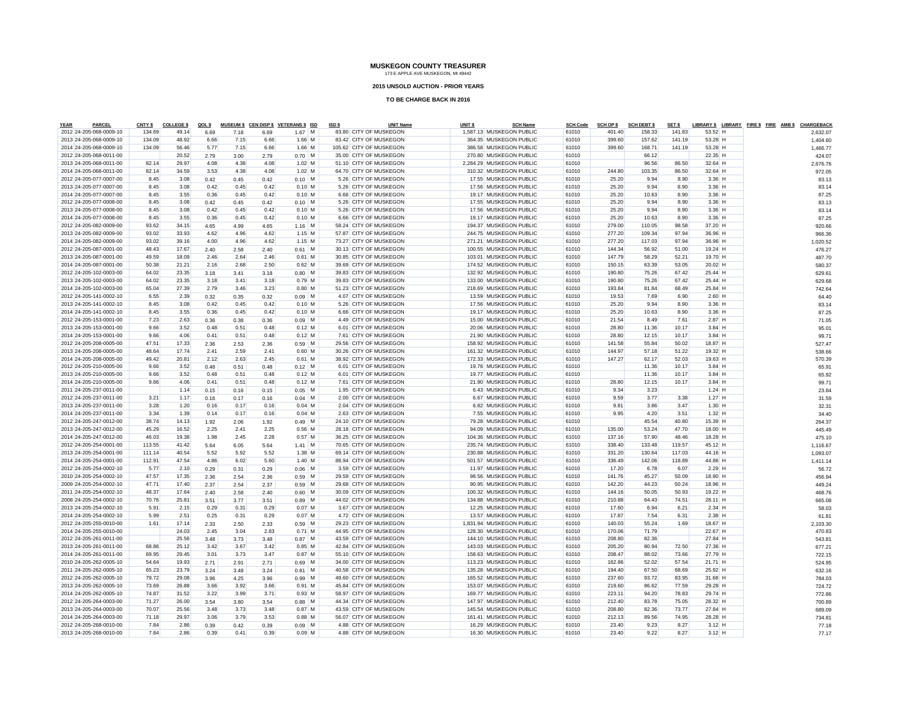# MUSKEGON COUNTY TREASURER

173 E APPLE AVE MUSKEGON, MI 49442

**2015 UNSOLD AUCTION - PRIOR YEARS**

**TO BE CHARGE BACK IN 2016**

| YEAR | PARCEL | CNTY $ | COLLEGE $ | QOL $ | MUSEUM $ | CEN DISP $ | VETERANS $ | ISD | ISD $ | UNIT Name | UNIT $ | SCH Name | SCH Code | SCH OP $ | SCH DEBT $ | SET $ | LIBRARY $ | LIBRARY | FIRE $ | FIRE | AMB $ | CHARGEBACK |
|---|---|---|---|---|---|---|---|---|---|---|---|---|---|---|---|---|---|---|---|---|---|---|
| 2012 | 24-205-068-0009-10 | 134.69 | 49.14 | 6.69 | 7.18 | 6.69 | 1.67 | M | 83.80 | CITY OF MUSKEGON | 1,587.13 | MUSKEGON PUBLIC | 61010 | 401.40 | 158.33 | 141.83 | 53.52 | H | | | | 2,632.07 |
| 2013 | 24-205-068-0009-10 | 134.09 | 48.92 | 6.66 | 7.15 | 6.66 | 1.66 | M | 83.42 | CITY OF MUSKEGON | 364.35 | MUSKEGON PUBLIC | 61010 | 399.60 | 157.62 | 141.19 | 53.28 | H | | | | 1,404.60 |
| 2014 | 24-205-068-0009-10 | 134.09 | 56.46 | 5.77 | 7.15 | 6.66 | 1.66 | M | 105.62 | CITY OF MUSKEGON | 386.58 | MUSKEGON PUBLIC | 61010 | 399.60 | 168.71 | 141.19 | 53.28 | H | | | | 1,466.77 |
| 2012 | 24-205-068-0011-00 | | 20.52 | 2.79 | 3.00 | 2.79 | 0.70 | M | 35.00 | CITY OF MUSKEGON | 270.80 | MUSKEGON PUBLIC | 61010 | | 66.12 | | 22.35 | H | | | | 424.07 |
| 2013 | 24-205-068-0011-00 | 82.14 | 29.97 | 4.08 | 4.38 | 4.08 | 1.02 | M | 51.10 | CITY OF MUSKEGON | 2,284.29 | MUSKEGON PUBLIC | 61010 | | 96.56 | 86.50 | 32.64 | H | | | | 2,676.76 |
| 2014 | 24-205-068-0011-00 | 82.14 | 34.59 | 3.53 | 4.38 | 4.08 | 1.02 | M | 64.70 | CITY OF MUSKEGON | 310.32 | MUSKEGON PUBLIC | 61010 | 244.80 | 103.35 | 86.50 | 32.64 | H | | | | 972.05 |
| 2012 | 24-205-077-0007-00 | 8.45 | 3.08 | 0.42 | 0.45 | 0.42 | 0.10 | M | 5.26 | CITY OF MUSKEGON | 17.55 | MUSKEGON PUBLIC | 61010 | 25.20 | 9.94 | 8.90 | 3.36 | H | | | | 83.13 |
| 2013 | 24-205-077-0007-00 | 8.45 | 3.08 | 0.42 | 0.45 | 0.42 | 0.10 | M | 5.26 | CITY OF MUSKEGON | 17.56 | MUSKEGON PUBLIC | 61010 | 25.20 | 9.94 | 8.90 | 3.36 | H | | | | 83.14 |
| 2014 | 24-205-077-0007-00 | 8.45 | 3.55 | 0.36 | 0.45 | 0.42 | 0.10 | M | 6.66 | CITY OF MUSKEGON | 19.17 | MUSKEGON PUBLIC | 61010 | 25.20 | 10.63 | 8.90 | 3.36 | H | | | | 87.25 |
| 2012 | 24-205-077-0008-00 | 8.45 | 3.08 | 0.42 | 0.45 | 0.42 | 0.10 | M | 5.26 | CITY OF MUSKEGON | 17.55 | MUSKEGON PUBLIC | 61010 | 25.20 | 9.94 | 8.90 | 3.36 | H | | | | 83.13 |
| 2013 | 24-205-077-0008-00 | 8.45 | 3.08 | 0.42 | 0.45 | 0.42 | 0.10 | M | 5.26 | CITY OF MUSKEGON | 17.56 | MUSKEGON PUBLIC | 61010 | 25.20 | 9.94 | 8.90 | 3.36 | H | | | | 83.14 |
| 2014 | 24-205-077-0008-00 | 8.45 | 3.55 | 0.36 | 0.45 | 0.42 | 0.10 | M | 6.66 | CITY OF MUSKEGON | 19.17 | MUSKEGON PUBLIC | 61010 | 25.20 | 10.63 | 8.90 | 3.36 | H | | | | 87.25 |
| 2012 | 24-205-082-0009-00 | 93.62 | 34.15 | 4.65 | 4.99 | 4.65 | 1.16 | M | 58.24 | CITY OF MUSKEGON | 194.37 | MUSKEGON PUBLIC | 61010 | 279.00 | 110.05 | 98.58 | 37.20 | H | | | | 920.66 |
| 2013 | 24-205-082-0009-00 | 93.02 | 33.93 | 4.62 | 4.96 | 4.62 | 1.15 | M | 57.87 | CITY OF MUSKEGON | 244.75 | MUSKEGON PUBLIC | 61010 | 277.20 | 109.34 | 97.94 | 36.96 | H | | | | 966.36 |
| 2014 | 24-205-082-0009-00 | 93.02 | 39.16 | 4.00 | 4.96 | 4.62 | 1.15 | M | 73.27 | CITY OF MUSKEGON | 271.21 | MUSKEGON PUBLIC | 61010 | 277.20 | 117.03 | 97.94 | 36.96 | H | | | | 1,020.52 |
| 2012 | 24-205-087-0001-00 | 48.43 | 17.67 | 2.40 | 2.58 | 2.40 | 0.61 | M | 30.13 | CITY OF MUSKEGON | 100.55 | MUSKEGON PUBLIC | 61010 | 144.34 | 56.92 | 51.00 | 19.24 | H | | | | 476.27 |
| 2013 | 24-205-087-0001-00 | 49.59 | 18.09 | 2.46 | 2.64 | 2.46 | 0.61 | M | 30.85 | CITY OF MUSKEGON | 103.01 | MUSKEGON PUBLIC | 61010 | 147.79 | 58.29 | 52.21 | 19.70 | H | | | | 487.70 |
| 2014 | 24-205-087-0001-00 | 50.38 | 21.21 | 2.16 | 2.68 | 2.50 | 0.62 | M | 39.69 | CITY OF MUSKEGON | 174.52 | MUSKEGON PUBLIC | 61010 | 150.15 | 63.39 | 53.05 | 20.02 | H | | | | 580.37 |
| 2012 | 24-205-102-0003-00 | 64.02 | 23.35 | 3.18 | 3.41 | 3.18 | 0.80 | M | 39.83 | CITY OF MUSKEGON | 132.92 | MUSKEGON PUBLIC | 61010 | 190.80 | 75.26 | 67.42 | 25.44 | H | | | | 629.61 |
| 2013 | 24-205-102-0003-00 | 64.02 | 23.35 | 3.18 | 3.41 | 3.18 | 0.79 | M | 39.83 | CITY OF MUSKEGON | 133.00 | MUSKEGON PUBLIC | 61010 | 190.80 | 75.26 | 67.42 | 25.44 | H | | | | 629.68 |
| 2014 | 24-205-102-0003-00 | 65.04 | 27.39 | 2.79 | 3.46 | 3.23 | 0.80 | M | 51.23 | CITY OF MUSKEGON | 218.69 | MUSKEGON PUBLIC | 61010 | 193.84 | 81.84 | 68.49 | 25.84 | H | | | | 742.64 |
| 2012 | 24-205-141-0002-10 | 6.55 | 2.39 | 0.32 | 0.35 | 0.32 | 0.09 | M | 4.07 | CITY OF MUSKEGON | 13.59 | MUSKEGON PUBLIC | 61010 | 19.53 | 7.69 | 6.90 | 2.60 | H | | | | 64.40 |
| 2013 | 24-205-141-0002-10 | 8.45 | 3.08 | 0.42 | 0.45 | 0.42 | 0.10 | M | 5.26 | CITY OF MUSKEGON | 17.56 | MUSKEGON PUBLIC | 61010 | 25.20 | 9.94 | 8.90 | 3.36 | H | | | | 83.14 |
| 2014 | 24-205-141-0002-10 | 8.45 | 3.55 | 0.36 | 0.45 | 0.42 | 0.10 | M | 6.66 | CITY OF MUSKEGON | 19.17 | MUSKEGON PUBLIC | 61010 | 25.20 | 10.63 | 8.90 | 3.36 | H | | | | 87.25 |
| 2012 | 24-205-153-0001-00 | 7.23 | 2.63 | 0.36 | 0.38 | 0.36 | 0.09 | M | 4.49 | CITY OF MUSKEGON | 15.00 | MUSKEGON PUBLIC | 61010 | 21.54 | 8.49 | 7.61 | 2.87 | H | | | | 71.05 |
| 2013 | 24-205-153-0001-00 | 9.66 | 3.52 | 0.48 | 0.51 | 0.48 | 0.12 | M | 6.01 | CITY OF MUSKEGON | 20.06 | MUSKEGON PUBLIC | 61010 | 28.80 | 11.36 | 10.17 | 3.84 | H | | | | 95.01 |
| 2014 | 24-205-153-0001-00 | 9.66 | 4.06 | 0.41 | 0.51 | 0.48 | 0.12 | M | 7.61 | CITY OF MUSKEGON | 21.90 | MUSKEGON PUBLIC | 61010 | 28.80 | 12.15 | 10.17 | 3.84 | H | | | | 99.71 |
| 2012 | 24-205-208-0005-00 | 47.51 | 17.33 | 2.36 | 2.53 | 2.36 | 0.59 | M | 29.56 | CITY OF MUSKEGON | 158.92 | MUSKEGON PUBLIC | 61010 | 141.58 | 55.84 | 50.02 | 18.87 | H | | | | 527.47 |
| 2013 | 24-205-208-0005-00 | 48.64 | 17.74 | 2.41 | 2.59 | 2.41 | 0.60 | M | 30.26 | CITY OF MUSKEGON | 161.32 | MUSKEGON PUBLIC | 61010 | 144.97 | 57.18 | 51.22 | 19.32 | H | | | | 538.66 |
| 2014 | 24-205-208-0005-00 | 49.42 | 20.81 | 2.12 | 2.63 | 2.45 | 0.61 | M | 38.92 | CITY OF MUSKEGON | 172.33 | MUSKEGON PUBLIC | 61010 | 147.27 | 62.17 | 52.03 | 19.63 | H | | | | 570.39 |
| 2012 | 24-205-210-0005-00 | 9.66 | 3.52 | 0.48 | 0.51 | 0.48 | 0.12 | M | 6.01 | CITY OF MUSKEGON | 19.76 | MUSKEGON PUBLIC | 61010 | | 11.36 | 10.17 | 3.84 | H | | | | 65.91 |
| 2013 | 24-205-210-0005-00 | 9.66 | 3.52 | 0.48 | 0.51 | 0.48 | 0.12 | M | 6.01 | CITY OF MUSKEGON | 19.77 | MUSKEGON PUBLIC | 61010 | | 11.36 | 10.17 | 3.84 | H | | | | 65.92 |
| 2014 | 24-205-210-0005-00 | 9.66 | 4.06 | 0.41 | 0.51 | 0.48 | 0.12 | M | 7.61 | CITY OF MUSKEGON | 21.90 | MUSKEGON PUBLIC | 61010 | 28.80 | 12.15 | 10.17 | 3.84 | H | | | | 99.71 |
| 2011 | 24-205-237-0011-00 | | 1.14 | 0.15 | 0.16 | 0.15 | 0.05 | M | 1.95 | CITY OF MUSKEGON | 6.43 | MUSKEGON PUBLIC | 61010 | 9.34 | 3.23 | | 1.24 | H | | | | 23.84 |
| 2012 | 24-205-237-0011-00 | 3.21 | 1.17 | 0.16 | 0.17 | 0.16 | 0.04 | M | 2.00 | CITY OF MUSKEGON | 6.67 | MUSKEGON PUBLIC | 61010 | 9.59 | 3.77 | 3.38 | 1.27 | H | | | | 31.59 |
| 2013 | 24-205-237-0011-00 | 3.28 | 1.20 | 0.16 | 0.17 | 0.16 | 0.04 | M | 2.04 | CITY OF MUSKEGON | 6.82 | MUSKEGON PUBLIC | 61010 | 9.81 | 3.86 | 3.47 | 1.30 | H | | | | 32.31 |
| 2014 | 24-205-237-0011-00 | 3.34 | 1.39 | 0.14 | 0.17 | 0.16 | 0.04 | M | 2.63 | CITY OF MUSKEGON | 7.55 | MUSKEGON PUBLIC | 61010 | 9.95 | 4.20 | 3.51 | 1.32 | H | | | | 34.40 |
| 2012 | 24-205-247-0012-00 | 38.74 | 14.13 | 1.92 | 2.06 | 1.92 | 0.49 | M | 24.10 | CITY OF MUSKEGON | 79.28 | MUSKEGON PUBLIC | 61010 | | 45.54 | 40.80 | 15.39 | H | | | | 264.37 |
| 2013 | 24-205-247-0012-00 | 45.29 | 16.52 | 2.25 | 2.41 | 2.25 | 0.56 | M | 28.18 | CITY OF MUSKEGON | 94.09 | MUSKEGON PUBLIC | 61010 | 135.00 | 53.24 | 47.70 | 18.00 | H | | | | 445.49 |
| 2014 | 24-205-247-0012-00 | 46.03 | 19.38 | 1.98 | 2.45 | 2.28 | 0.57 | M | 36.25 | CITY OF MUSKEGON | 104.36 | MUSKEGON PUBLIC | 61010 | 137.16 | 57.90 | 48.46 | 18.28 | H | | | | 475.10 |
| 2012 | 24-205-254-0001-00 | 113.55 | 41.42 | 5.64 | 6.05 | 5.64 | 1.41 | M | 70.65 | CITY OF MUSKEGON | 235.74 | MUSKEGON PUBLIC | 61010 | 338.40 | 133.48 | 119.57 | 45.12 | H | | | | 1,116.67 |
| 2013 | 24-205-254-0001-00 | 111.14 | 40.54 | 5.52 | 5.92 | 5.52 | 1.38 | M | 69.14 | CITY OF MUSKEGON | 230.88 | MUSKEGON PUBLIC | 61010 | 331.20 | 130.64 | 117.03 | 44.16 | H | | | | 1,093.07 |
| 2014 | 24-205-254-0001-00 | 112.91 | 47.54 | 4.86 | 6.02 | 5.60 | 1.40 | M | 88.94 | CITY OF MUSKEGON | 501.57 | MUSKEGON PUBLIC | 61010 | 336.49 | 142.06 | 118.89 | 44.86 | H | | | | 1,411.14 |
| 2012 | 24-205-254-0002-10 | 5.77 | 2.10 | 0.29 | 0.31 | 0.29 | 0.06 | M | 3.59 | CITY OF MUSKEGON | 11.97 | MUSKEGON PUBLIC | 61010 | 17.20 | 6.78 | 6.07 | 2.29 | H | | | | 56.72 |
| 2010 | 24-205-254-0002-10 | 47.57 | 17.35 | 2.36 | 2.54 | 2.36 | 0.59 | M | 29.59 | CITY OF MUSKEGON | 98.56 | MUSKEGON PUBLIC | 61010 | 141.76 | 45.27 | 50.09 | 18.90 | H | | | | 456.94 |
| 2009 | 24-205-254-0002-10 | 47.71 | 17.40 | 2.37 | 2.54 | 2.37 | 0.59 | M | 29.68 | CITY OF MUSKEGON | 90.95 | MUSKEGON PUBLIC | 61010 | 142.20 | 44.23 | 50.24 | 18.96 | H | | | | 449.24 |
| 2011 | 24-205-254-0002-10 | 48.37 | 17.64 | 2.40 | 2.58 | 2.40 | 0.60 | M | 30.09 | CITY OF MUSKEGON | 100.32 | MUSKEGON PUBLIC | 61010 | 144.16 | 50.05 | 50.93 | 19.22 | H | | | | 468.76 |
| 2008 | 24-205-254-0002-10 | 70.76 | 25.81 | 3.51 | 3.77 | 3.51 | 0.89 | M | 44.02 | CITY OF MUSKEGON | 134.88 | MUSKEGON PUBLIC | 61010 | 210.88 | 64.43 | 74.51 | 28.11 | H | | | | 665.08 |
| 2013 | 24-205-254-0002-10 | 5.91 | 2.15 | 0.29 | 0.31 | 0.29 | 0.07 | M | 3.67 | CITY OF MUSKEGON | 12.25 | MUSKEGON PUBLIC | 61010 | 17.60 | 6.94 | 6.21 | 2.34 | H | | | | 58.03 |
| 2014 | 24-205-254-0002-10 | 5.99 | 2.51 | 0.25 | 0.31 | 0.29 | 0.07 | M | 4.72 | CITY OF MUSKEGON | 13.57 | MUSKEGON PUBLIC | 61010 | 17.87 | 7.54 | 6.31 | 2.38 | H | | | | 61.81 |
| 2012 | 24-205-255-0010-00 | 1.61 | 17.14 | 2.33 | 2.50 | 2.33 | 0.59 | M | 29.23 | CITY OF MUSKEGON | 1,831.94 | MUSKEGON PUBLIC | 61010 | 140.03 | 55.24 | 1.69 | 18.67 | H | | | | 2,103.30 |
| 2014 | 24-205-255-0010-00 | | 24.03 | 2.45 | 3.04 | 2.83 | 0.71 | M | 44.95 | CITY OF MUSKEGON | 128.30 | MUSKEGON PUBLIC | 61010 | 170.06 | 71.79 | | 22.67 | H | | | | 470.83 |
| 2012 | 24-205-261-0011-00 | | 25.56 | 3.48 | 3.73 | 3.48 | 0.87 | M | 43.59 | CITY OF MUSKEGON | 144.10 | MUSKEGON PUBLIC | 61010 | 208.80 | 82.36 | | 27.84 | H | | | | 543.81 |
| 2013 | 24-205-261-0011-00 | 68.86 | 25.12 | 3.42 | 3.67 | 3.42 | 0.85 | M | 42.84 | CITY OF MUSKEGON | 143.03 | MUSKEGON PUBLIC | 61010 | 205.20 | 80.94 | 72.50 | 27.36 | H | | | | 677.21 |
| 2014 | 24-205-261-0011-00 | 69.95 | 29.45 | 3.01 | 3.73 | 3.47 | 0.87 | M | 55.10 | CITY OF MUSKEGON | 158.63 | MUSKEGON PUBLIC | 61010 | 208.47 | 88.02 | 73.66 | 27.79 | H | | | | 722.15 |
| 2010 | 24-205-262-0005-10 | 54.64 | 19.93 | 2.71 | 2.91 | 2.71 | 0.69 | M | 34.00 | CITY OF MUSKEGON | 113.23 | MUSKEGON PUBLIC | 61010 | 162.86 | 52.02 | 57.54 | 21.71 | H | | | | 524.95 |
| 2011 | 24-205-262-0005-10 | 65.23 | 23.79 | 3.24 | 3.48 | 3.24 | 0.81 | M | 40.58 | CITY OF MUSKEGON | 135.28 | MUSKEGON PUBLIC | 61010 | 194.40 | 67.50 | 68.69 | 25.92 | H | | | | 632.16 |
| 2012 | 24-205-262-0005-10 | 79.72 | 29.08 | 3.96 | 4.25 | 3.96 | 0.99 | M | 49.60 | CITY OF MUSKEGON | 165.52 | MUSKEGON PUBLIC | 61010 | 237.60 | 93.72 | 83.95 | 31.68 | H | | | | 784.03 |
| 2013 | 24-205-262-0005-10 | 73.69 | 26.88 | 3.66 | 3.92 | 3.66 | 0.91 | M | 45.84 | CITY OF MUSKEGON | 153.07 | MUSKEGON PUBLIC | 61010 | 219.60 | 86.62 | 77.59 | 29.28 | H | | | | 724.72 |
| 2014 | 24-205-262-0005-10 | 74.87 | 31.52 | 3.22 | 3.99 | 3.71 | 0.93 | M | 58.97 | CITY OF MUSKEGON | 169.77 | MUSKEGON PUBLIC | 61010 | 223.11 | 94.20 | 78.83 | 29.74 | H | | | | 772.86 |
| 2012 | 24-205-264-0003-00 | 71.27 | 26.00 | 3.54 | 3.80 | 3.54 | 0.88 | M | 44.34 | CITY OF MUSKEGON | 147.97 | MUSKEGON PUBLIC | 61010 | 212.40 | 83.78 | 75.05 | 28.32 | H | | | | 700.89 |
| 2013 | 24-205-264-0003-00 | 70.07 | 25.56 | 3.48 | 3.73 | 3.48 | 0.87 | M | 43.59 | CITY OF MUSKEGON | 145.54 | MUSKEGON PUBLIC | 61010 | 208.80 | 82.36 | 73.77 | 27.84 | H | | | | 689.09 |
| 2014 | 24-205-264-0003-00 | 71.18 | 29.97 | 3.06 | 3.79 | 3.53 | 0.88 | M | 56.07 | CITY OF MUSKEGON | 161.41 | MUSKEGON PUBLIC | 61010 | 212.13 | 89.56 | 74.95 | 28.28 | H | | | | 734.81 |
| 2012 | 24-205-268-0010-00 | 7.84 | 2.86 | 0.39 | 0.42 | 0.39 | 0.09 | M | 4.88 | CITY OF MUSKEGON | 16.29 | MUSKEGON PUBLIC | 61010 | 23.40 | 9.23 | 8.27 | 3.12 | H | | | | 77.18 |
| 2013 | 24-205-268-0010-00 | 7.84 | 2.86 | 0.39 | 0.41 | 0.39 | 0.09 | M | 4.88 | CITY OF MUSKEGON | 16.30 | MUSKEGON PUBLIC | 61010 | 23.40 | 9.22 | 8.27 | 3.12 | H | | | | 77.17 |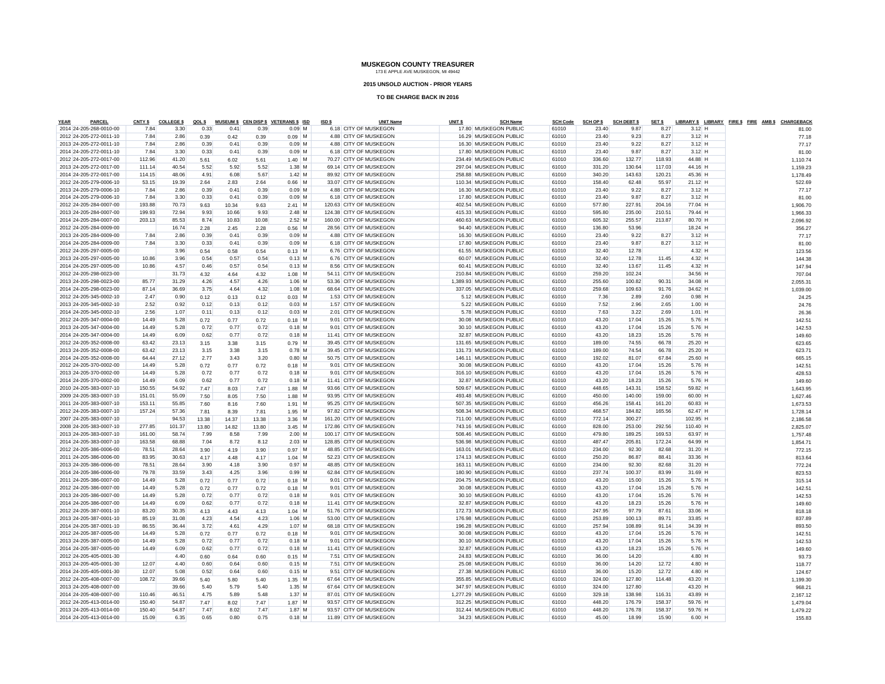**MUSKEGON COUNTY TREASURER**
173 E APPLE AVE MUSKEGON, MI 49442

**2015 UNSOLD AUCTION - PRIOR YEARS**

**TO BE CHARGE BACK IN 2016**

| YEAR | PARCEL | CNTY $ | COLLEGE $ | QOL $ | MUSEUM $ | CEN DISP $ | VETERANS $ | ISD | ISD $ | UNIT Name | UNIT $ | SCH Name | SCH Code | SCH OP $ | SCH DEBT $ | SET $ | LIBRARY $ | LIBRARY | FIRE $ | FIRE | AMB $ | CHARGEBACK |
|---|---|---|---|---|---|---|---|---|---|---|---|---|---|---|---|---|---|---|---|---|---|---|
| 2014 | 24-205-268-0010-00 | 7.84 | 3.30 | 0.33 | 0.41 | 0.39 | 0.09 | M | 6.18 | CITY OF MUSKEGON | 17.80 | MUSKEGON PUBLIC | 61010 | 23.40 | 9.87 | 8.27 | 3.12 | H | | | | 81.00 |
| 2012 | 24-205-272-0011-10 | 7.84 | 2.86 | 0.39 | 0.42 | 0.39 | 0.09 | M | 4.88 | CITY OF MUSKEGON | 16.29 | MUSKEGON PUBLIC | 61010 | 23.40 | 9.23 | 8.27 | 3.12 | H | | | | 77.18 |
| 2013 | 24-205-272-0011-10 | 7.84 | 2.86 | 0.39 | 0.41 | 0.39 | 0.09 | M | 4.88 | CITY OF MUSKEGON | 16.30 | MUSKEGON PUBLIC | 61010 | 23.40 | 9.22 | 8.27 | 3.12 | H | | | | 77.17 |
| 2014 | 24-205-272-0011-10 | 7.84 | 3.30 | 0.33 | 0.41 | 0.39 | 0.09 | M | 6.18 | CITY OF MUSKEGON | 17.80 | MUSKEGON PUBLIC | 61010 | 23.40 | 9.87 | 8.27 | 3.12 | H | | | | 81.00 |
| 2012 | 24-205-272-0017-00 | 112.96 | 41.20 | 5.61 | 6.02 | 5.61 | 1.40 | M | 70.27 | CITY OF MUSKEGON | 234.49 | MUSKEGON PUBLIC | 61010 | 336.60 | 132.77 | 118.93 | 44.88 | H | | | | 1,110.74 |
| 2013 | 24-205-272-0017-00 | 111.14 | 40.54 | 5.52 | 5.92 | 5.52 | 1.38 | M | 69.14 | CITY OF MUSKEGON | 297.04 | MUSKEGON PUBLIC | 61010 | 331.20 | 130.64 | 117.03 | 44.16 | H | | | | 1,159.23 |
| 2014 | 24-205-272-0017-00 | 114.15 | 48.06 | 4.91 | 6.08 | 5.67 | 1.42 | M | 89.92 | CITY OF MUSKEGON | 258.88 | MUSKEGON PUBLIC | 61010 | 340.20 | 143.63 | 120.21 | 45.36 | H | | | | 1,178.49 |
| 2012 | 24-205-279-0006-10 | 53.15 | 19.39 | 2.64 | 2.83 | 2.64 | 0.66 | M | 33.07 | CITY OF MUSKEGON | 110.34 | MUSKEGON PUBLIC | 61010 | 158.40 | 62.48 | 55.97 | 21.12 | H | | | | 522.69 |
| 2013 | 24-205-279-0006-10 | 7.84 | 2.86 | 0.39 | 0.41 | 0.39 | 0.09 | M | 4.88 | CITY OF MUSKEGON | 16.30 | MUSKEGON PUBLIC | 61010 | 23.40 | 9.22 | 8.27 | 3.12 | H | | | | 77.17 |
| 2014 | 24-205-279-0006-10 | 7.84 | 3.30 | 0.33 | 0.41 | 0.39 | 0.09 | M | 6.18 | CITY OF MUSKEGON | 17.80 | MUSKEGON PUBLIC | 61010 | 23.40 | 9.87 | 8.27 | 3.12 | H | | | | 81.00 |
| 2012 | 24-205-284-0007-00 | 193.88 | 70.73 | 9.63 | 10.34 | 9.63 | 2.41 | M | 120.63 | CITY OF MUSKEGON | 402.54 | MUSKEGON PUBLIC | 61010 | 577.80 | 227.91 | 204.16 | 77.04 | H | | | | 1,906.70 |
| 2013 | 24-205-284-0007-00 | 199.93 | 72.94 | 9.93 | 10.66 | 9.93 | 2.48 | M | 124.38 | CITY OF MUSKEGON | 415.33 | MUSKEGON PUBLIC | 61010 | 595.80 | 235.00 | 210.51 | 79.44 | H | | | | 1,966.33 |
| 2014 | 24-205-284-0007-00 | 203.13 | 85.53 | 8.74 | 10.83 | 10.08 | 2.52 | M | 160.00 | CITY OF MUSKEGON | 460.63 | MUSKEGON PUBLIC | 61010 | 605.32 | 255.57 | 213.87 | 80.70 | H | | | | 2,096.92 |
| 2012 | 24-205-284-0009-00 | | 16.74 | 2.28 | 2.45 | 2.28 | 0.56 | M | 28.56 | CITY OF MUSKEGON | 94.40 | MUSKEGON PUBLIC | 61010 | 136.80 | 53.96 | | 18.24 | H | | | | 356.27 |
| 2013 | 24-205-284-0009-00 | 7.84 | 2.86 | 0.39 | 0.41 | 0.39 | 0.09 | M | 4.88 | CITY OF MUSKEGON | 16.30 | MUSKEGON PUBLIC | 61010 | 23.40 | 9.22 | 8.27 | 3.12 | H | | | | 77.17 |
| 2014 | 24-205-284-0009-00 | 7.84 | 3.30 | 0.33 | 0.41 | 0.39 | 0.09 | M | 6.18 | CITY OF MUSKEGON | 17.80 | MUSKEGON PUBLIC | 61010 | 23.40 | 9.87 | 8.27 | 3.12 | H | | | | 81.00 |
| 2012 | 24-205-297-0005-00 | | 3.96 | 0.54 | 0.58 | 0.54 | 0.13 | M | 6.76 | CITY OF MUSKEGON | 61.55 | MUSKEGON PUBLIC | 61010 | 32.40 | 12.78 | | 4.32 | H | | | | 123.56 |
| 2013 | 24-205-297-0005-00 | 10.86 | 3.96 | 0.54 | 0.57 | 0.54 | 0.13 | M | 6.76 | CITY OF MUSKEGON | 60.07 | MUSKEGON PUBLIC | 61010 | 32.40 | 12.78 | 11.45 | 4.32 | H | | | | 144.38 |
| 2014 | 24-205-297-0005-00 | 10.86 | 4.57 | 0.46 | 0.57 | 0.54 | 0.13 | M | 8.56 | CITY OF MUSKEGON | 60.41 | MUSKEGON PUBLIC | 61010 | 32.40 | 13.67 | 11.45 | 4.32 | H | | | | 147.94 |
| 2012 | 24-205-298-0023-00 | | 31.73 | 4.32 | 4.64 | 4.32 | 1.08 | M | 54.11 | CITY OF MUSKEGON | 210.84 | MUSKEGON PUBLIC | 61010 | 259.20 | 102.24 | | 34.56 | H | | | | 707.04 |
| 2013 | 24-205-298-0023-00 | 85.77 | 31.29 | 4.26 | 4.57 | 4.26 | 1.06 | M | 53.36 | CITY OF MUSKEGON | 1,389.93 | MUSKEGON PUBLIC | 61010 | 255.60 | 100.82 | 90.31 | 34.08 | H | | | | 2,055.31 |
| 2014 | 24-205-298-0023-00 | 87.14 | 36.69 | 3.75 | 4.64 | 4.32 | 1.08 | M | 68.64 | CITY OF MUSKEGON | 337.05 | MUSKEGON PUBLIC | 61010 | 259.68 | 109.63 | 91.76 | 34.62 | H | | | | 1,039.00 |
| 2012 | 24-205-345-0002-10 | 2.47 | 0.90 | 0.12 | 0.13 | 0.12 | 0.03 | M | 1.53 | CITY OF MUSKEGON | 5.12 | MUSKEGON PUBLIC | 61010 | 7.36 | 2.89 | 2.60 | 0.98 | H | | | | 24.25 |
| 2013 | 24-205-345-0002-10 | 2.52 | 0.92 | 0.12 | 0.13 | 0.12 | 0.03 | M | 1.57 | CITY OF MUSKEGON | 5.22 | MUSKEGON PUBLIC | 61010 | 7.52 | 2.96 | 2.65 | 1.00 | H | | | | 24.76 |
| 2014 | 24-205-345-0002-10 | 2.56 | 1.07 | 0.11 | 0.13 | 0.12 | 0.03 | M | 2.01 | CITY OF MUSKEGON | 5.78 | MUSKEGON PUBLIC | 61010 | 7.63 | 3.22 | 2.69 | 1.01 | H | | | | 26.36 |
| 2012 | 24-205-347-0004-00 | 14.49 | 5.28 | 0.72 | 0.77 | 0.72 | 0.18 | M | 9.01 | CITY OF MUSKEGON | 30.08 | MUSKEGON PUBLIC | 61010 | 43.20 | 17.04 | 15.26 | 5.76 | H | | | | 142.51 |
| 2013 | 24-205-347-0004-00 | 14.49 | 5.28 | 0.72 | 0.77 | 0.72 | 0.18 | M | 9.01 | CITY OF MUSKEGON | 30.10 | MUSKEGON PUBLIC | 61010 | 43.20 | 17.04 | 15.26 | 5.76 | H | | | | 142.53 |
| 2014 | 24-205-347-0004-00 | 14.49 | 6.09 | 0.62 | 0.77 | 0.72 | 0.18 | M | 11.41 | CITY OF MUSKEGON | 32.87 | MUSKEGON PUBLIC | 61010 | 43.20 | 18.23 | 15.26 | 5.76 | H | | | | 149.60 |
| 2012 | 24-205-352-0008-00 | 63.42 | 23.13 | 3.15 | 3.38 | 3.15 | 0.79 | M | 39.45 | CITY OF MUSKEGON | 131.65 | MUSKEGON PUBLIC | 61010 | 189.00 | 74.55 | 66.78 | 25.20 | H | | | | 623.65 |
| 2013 | 24-205-352-0008-00 | 63.42 | 23.13 | 3.15 | 3.38 | 3.15 | 0.78 | M | 39.45 | CITY OF MUSKEGON | 131.73 | MUSKEGON PUBLIC | 61010 | 189.00 | 74.54 | 66.78 | 25.20 | H | | | | 623.71 |
| 2014 | 24-205-352-0008-00 | 64.44 | 27.12 | 2.77 | 3.43 | 3.20 | 0.80 | M | 50.75 | CITY OF MUSKEGON | 146.11 | MUSKEGON PUBLIC | 61010 | 192.02 | 81.07 | 67.84 | 25.60 | H | | | | 665.15 |
| 2012 | 24-205-370-0002-00 | 14.49 | 5.28 | 0.72 | 0.77 | 0.72 | 0.18 | M | 9.01 | CITY OF MUSKEGON | 30.08 | MUSKEGON PUBLIC | 61010 | 43.20 | 17.04 | 15.26 | 5.76 | H | | | | 142.51 |
| 2013 | 24-205-370-0002-00 | 14.49 | 5.28 | 0.72 | 0.77 | 0.72 | 0.18 | M | 9.01 | CITY OF MUSKEGON | 316.10 | MUSKEGON PUBLIC | 61010 | 43.20 | 17.04 | 15.26 | 5.76 | H | | | | 428.53 |
| 2014 | 24-205-370-0002-00 | 14.49 | 6.09 | 0.62 | 0.77 | 0.72 | 0.18 | M | 11.41 | CITY OF MUSKEGON | 32.87 | MUSKEGON PUBLIC | 61010 | 43.20 | 18.23 | 15.26 | 5.76 | H | | | | 149.60 |
| 2010 | 24-205-383-0007-10 | 150.55 | 54.92 | 7.47 | 8.03 | 7.47 | 1.88 | M | 93.66 | CITY OF MUSKEGON | 509.67 | MUSKEGON PUBLIC | 61010 | 448.65 | 143.31 | 158.52 | 59.82 | H | | | | 1,643.95 |
| 2009 | 24-205-383-0007-10 | 151.01 | 55.09 | 7.50 | 8.05 | 7.50 | 1.88 | M | 93.95 | CITY OF MUSKEGON | 493.48 | MUSKEGON PUBLIC | 61010 | 450.00 | 140.00 | 159.00 | 60.00 | H | | | | 1,627.46 |
| 2011 | 24-205-383-0007-10 | 153.11 | 55.85 | 7.60 | 8.16 | 7.60 | 1.91 | M | 95.25 | CITY OF MUSKEGON | 507.35 | MUSKEGON PUBLIC | 61010 | 456.26 | 158.41 | 161.20 | 60.83 | H | | | | 1,673.53 |
| 2012 | 24-205-383-0007-10 | 157.24 | 57.36 | 7.81 | 8.39 | 7.81 | 1.95 | M | 97.82 | CITY OF MUSKEGON | 508.34 | MUSKEGON PUBLIC | 61010 | 468.57 | 184.82 | 165.56 | 62.47 | H | | | | 1,728.14 |
| 2007 | 24-205-383-0007-10 | | 94.53 | 13.38 | 14.37 | 13.38 | 3.36 | M | 161.20 | CITY OF MUSKEGON | 711.00 | MUSKEGON PUBLIC | 61010 | 772.14 | 300.27 | | 102.95 | H | | | | 2,186.58 |
| 2008 | 24-205-383-0007-10 | 277.85 | 101.37 | 13.80 | 14.82 | 13.80 | 3.45 | M | 172.86 | CITY OF MUSKEGON | 743.16 | MUSKEGON PUBLIC | 61010 | 828.00 | 253.00 | 292.56 | 110.40 | H | | | | 2,825.07 |
| 2013 | 24-205-383-0007-10 | 161.00 | 58.74 | 7.99 | 8.58 | 7.99 | 2.00 | M | 100.17 | CITY OF MUSKEGON | 508.46 | MUSKEGON PUBLIC | 61010 | 479.80 | 189.25 | 169.53 | 63.97 | H | | | | 1,757.48 |
| 2014 | 24-205-383-0007-10 | 163.58 | 68.88 | 7.04 | 8.72 | 8.12 | 2.03 | M | 128.85 | CITY OF MUSKEGON | 536.98 | MUSKEGON PUBLIC | 61010 | 487.47 | 205.81 | 172.24 | 64.99 | H | | | | 1,854.71 |
| 2012 | 24-205-386-0006-00 | 78.51 | 28.64 | 3.90 | 4.19 | 3.90 | 0.97 | M | 48.85 | CITY OF MUSKEGON | 163.01 | MUSKEGON PUBLIC | 61010 | 234.00 | 92.30 | 82.68 | 31.20 | H | | | | 772.15 |
| 2011 | 24-205-386-0006-00 | 83.95 | 30.63 | 4.17 | 4.48 | 4.17 | 1.04 | M | 52.23 | CITY OF MUSKEGON | 174.13 | MUSKEGON PUBLIC | 61010 | 250.20 | 86.87 | 88.41 | 33.36 | H | | | | 813.64 |
| 2013 | 24-205-386-0006-00 | 78.51 | 28.64 | 3.90 | 4.18 | 3.90 | 0.97 | M | 48.85 | CITY OF MUSKEGON | 163.11 | MUSKEGON PUBLIC | 61010 | 234.00 | 92.30 | 82.68 | 31.20 | H | | | | 772.24 |
| 2014 | 24-205-386-0006-00 | 79.78 | 33.59 | 3.43 | 4.25 | 3.96 | 0.99 | M | 62.84 | CITY OF MUSKEGON | 180.90 | MUSKEGON PUBLIC | 61010 | 237.74 | 100.37 | 83.99 | 31.69 | H | | | | 823.53 |
| 2011 | 24-205-386-0007-00 | 14.49 | 5.28 | 0.72 | 0.77 | 0.72 | 0.18 | M | 9.01 | CITY OF MUSKEGON | 204.75 | MUSKEGON PUBLIC | 61010 | 43.20 | 15.00 | 15.26 | 5.76 | H | | | | 315.14 |
| 2012 | 24-205-386-0007-00 | 14.49 | 5.28 | 0.72 | 0.77 | 0.72 | 0.18 | M | 9.01 | CITY OF MUSKEGON | 30.08 | MUSKEGON PUBLIC | 61010 | 43.20 | 17.04 | 15.26 | 5.76 | H | | | | 142.51 |
| 2013 | 24-205-386-0007-00 | 14.49 | 5.28 | 0.72 | 0.77 | 0.72 | 0.18 | M | 9.01 | CITY OF MUSKEGON | 30.10 | MUSKEGON PUBLIC | 61010 | 43.20 | 17.04 | 15.26 | 5.76 | H | | | | 142.53 |
| 2014 | 24-205-386-0007-00 | 14.49 | 6.09 | 0.62 | 0.77 | 0.72 | 0.18 | M | 11.41 | CITY OF MUSKEGON | 32.87 | MUSKEGON PUBLIC | 61010 | 43.20 | 18.23 | 15.26 | 5.76 | H | | | | 149.60 |
| 2012 | 24-205-387-0001-10 | 83.20 | 30.35 | 4.13 | 4.43 | 4.13 | 1.04 | M | 51.76 | CITY OF MUSKEGON | 172.73 | MUSKEGON PUBLIC | 61010 | 247.95 | 97.79 | 87.61 | 33.06 | H | | | | 818.18 |
| 2013 | 24-205-387-0001-10 | 85.19 | 31.08 | 4.23 | 4.54 | 4.23 | 1.06 | M | 53.00 | CITY OF MUSKEGON | 176.98 | MUSKEGON PUBLIC | 61010 | 253.89 | 100.13 | 89.71 | 33.85 | H | | | | 837.89 |
| 2014 | 24-205-387-0001-10 | 86.55 | 36.44 | 3.72 | 4.61 | 4.29 | 1.07 | M | 68.18 | CITY OF MUSKEGON | 196.28 | MUSKEGON PUBLIC | 61010 | 257.94 | 108.89 | 91.14 | 34.39 | H | | | | 893.50 |
| 2012 | 24-205-387-0005-00 | 14.49 | 5.28 | 0.72 | 0.77 | 0.72 | 0.18 | M | 9.01 | CITY OF MUSKEGON | 30.08 | MUSKEGON PUBLIC | 61010 | 43.20 | 17.04 | 15.26 | 5.76 | H | | | | 142.51 |
| 2013 | 24-205-387-0005-00 | 14.49 | 5.28 | 0.72 | 0.77 | 0.72 | 0.18 | M | 9.01 | CITY OF MUSKEGON | 30.10 | MUSKEGON PUBLIC | 61010 | 43.20 | 17.04 | 15.26 | 5.76 | H | | | | 142.53 |
| 2014 | 24-205-387-0005-00 | 14.49 | 6.09 | 0.62 | 0.77 | 0.72 | 0.18 | M | 11.41 | CITY OF MUSKEGON | 32.87 | MUSKEGON PUBLIC | 61010 | 43.20 | 18.23 | 15.26 | 5.76 | H | | | | 149.60 |
| 2012 | 24-205-405-0001-30 | | 4.40 | 0.60 | 0.64 | 0.60 | 0.15 | M | 7.51 | CITY OF MUSKEGON | 24.83 | MUSKEGON PUBLIC | 61010 | 36.00 | 14.20 | | 4.80 | H | | | | 93.73 |
| 2013 | 24-205-405-0001-30 | 12.07 | 4.40 | 0.60 | 0.64 | 0.60 | 0.15 | M | 7.51 | CITY OF MUSKEGON | 25.08 | MUSKEGON PUBLIC | 61010 | 36.00 | 14.20 | 12.72 | 4.80 | H | | | | 118.77 |
| 2014 | 24-205-405-0001-30 | 12.07 | 5.08 | 0.52 | 0.64 | 0.60 | 0.15 | M | 9.51 | CITY OF MUSKEGON | 27.38 | MUSKEGON PUBLIC | 61010 | 36.00 | 15.20 | 12.72 | 4.80 | H | | | | 124.67 |
| 2012 | 24-205-408-0007-00 | 108.72 | 39.66 | 5.40 | 5.80 | 5.40 | 1.35 | M | 67.64 | CITY OF MUSKEGON | 355.85 | MUSKEGON PUBLIC | 61010 | 324.00 | 127.80 | 114.48 | 43.20 | H | | | | 1,199.30 |
| 2013 | 24-205-408-0007-00 | | 39.66 | 5.40 | 5.79 | 5.40 | 1.35 | M | 67.64 | CITY OF MUSKEGON | 347.97 | MUSKEGON PUBLIC | 61010 | 324.00 | 127.80 | | 43.20 | H | | | | 968.21 |
| 2014 | 24-205-408-0007-00 | 110.46 | 46.51 | 4.75 | 5.89 | 5.48 | 1.37 | M | 87.01 | CITY OF MUSKEGON | 1,277.29 | MUSKEGON PUBLIC | 61010 | 329.18 | 138.98 | 116.31 | 43.89 | H | | | | 2,167.12 |
| 2012 | 24-205-413-0014-00 | 150.40 | 54.87 | 7.47 | 8.02 | 7.47 | 1.87 | M | 93.57 | CITY OF MUSKEGON | 312.25 | MUSKEGON PUBLIC | 61010 | 448.20 | 176.79 | 158.37 | 59.76 | H | | | | 1,479.04 |
| 2013 | 24-205-413-0014-00 | 150.40 | 54.87 | 7.47 | 8.02 | 7.47 | 1.87 | M | 93.57 | CITY OF MUSKEGON | 312.44 | MUSKEGON PUBLIC | 61010 | 448.20 | 176.78 | 158.37 | 59.76 | H | | | | 1,479.22 |
| 2014 | 24-205-413-0014-00 | 15.09 | 6.35 | 0.65 | 0.80 | 0.75 | 0.18 | M | 11.89 | CITY OF MUSKEGON | 34.23 | MUSKEGON PUBLIC | 61010 | 45.00 | 18.99 | 15.90 | 6.00 | H | | | | 155.83 |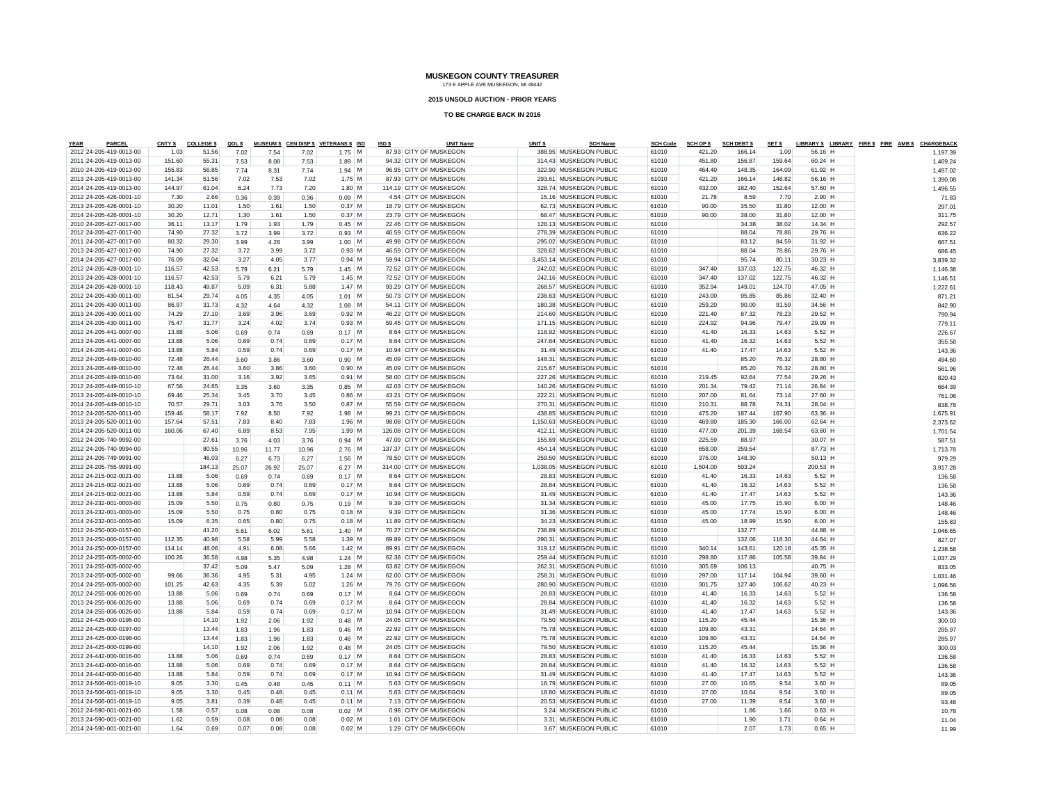# MUSKEGON COUNTY TREASURER

173 E APPLE AVE MUSKEGON, MI 49442

**2015 UNSOLD AUCTION - PRIOR YEARS**

**TO BE CHARGE BACK IN 2016**

| YEAR | PARCEL | CNTY $ | COLLEGE $ | QOL $ | MUSEUM $ | CEN DISP $ | VETERANS $ | ISD | ISD $ | UNIT Name | UNIT $ | SCH Name | SCH Code | SCH OP $ | SCH DEBT $ | SET $ | LIBRARY $ | LIBRARY | FIRE $ | FIRE | AMB $ | CHARGEBACK |
|---|---|---|---|---|---|---|---|---|---|---|---|---|---|---|---|---|---|---|---|---|---|---|
| 2012 | 24-205-419-0013-00 | 1.03 | 51.56 | 7.02 | 7.54 | 7.02 | 1.75 | M | 87.93 | CITY OF MUSKEGON | 388.95 | MUSKEGON PUBLIC | 61010 | 421.20 | 166.14 | 1.09 | 56.16 | H | | | | 1,197.39 |
| 2011 | 24-205-419-0013-00 | 151.60 | 55.31 | 7.53 | 8.08 | 7.53 | 1.89 | M | 94.32 | CITY OF MUSKEGON | 314.43 | MUSKEGON PUBLIC | 61010 | 451.80 | 156.87 | 159.64 | 60.24 | H | | | | 1,469.24 |
| 2010 | 24-205-419-0013-00 | 155.83 | 56.85 | 7.74 | 8.31 | 7.74 | 1.94 | M | 96.95 | CITY OF MUSKEGON | 322.90 | MUSKEGON PUBLIC | 61010 | 464.40 | 148.35 | 164.09 | 61.92 | H | | | | 1,497.02 |
| 2013 | 24-205-419-0013-00 | 141.34 | 51.56 | 7.02 | 7.53 | 7.02 | 1.75 | M | 87.93 | CITY OF MUSKEGON | 293.61 | MUSKEGON PUBLIC | 61010 | 421.20 | 166.14 | 148.82 | 56.16 | H | | | | 1,390.08 |
| 2014 | 24-205-419-0013-00 | 144.97 | 61.04 | 6.24 | 7.73 | 7.20 | 1.80 | M | 114.19 | CITY OF MUSKEGON | 328.74 | MUSKEGON PUBLIC | 61010 | 432.00 | 182.40 | 152.64 | 57.60 | H | | | | 1,496.55 |
| 2012 | 24-205-426-0001-10 | 7.30 | 2.66 | 0.36 | 0.39 | 0.36 | 0.09 | M | 4.54 | CITY OF MUSKEGON | 15.16 | MUSKEGON PUBLIC | 61010 | 21.78 | 8.59 | 7.70 | 2.90 | H | | | | 71.83 |
| 2013 | 24-205-426-0001-10 | 30.20 | 11.01 | 1.50 | 1.61 | 1.50 | 0.37 | M | 18.79 | CITY OF MUSKEGON | 62.73 | MUSKEGON PUBLIC | 61010 | 90.00 | 35.50 | 31.80 | 12.00 | H | | | | 297.01 |
| 2014 | 24-205-426-0001-10 | 30.20 | 12.71 | 1.30 | 1.61 | 1.50 | 0.37 | M | 23.79 | CITY OF MUSKEGON | 68.47 | MUSKEGON PUBLIC | 61010 | 90.00 | 38.00 | 31.80 | 12.00 | H | | | | 311.75 |
| 2010 | 24-205-427-0017-00 | 36.11 | 13.17 | 1.79 | 1.93 | 1.79 | 0.45 | M | 22.46 | CITY OF MUSKEGON | 128.13 | MUSKEGON PUBLIC | 61010 | | 34.38 | 38.02 | 14.34 | H | | | | 292.57 |
| 2012 | 24-205-427-0017-00 | 74.90 | 27.32 | 3.72 | 3.99 | 3.72 | 0.93 | M | 46.59 | CITY OF MUSKEGON | 278.39 | MUSKEGON PUBLIC | 61010 | | 88.04 | 78.86 | 29.76 | H | | | | 636.22 |
| 2011 | 24-205-427-0017-00 | 80.32 | 29.30 | 3.99 | 4.28 | 3.99 | 1.00 | M | 49.98 | CITY OF MUSKEGON | 295.02 | MUSKEGON PUBLIC | 61010 | | 83.12 | 84.59 | 31.92 | H | | | | 667.51 |
| 2013 | 24-205-427-0017-00 | 74.90 | 27.32 | 3.72 | 3.99 | 3.72 | 0.93 | M | 46.59 | CITY OF MUSKEGON | 328.62 | MUSKEGON PUBLIC | 61010 | | 88.04 | 78.86 | 29.76 | H | | | | 686.45 |
| 2014 | 24-205-427-0017-00 | 76.09 | 32.04 | 3.27 | 4.05 | 3.77 | 0.94 | M | 59.94 | CITY OF MUSKEGON | 3,453.14 | MUSKEGON PUBLIC | 61010 | | 95.74 | 80.11 | 30.23 | H | | | | 3,839.32 |
| 2012 | 24-205-428-0001-10 | 116.57 | 42.53 | 5.79 | 6.21 | 5.79 | 1.45 | M | 72.52 | CITY OF MUSKEGON | 242.02 | MUSKEGON PUBLIC | 61010 | 347.40 | 137.03 | 122.75 | 46.32 | H | | | | 1,146.38 |
| 2013 | 24-205-428-0001-10 | 116.57 | 42.53 | 5.79 | 6.21 | 5.79 | 1.45 | M | 72.52 | CITY OF MUSKEGON | 242.16 | MUSKEGON PUBLIC | 61010 | 347.40 | 137.02 | 122.75 | 46.32 | H | | | | 1,146.51 |
| 2014 | 24-205-428-0001-10 | 118.43 | 49.87 | 5.09 | 6.31 | 5.88 | 1.47 | M | 93.29 | CITY OF MUSKEGON | 268.57 | MUSKEGON PUBLIC | 61010 | 352.94 | 149.01 | 124.70 | 47.05 | H | | | | 1,222.61 |
| 2012 | 24-205-430-0011-00 | 81.54 | 29.74 | 4.05 | 4.35 | 4.05 | 1.01 | M | 50.73 | CITY OF MUSKEGON | 238.63 | MUSKEGON PUBLIC | 61010 | 243.00 | 95.85 | 85.86 | 32.40 | H | | | | 871.21 |
| 2011 | 24-205-430-0011-00 | 86.97 | 31.73 | 4.32 | 4.64 | 4.32 | 1.08 | M | 54.11 | CITY OF MUSKEGON | 180.38 | MUSKEGON PUBLIC | 61010 | 259.20 | 90.00 | 91.59 | 34.56 | H | | | | 842.90 |
| 2013 | 24-205-430-0011-00 | 74.29 | 27.10 | 3.69 | 3.96 | 3.69 | 0.92 | M | 46.22 | CITY OF MUSKEGON | 214.60 | MUSKEGON PUBLIC | 61010 | 221.40 | 87.32 | 78.23 | 29.52 | H | | | | 790.94 |
| 2014 | 24-205-430-0011-00 | 75.47 | 31.77 | 3.24 | 4.02 | 3.74 | 0.93 | M | 59.45 | CITY OF MUSKEGON | 171.15 | MUSKEGON PUBLIC | 61010 | 224.92 | 94.96 | 79.47 | 29.99 | H | | | | 779.11 |
| 2012 | 24-205-441-0007-00 | 13.88 | 5.06 | 0.69 | 0.74 | 0.69 | 0.17 | M | 8.64 | CITY OF MUSKEGON | 118.92 | MUSKEGON PUBLIC | 61010 | 41.40 | 16.33 | 14.63 | 5.52 | H | | | | 226.67 |
| 2013 | 24-205-441-0007-00 | 13.88 | 5.06 | 0.69 | 0.74 | 0.69 | 0.17 | M | 8.64 | CITY OF MUSKEGON | 247.84 | MUSKEGON PUBLIC | 61010 | 41.40 | 16.32 | 14.63 | 5.52 | H | | | | 355.58 |
| 2014 | 24-205-441-0007-00 | 13.88 | 5.84 | 0.59 | 0.74 | 0.69 | 0.17 | M | 10.94 | CITY OF MUSKEGON | 31.49 | MUSKEGON PUBLIC | 61010 | 41.40 | 17.47 | 14.63 | 5.52 | H | | | | 143.36 |
| 2012 | 24-205-449-0010-00 | 72.48 | 26.44 | 3.60 | 3.86 | 3.60 | 0.90 | M | 45.09 | CITY OF MUSKEGON | 148.31 | MUSKEGON PUBLIC | 61010 | | 85.20 | 76.32 | 28.80 | H | | | | 494.60 |
| 2013 | 24-205-449-0010-00 | 72.48 | 26.44 | 3.60 | 3.86 | 3.60 | 0.90 | M | 45.09 | CITY OF MUSKEGON | 215.67 | MUSKEGON PUBLIC | 61010 | | 85.20 | 76.32 | 28.80 | H | | | | 561.96 |
| 2014 | 24-205-449-0010-00 | 73.64 | 31.00 | 3.16 | 3.92 | 3.65 | 0.91 | M | 58.00 | CITY OF MUSKEGON | 227.26 | MUSKEGON PUBLIC | 61010 | 219.45 | 92.64 | 77.54 | 29.26 | H | | | | 820.43 |
| 2012 | 24-205-449-0010-10 | 67.56 | 24.65 | 3.35 | 3.60 | 3.35 | 0.85 | M | 42.03 | CITY OF MUSKEGON | 140.26 | MUSKEGON PUBLIC | 61010 | 201.34 | 79.42 | 71.14 | 26.84 | H | | | | 664.39 |
| 2013 | 24-205-449-0010-10 | 69.46 | 25.34 | 3.45 | 3.70 | 3.45 | 0.86 | M | 43.21 | CITY OF MUSKEGON | 222.21 | MUSKEGON PUBLIC | 61010 | 207.00 | 81.64 | 73.14 | 27.60 | H | | | | 761.06 |
| 2014 | 24-205-449-0010-10 | 70.57 | 29.71 | 3.03 | 3.76 | 3.50 | 0.87 | M | 55.59 | CITY OF MUSKEGON | 270.31 | MUSKEGON PUBLIC | 61010 | 210.31 | 88.78 | 74.31 | 28.04 | H | | | | 838.78 |
| 2012 | 24-205-520-0011-00 | 159.46 | 58.17 | 7.92 | 8.50 | 7.92 | 1.98 | M | 99.21 | CITY OF MUSKEGON | 438.85 | MUSKEGON PUBLIC | 61010 | 475.20 | 187.44 | 167.90 | 63.36 | H | | | | 1,675.91 |
| 2013 | 24-205-520-0011-00 | 157.64 | 57.51 | 7.83 | 8.40 | 7.83 | 1.96 | M | 98.08 | CITY OF MUSKEGON | 1,150.63 | MUSKEGON PUBLIC | 61010 | 469.80 | 185.30 | 166.00 | 62.64 | H | | | | 2,373.62 |
| 2014 | 24-205-520-0011-00 | 160.06 | 67.40 | 6.89 | 8.53 | 7.95 | 1.99 | M | 126.08 | CITY OF MUSKEGON | 412.11 | MUSKEGON PUBLIC | 61010 | 477.00 | 201.39 | 168.54 | 63.60 | H | | | | 1,701.54 |
| 2012 | 24-205-740-9992-00 | | 27.61 | 3.76 | 4.03 | 3.76 | 0.94 | M | 47.09 | CITY OF MUSKEGON | 155.69 | MUSKEGON PUBLIC | 61010 | 225.59 | 88.97 | | 30.07 | H | | | | 587.51 |
| 2012 | 24-205-740-9994-00 | | 80.55 | 10.96 | 11.77 | 10.96 | 2.76 | M | 137.37 | CITY OF MUSKEGON | 454.14 | MUSKEGON PUBLIC | 61010 | 658.00 | 259.54 | | 87.73 | H | | | | 1,713.78 |
| 2012 | 24-205-749-9991-00 | | 46.03 | 6.27 | 6.73 | 6.27 | 1.56 | M | 78.50 | CITY OF MUSKEGON | 259.50 | MUSKEGON PUBLIC | 61010 | 376.00 | 148.30 | | 50.13 | H | | | | 979.29 |
| 2012 | 24-205-755-9991-00 | | 184.13 | 25.07 | 26.92 | 25.07 | 6.27 | M | 314.00 | CITY OF MUSKEGON | 1,038.05 | MUSKEGON PUBLIC | 61010 | 1,504.00 | 593.24 | | 200.53 | H | | | | 3,917.28 |
| 2012 | 24-215-002-0021-00 | 13.88 | 5.06 | 0.69 | 0.74 | 0.69 | 0.17 | M | 8.64 | CITY OF MUSKEGON | 28.83 | MUSKEGON PUBLIC | 61010 | 41.40 | 16.33 | 14.63 | 5.52 | H | | | | 136.58 |
| 2013 | 24-215-002-0021-00 | 13.88 | 5.06 | 0.69 | 0.74 | 0.69 | 0.17 | M | 8.64 | CITY OF MUSKEGON | 28.84 | MUSKEGON PUBLIC | 61010 | 41.40 | 16.32 | 14.63 | 5.52 | H | | | | 136.58 |
| 2014 | 24-215-002-0021-00 | 13.88 | 5.84 | 0.59 | 0.74 | 0.69 | 0.17 | M | 10.94 | CITY OF MUSKEGON | 31.49 | MUSKEGON PUBLIC | 61010 | 41.40 | 17.47 | 14.63 | 5.52 | H | | | | 143.36 |
| 2012 | 24-232-001-0003-00 | 15.09 | 5.50 | 0.75 | 0.80 | 0.75 | 0.19 | M | 9.39 | CITY OF MUSKEGON | 31.34 | MUSKEGON PUBLIC | 61010 | 45.00 | 17.75 | 15.90 | 6.00 | H | | | | 148.46 |
| 2013 | 24-232-001-0003-00 | 15.09 | 5.50 | 0.75 | 0.80 | 0.75 | 0.18 | M | 9.39 | CITY OF MUSKEGON | 31.36 | MUSKEGON PUBLIC | 61010 | 45.00 | 17.74 | 15.90 | 6.00 | H | | | | 148.46 |
| 2014 | 24-232-001-0003-00 | 15.09 | 6.35 | 0.65 | 0.80 | 0.75 | 0.18 | M | 11.89 | CITY OF MUSKEGON | 34.23 | MUSKEGON PUBLIC | 61010 | 45.00 | 18.99 | 15.90 | 6.00 | H | | | | 155.83 |
| 2012 | 24-250-000-0157-00 | | 41.20 | 5.61 | 6.02 | 5.61 | 1.40 | M | 70.27 | CITY OF MUSKEGON | 738.89 | MUSKEGON PUBLIC | 61010 | | 132.77 | | 44.88 | H | | | | 1,046.65 |
| 2013 | 24-250-000-0157-00 | 112.35 | 40.98 | 5.58 | 5.99 | 5.58 | 1.39 | M | 69.89 | CITY OF MUSKEGON | 290.31 | MUSKEGON PUBLIC | 61010 | | 132.06 | 118.30 | 44.64 | H | | | | 827.07 |
| 2014 | 24-250-000-0157-00 | 114.14 | 48.06 | 4.91 | 6.08 | 5.66 | 1.42 | M | 89.91 | CITY OF MUSKEGON | 319.12 | MUSKEGON PUBLIC | 61010 | 340.14 | 143.61 | 120.18 | 45.35 | H | | | | 1,238.58 |
| 2012 | 24-255-005-0002-00 | 100.26 | 36.58 | 4.98 | 5.35 | 4.98 | 1.24 | M | 62.38 | CITY OF MUSKEGON | 259.44 | MUSKEGON PUBLIC | 61010 | 298.80 | 117.86 | 105.58 | 39.84 | H | | | | 1,037.29 |
| 2011 | 24-255-005-0002-00 | | 37.42 | 5.09 | 5.47 | 5.09 | 1.28 | M | 63.82 | CITY OF MUSKEGON | 262.31 | MUSKEGON PUBLIC | 61010 | 305.69 | 106.13 | | 40.75 | H | | | | 833.05 |
| 2013 | 24-255-005-0002-00 | 99.66 | 36.36 | 4.95 | 5.31 | 4.95 | 1.24 | M | 62.00 | CITY OF MUSKEGON | 258.31 | MUSKEGON PUBLIC | 61010 | 297.00 | 117.14 | 104.94 | 39.60 | H | | | | 1,031.46 |
| 2014 | 24-255-005-0002-00 | 101.25 | 42.63 | 4.35 | 5.39 | 5.02 | 1.26 | M | 79.76 | CITY OF MUSKEGON | 280.90 | MUSKEGON PUBLIC | 61010 | 301.75 | 127.40 | 106.62 | 40.23 | H | | | | 1,096.56 |
| 2012 | 24-255-006-0026-00 | 13.88 | 5.06 | 0.69 | 0.74 | 0.69 | 0.17 | M | 8.64 | CITY OF MUSKEGON | 28.83 | MUSKEGON PUBLIC | 61010 | 41.40 | 16.33 | 14.63 | 5.52 | H | | | | 136.58 |
| 2013 | 24-255-006-0026-00 | 13.88 | 5.06 | 0.69 | 0.74 | 0.69 | 0.17 | M | 8.64 | CITY OF MUSKEGON | 28.84 | MUSKEGON PUBLIC | 61010 | 41.40 | 16.32 | 14.63 | 5.52 | H | | | | 136.58 |
| 2014 | 24-255-006-0026-00 | 13.88 | 5.84 | 0.59 | 0.74 | 0.69 | 0.17 | M | 10.94 | CITY OF MUSKEGON | 31.49 | MUSKEGON PUBLIC | 61010 | 41.40 | 17.47 | 14.63 | 5.52 | H | | | | 143.36 |
| 2012 | 24-425-000-0196-00 | | 14.10 | 1.92 | 2.06 | 1.92 | 0.48 | M | 24.05 | CITY OF MUSKEGON | 79.50 | MUSKEGON PUBLIC | 61010 | 115.20 | 45.44 | | 15.36 | H | | | | 300.03 |
| 2012 | 24-425-000-0197-00 | | 13.44 | 1.83 | 1.96 | 1.83 | 0.46 | M | 22.92 | CITY OF MUSKEGON | 75.78 | MUSKEGON PUBLIC | 61010 | 109.80 | 43.31 | | 14.64 | H | | | | 285.97 |
| 2012 | 24-425-000-0198-00 | | 13.44 | 1.83 | 1.96 | 1.83 | 0.46 | M | 22.92 | CITY OF MUSKEGON | 75.78 | MUSKEGON PUBLIC | 61010 | 109.80 | 43.31 | | 14.64 | H | | | | 285.97 |
| 2012 | 24-425-000-0199-00 | | 14.10 | 1.92 | 2.06 | 1.92 | 0.48 | M | 24.05 | CITY OF MUSKEGON | 79.50 | MUSKEGON PUBLIC | 61010 | 115.20 | 45.44 | | 15.36 | H | | | | 300.03 |
| 2012 | 24-442-000-0016-00 | 13.88 | 5.06 | 0.69 | 0.74 | 0.69 | 0.17 | M | 8.64 | CITY OF MUSKEGON | 28.83 | MUSKEGON PUBLIC | 61010 | 41.40 | 16.33 | 14.63 | 5.52 | H | | | | 136.58 |
| 2013 | 24-442-000-0016-00 | 13.88 | 5.06 | 0.69 | 0.74 | 0.69 | 0.17 | M | 8.64 | CITY OF MUSKEGON | 28.84 | MUSKEGON PUBLIC | 61010 | 41.40 | 16.32 | 14.63 | 5.52 | H | | | | 136.58 |
| 2014 | 24-442-000-0016-00 | 13.88 | 5.84 | 0.59 | 0.74 | 0.69 | 0.17 | M | 10.94 | CITY OF MUSKEGON | 31.49 | MUSKEGON PUBLIC | 61010 | 41.40 | 17.47 | 14.63 | 5.52 | H | | | | 143.36 |
| 2012 | 24-506-001-0019-10 | 9.05 | 3.30 | 0.45 | 0.48 | 0.45 | 0.11 | M | 5.63 | CITY OF MUSKEGON | 18.79 | MUSKEGON PUBLIC | 61010 | 27.00 | 10.65 | 9.54 | 3.60 | H | | | | 89.05 |
| 2013 | 24-506-001-0019-10 | 9.05 | 3.30 | 0.45 | 0.48 | 0.45 | 0.11 | M | 5.63 | CITY OF MUSKEGON | 18.80 | MUSKEGON PUBLIC | 61010 | 27.00 | 10.64 | 9.54 | 3.60 | H | | | | 89.05 |
| 2014 | 24-506-001-0019-10 | 9.05 | 3.81 | 0.39 | 0.48 | 0.45 | 0.11 | M | 7.13 | CITY OF MUSKEGON | 20.53 | MUSKEGON PUBLIC | 61010 | 27.00 | 11.39 | 9.54 | 3.60 | H | | | | 93.48 |
| 2012 | 24-590-001-0021-00 | 1.58 | 0.57 | 0.08 | 0.08 | 0.08 | 0.02 | M | 0.98 | CITY OF MUSKEGON | 3.24 | MUSKEGON PUBLIC | 61010 | | 1.86 | 1.66 | 0.63 | H | | | | 10.78 |
| 2013 | 24-590-001-0021-00 | 1.62 | 0.59 | 0.08 | 0.08 | 0.08 | 0.02 | M | 1.01 | CITY OF MUSKEGON | 3.31 | MUSKEGON PUBLIC | 61010 | | 1.90 | 1.71 | 0.64 | H | | | | 11.04 |
| 2014 | 24-590-001-0021-00 | 1.64 | 0.69 | 0.07 | 0.08 | 0.08 | 0.02 | M | 1.29 | CITY OF MUSKEGON | 3.67 | MUSKEGON PUBLIC | 61010 | | 2.07 | 1.73 | 0.65 | H | | | | 11.99 |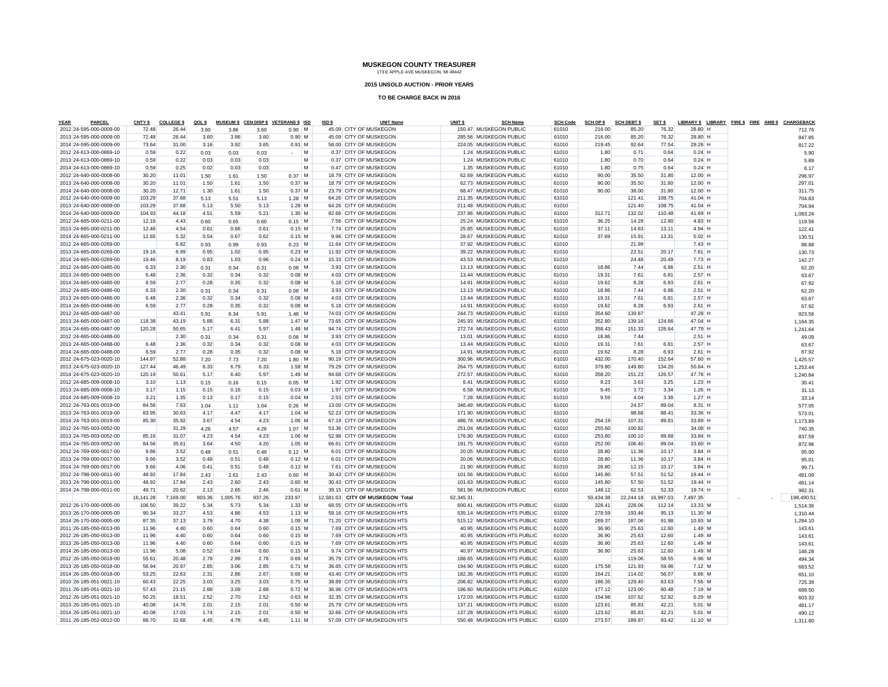# MUSKEGON COUNTY TREASURER

173 E APPLE AVE MUSKEGON, MI 49442

**2015 UNSOLD AUCTION - PRIOR YEARS**

**TO BE CHARGE BACK IN 2016**

| YEAR | PARCEL | CNTY $ | COLLEGE $ | QOL $ | MUSEUM $ | CEN DISP $ | VETERANS $ | ISD | ISD $ | UNIT Name | UNIT $ | SCH Name | SCH Code | SCH OP $ | SCH DEBT $ | SET $ | LIBRARY $ | LIBRARY | FIRE $ | FIRE | AMB $ | CHARGEBACK |
|---|---|---|---|---|---|---|---|---|---|---|---|---|---|---|---|---|---|---|---|---|---|---|
| 2012 | 24-595-000-0009-00 | 72.48 | 26.44 | 3.60 | 3.86 | 3.60 | 0.90 | M | 45.09 | CITY OF MUSKEGON | 150.47 | MUSKEGON PUBLIC | 61010 | 216.00 | 85.20 | 76.32 | 28.80 | H | | | | 712.76 |
| 2013 | 24-595-000-0009-00 | 72.48 | 26.44 | 3.86 | 3.60 | 3.60 | 0.90 | M | 45.09 | CITY OF MUSKEGON | 285.56 | MUSKEGON PUBLIC | 61010 | 216.00 | 85.20 | 76.32 | 28.80 | H | | | | 847.85 |
| 2014 | 24-595-000-0009-00 | 73.64 | 31.00 | 3.16 | 3.92 | 3.65 | 0.91 | M | 58.00 | CITY OF MUSKEGON | 224.05 | MUSKEGON PUBLIC | 61010 | 219.45 | 92.64 | 77.54 | 29.26 | H | | | | 817.22 |
| 2012 | 24-613-000-0869-10 | 0.59 | 0.22 | 0.03 | 0.03 | 0.03 | - | M | 0.37 | CITY OF MUSKEGON | 1.24 | MUSKEGON PUBLIC | 61010 | 1.80 | 0.71 | 0.64 | 0.24 | H | | | | 5.90 |
| 2013 | 24-613-000-0869-10 | 0.59 | 0.22 | 0.03 | 0.03 | 0.03 | | M | 0.37 | CITY OF MUSKEGON | 1.24 | MUSKEGON PUBLIC | 61010 | 1.80 | 0.70 | 0.64 | 0.24 | H | | | | 5.89 |
| 2014 | 24-613-000-0869-10 | 0.59 | 0.25 | 0.02 | 0.03 | 0.03 | | M | 0.47 | CITY OF MUSKEGON | 1.35 | MUSKEGON PUBLIC | 61010 | 1.80 | 0.75 | 0.64 | 0.24 | H | | | | 6.17 |
| 2012 | 24-640-000-0008-00 | 30.20 | 11.01 | 1.50 | 1.61 | 1.50 | 0.37 | M | 18.79 | CITY OF MUSKEGON | 62.69 | MUSKEGON PUBLIC | 61010 | 90.00 | 35.50 | 31.80 | 12.00 | H | | | | 296.97 |
| 2013 | 24-640-000-0008-00 | 30.20 | 11.01 | 1.50 | 1.61 | 1.50 | 0.37 | M | 18.79 | CITY OF MUSKEGON | 62.73 | MUSKEGON PUBLIC | 61010 | 90.00 | 35.50 | 31.80 | 12.00 | H | | | | 297.01 |
| 2014 | 24-640-000-0008-00 | 30.20 | 12.71 | 1.30 | 1.61 | 1.50 | 0.37 | M | 23.79 | CITY OF MUSKEGON | 68.47 | MUSKEGON PUBLIC | 61010 | 90.00 | 38.00 | 31.80 | 12.00 | H | | | | 311.75 |
| 2012 | 24-640-000-0009-00 | 103.29 | 37.68 | 5.13 | 5.51 | 5.13 | 1.28 | M | 64.26 | CITY OF MUSKEGON | 211.35 | MUSKEGON PUBLIC | 61010 | | 121.41 | 108.75 | 41.04 | H | | | | 704.83 |
| 2013 | 24-640-000-0009-00 | 103.29 | 37.68 | 5.13 | 5.50 | 5.13 | 1.28 | M | 64.26 | CITY OF MUSKEGON | 211.48 | MUSKEGON PUBLIC | 61010 | | 121.40 | 108.75 | 41.04 | H | | | | 704.94 |
| 2014 | 24-640-000-0009-00 | 104.93 | 44.18 | 4.51 | 5.59 | 5.21 | 1.30 | M | 82.66 | CITY OF MUSKEGON | 237.96 | MUSKEGON PUBLIC | 61010 | 312.71 | 132.02 | 110.48 | 41.69 | H | | | | 1,083.24 |
| 2012 | 24-665-000-0211-00 | 12.16 | 4.43 | 0.60 | 0.65 | 0.60 | 0.15 | M | 7.56 | CITY OF MUSKEGON | 25.24 | MUSKEGON PUBLIC | 61010 | 36.25 | 14.29 | 12.80 | 4.83 | H | | | | 119.56 |
| 2013 | 24-665-000-0211-00 | 12.46 | 4.54 | 0.61 | 0.66 | 0.61 | 0.15 | M | 7.74 | CITY OF MUSKEGON | 25.85 | MUSKEGON PUBLIC | 61010 | 37.11 | 14.63 | 13.11 | 4.94 | H | | | | 122.41 |
| 2014 | 24-665-000-0211-00 | 12.65 | 5.32 | 0.54 | 0.67 | 0.62 | 0.15 | M | 9.96 | CITY OF MUSKEGON | 28.67 | MUSKEGON PUBLIC | 61010 | 37.69 | 15.91 | 13.31 | 5.02 | H | | | | 130.51 |
| 2012 | 24-665-000-0269-00 | | 6.82 | 0.93 | 0.99 | 0.93 | 0.23 | M | 11.64 | CITY OF MUSKEGON | 37.92 | MUSKEGON PUBLIC | 61010 | | 21.99 | | 7.43 | H | | | | 88.88 |
| 2013 | 24-665-000-0269-00 | 19.16 | 6.99 | 0.95 | 1.02 | 0.95 | 0.23 | M | 11.92 | CITY OF MUSKEGON | 39.22 | MUSKEGON PUBLIC | 61010 | | 22.51 | 20.17 | 7.61 | H | | | | 130.73 |
| 2014 | 24-665-000-0269-00 | 19.46 | 8.19 | 0.83 | 1.03 | 0.96 | 0.24 | M | 15.33 | CITY OF MUSKEGON | 43.53 | MUSKEGON PUBLIC | 61010 | | 24.48 | 20.49 | 7.73 | H | | | | 142.27 |
| 2012 | 24-665-000-0485-00 | 6.33 | 2.30 | 0.31 | 0.34 | 0.31 | 0.08 | M | 3.93 | CITY OF MUSKEGON | 13.13 | MUSKEGON PUBLIC | 61010 | 18.86 | 7.44 | 6.66 | 2.51 | H | | | | 62.20 |
| 2013 | 24-665-000-0485-00 | 6.48 | 2.36 | 0.32 | 0.34 | 0.32 | 0.08 | M | 4.03 | CITY OF MUSKEGON | 13.44 | MUSKEGON PUBLIC | 61010 | 19.31 | 7.61 | 6.81 | 2.57 | H | | | | 63.67 |
| 2014 | 24-665-000-0485-00 | 6.59 | 2.77 | 0.28 | 0.35 | 0.32 | 0.08 | M | 5.18 | CITY OF MUSKEGON | 14.91 | MUSKEGON PUBLIC | 61010 | 19.62 | 8.28 | 6.93 | 2.61 | H | | | | 67.92 |
| 2012 | 24-665-000-0486-00 | 6.33 | 2.30 | 0.31 | 0.34 | 0.31 | 0.08 | M | 3.93 | CITY OF MUSKEGON | 13.13 | MUSKEGON PUBLIC | 61010 | 18.86 | 7.44 | 6.66 | 2.51 | H | | | | 62.20 |
| 2013 | 24-665-000-0486-00 | 6.48 | 2.36 | 0.32 | 0.34 | 0.32 | 0.08 | M | 4.03 | CITY OF MUSKEGON | 13.44 | MUSKEGON PUBLIC | 61010 | 19.31 | 7.61 | 6.81 | 2.57 | H | | | | 63.67 |
| 2014 | 24-665-000-0486-00 | 6.59 | 2.77 | 0.28 | 0.35 | 0.32 | 0.08 | M | 5.18 | CITY OF MUSKEGON | 14.91 | MUSKEGON PUBLIC | 61010 | 19.62 | 8.28 | 6.93 | 2.61 | H | | | | 67.92 |
| 2012 | 24-665-000-0487-00 | | 43.41 | 5.91 | 6.34 | 5.91 | 1.48 | M | 74.03 | CITY OF MUSKEGON | 244.73 | MUSKEGON PUBLIC | 61010 | 354.60 | 139.87 | | 47.28 | H | | | | 923.56 |
| 2013 | 24-665-000-0487-00 | 118.38 | 43.19 | 5.88 | 6.31 | 5.88 | 1.47 | M | 73.65 | CITY OF MUSKEGON | 245.93 | MUSKEGON PUBLIC | 61010 | 352.80 | 139.16 | 124.66 | 47.04 | H | | | | 1,164.35 |
| 2014 | 24-665-000-0487-00 | 120.28 | 50.65 | 5.17 | 6.41 | 5.97 | 1.49 | M | 94.74 | CITY OF MUSKEGON | 272.74 | MUSKEGON PUBLIC | 61010 | 358.43 | 151.33 | 126.64 | 47.79 | H | | | | 1,241.64 |
| 2012 | 24-665-000-0488-00 | | 2.30 | 0.31 | 0.34 | 0.31 | 0.08 | M | 3.93 | CITY OF MUSKEGON | 13.01 | MUSKEGON PUBLIC | 61010 | 18.86 | 7.44 | | 2.51 | H | | | | 49.09 |
| 2013 | 24-665-000-0488-00 | 6.48 | 2.36 | 0.32 | 0.34 | 0.32 | 0.08 | M | 4.03 | CITY OF MUSKEGON | 13.44 | MUSKEGON PUBLIC | 61010 | 19.31 | 7.61 | 6.81 | 2.57 | H | | | | 63.67 |
| 2014 | 24-665-000-0488-00 | 6.59 | 2.77 | 0.28 | 0.35 | 0.32 | 0.08 | M | 5.18 | CITY OF MUSKEGON | 14.91 | MUSKEGON PUBLIC | 61010 | 19.62 | 8.28 | 6.93 | 2.61 | H | | | | 67.92 |
| 2012 | 24-675-023-0020-10 | 144.97 | 52.88 | 7.20 | 7.73 | 7.20 | 1.80 | M | 90.19 | CITY OF MUSKEGON | 300.96 | MUSKEGON PUBLIC | 61010 | 432.00 | 170.40 | 152.64 | 57.60 | H | | | | 1,425.57 |
| 2013 | 24-675-023-0020-10 | 127.44 | 46.49 | 6.33 | 6.79 | 6.33 | 1.58 | M | 79.29 | CITY OF MUSKEGON | 264.75 | MUSKEGON PUBLIC | 61010 | 379.80 | 149.80 | 134.20 | 50.64 | H | | | | 1,253.44 |
| 2014 | 24-675-023-0020-10 | 120.19 | 50.61 | 5.17 | 6.40 | 5.97 | 1.49 | M | 94.68 | CITY OF MUSKEGON | 272.57 | MUSKEGON PUBLIC | 61010 | 358.20 | 151.23 | 126.57 | 47.76 | H | | | | 1,240.84 |
| 2012 | 24-685-009-0008-10 | 3.10 | 1.13 | 0.15 | 0.16 | 0.15 | 0.05 | M | 1.92 | CITY OF MUSKEGON | 6.41 | MUSKEGON PUBLIC | 61010 | 9.23 | 3.63 | 3.25 | 1.23 | H | | | | 30.41 |
| 2013 | 24-685-009-0008-10 | 3.17 | 1.15 | 0.15 | 0.16 | 0.15 | 0.03 | M | 1.97 | CITY OF MUSKEGON | 6.58 | MUSKEGON PUBLIC | 61010 | 9.45 | 3.72 | 3.34 | 1.26 | H | | | | 31.13 |
| 2014 | 24-685-009-0008-10 | 3.21 | 1.35 | 0.13 | 0.17 | 0.15 | 0.04 | M | 2.53 | CITY OF MUSKEGON | 7.28 | MUSKEGON PUBLIC | 61010 | 9.59 | 4.04 | 3.38 | 1.27 | H | | | | 33.14 |
| 2012 | 24-763-001-0019-00 | 84.56 | 7.63 | 1.04 | 1.11 | 1.04 | 0.26 | M | 13.00 | CITY OF MUSKEGON | 346.49 | MUSKEGON PUBLIC | 61010 | | 24.57 | 89.04 | 8.31 | H | | | | 577.05 |
| 2013 | 24-763-001-0019-00 | 83.95 | 30.63 | 4.17 | 4.47 | 4.17 | 1.04 | M | 52.23 | CITY OF MUSKEGON | 171.90 | MUSKEGON PUBLIC | 61010 | | 98.68 | 88.41 | 33.36 | H | | | | 573.01 |
| 2014 | 24-763-001-0019-00 | 85.30 | 35.92 | 3.67 | 4.54 | 4.23 | 1.06 | M | 67.19 | CITY OF MUSKEGON | 486.78 | MUSKEGON PUBLIC | 61010 | 254.19 | 107.31 | 89.81 | 33.89 | H | | | | 1,173.89 |
| 2012 | 24-765-003-0052-00 | | 31.29 | 4.26 | 4.57 | 4.26 | 1.07 | M | 53.36 | CITY OF MUSKEGON | 251.04 | MUSKEGON PUBLIC | 61010 | 255.60 | 100.82 | | 34.08 | H | | | | 740.35 |
| 2013 | 24-765-003-0052-00 | 85.16 | 31.07 | 4.23 | 4.54 | 4.23 | 1.06 | M | 52.98 | CITY OF MUSKEGON | 176.90 | MUSKEGON PUBLIC | 61010 | 253.80 | 100.10 | 89.68 | 33.84 | H | | | | 837.59 |
| 2014 | 24-765-003-0052-00 | 84.56 | 35.61 | 3.64 | 4.50 | 4.20 | 1.05 | M | 66.61 | CITY OF MUSKEGON | 191.75 | MUSKEGON PUBLIC | 61010 | 252.00 | 106.40 | 89.04 | 33.60 | H | | | | 872.96 |
| 2012 | 24-769-000-0017-00 | 9.66 | 3.52 | 0.48 | 0.51 | 0.48 | 0.12 | M | 6.01 | CITY OF MUSKEGON | 20.05 | MUSKEGON PUBLIC | 61010 | 28.80 | 11.36 | 10.17 | 3.84 | H | | | | 95.00 |
| 2013 | 24-769-000-0017-00 | 9.66 | 3.52 | 0.48 | 0.51 | 0.48 | 0.12 | M | 6.01 | CITY OF MUSKEGON | 20.06 | MUSKEGON PUBLIC | 61010 | 28.80 | 11.36 | 10.17 | 3.84 | H | | | | 95.01 |
| 2014 | 24-769-000-0017-00 | 9.66 | 4.06 | 0.41 | 0.51 | 0.48 | 0.12 | M | 7.61 | CITY OF MUSKEGON | 21.90 | MUSKEGON PUBLIC | 61010 | 28.80 | 12.15 | 10.17 | 3.84 | H | | | | 99.71 |
| 2012 | 24-798-000-0011-00 | 48.92 | 17.84 | 2.43 | 2.61 | 2.43 | 0.60 | M | 30.43 | CITY OF MUSKEGON | 101.56 | MUSKEGON PUBLIC | 61010 | 145.80 | 57.51 | 51.52 | 19.44 | H | | | | 481.09 |
| 2013 | 24-798-000-0011-00 | 48.92 | 17.84 | 2.43 | 2.60 | 2.43 | 0.60 | M | 30.43 | CITY OF MUSKEGON | 101.63 | MUSKEGON PUBLIC | 61010 | 145.80 | 57.50 | 51.52 | 19.44 | H | | | | 481.14 |
| 2014 | 24-798-000-0011-00 | 49.71 | 20.92 | 2.13 | 2.65 | 2.46 | 0.61 | M | 39.15 | CITY OF MUSKEGON | 581.96 | MUSKEGON PUBLIC | 61010 | 148.12 | 62.53 | 52.33 | 19.74 | H | | | | 982.31 |
| | | 16,141.28 | 7,169.00 | 903.36 | 1,005.76 | 937.26 | 233.97 | | 12,581.63 | **CITY OF MUSKEGON Total** | 62,345.31 | | | 50,434.38 | 22,244.18 | 16,997.03 | 7,497.35 | | - | | - | 198,490.51 |
| 2012 | 26-170-000-0005-00 | 106.50 | 39.22 | 5.34 | 5.73 | 5.34 | 1.33 | M | 68.55 | CITY OF MUSKEGON HTS | 600.41 | MUSKEGON HTS PUBLIC | 61020 | 328.41 | 228.06 | 112.14 | 13.33 | M | | | | 1,514.36 |
| 2013 | 26-170-000-0005-00 | 90.34 | 33.27 | 4.53 | 4.86 | 4.53 | 1.13 | M | 58.16 | CITY OF MUSKEGON HTS | 535.14 | MUSKEGON HTS PUBLIC | 61020 | 278.59 | 193.46 | 95.13 | 11.30 | M | | | | 1,310.44 |
| 2014 | 26-170-000-0005-00 | 87.35 | 37.13 | 3.79 | 4.70 | 4.38 | 1.09 | M | 71.20 | CITY OF MUSKEGON HTS | 515.12 | MUSKEGON HTS PUBLIC | 61020 | 269.37 | 187.06 | 91.98 | 10.93 | M | | | | 1,284.10 |
| 2011 | 26-185-050-0013-00 | 11.96 | 4.40 | 0.60 | 0.64 | 0.60 | 0.15 | M | 7.69 | CITY OF MUSKEGON HTS | 40.95 | MUSKEGON HTS PUBLIC | 61020 | 36.90 | 25.63 | 12.60 | 1.49 | M | | | | 143.61 |
| 2012 | 26-185-050-0013-00 | 11.96 | 4.40 | 0.60 | 0.64 | 0.60 | 0.15 | M | 7.69 | CITY OF MUSKEGON HTS | 40.95 | MUSKEGON HTS PUBLIC | 61020 | 36.90 | 25.63 | 12.60 | 1.49 | M | | | | 143.61 |
| 2013 | 26-185-050-0013-00 | 11.96 | 4.40 | 0.60 | 0.64 | 0.60 | 0.15 | M | 7.69 | CITY OF MUSKEGON HTS | 40.95 | MUSKEGON HTS PUBLIC | 61020 | 36.90 | 25.63 | 12.60 | 1.49 | M | | | | 143.61 |
| 2014 | 26-185-050-0013-00 | 11.96 | 5.08 | 0.52 | 0.64 | 0.60 | 0.15 | M | 9.74 | CITY OF MUSKEGON HTS | 40.97 | MUSKEGON HTS PUBLIC | 61020 | 36.90 | 25.63 | 12.60 | 1.49 | M | | | | 146.28 |
| 2012 | 26-185-050-0018-00 | 55.61 | 20.48 | 2.78 | 2.99 | 2.78 | 0.69 | M | 35.79 | CITY OF MUSKEGON HTS | 188.65 | MUSKEGON HTS PUBLIC | 61020 | | 119.06 | 58.55 | 6.96 | M | | | | 494.34 |
| 2013 | 26-185-050-0018-00 | 56.94 | 20.97 | 2.85 | 3.06 | 2.85 | 0.71 | M | 36.65 | CITY OF MUSKEGON HTS | 194.90 | MUSKEGON HTS PUBLIC | 61020 | 175.58 | 121.93 | 59.96 | 7.12 | M | | | | 683.52 |
| 2014 | 26-185-050-0018-00 | 53.25 | 22.63 | 2.31 | 2.86 | 2.67 | 0.66 | M | 43.40 | CITY OF MUSKEGON HTS | 182.36 | MUSKEGON HTS PUBLIC | 61020 | 164.21 | 114.02 | 56.07 | 6.66 | M | | | | 651.10 |
| 2010 | 26-185-051-0021-10 | 60.43 | 22.25 | 3.03 | 3.25 | 3.03 | 0.75 | M | 38.89 | CITY OF MUSKEGON HTS | 206.82 | MUSKEGON HTS PUBLIC | 61020 | 186.35 | 129.40 | 63.63 | 7.56 | M | | | | 725.39 |
| 2011 | 26-185-051-0021-10 | 57.43 | 21.15 | 2.88 | 3.09 | 2.88 | 0.72 | M | 36.96 | CITY OF MUSKEGON HTS | 196.60 | MUSKEGON HTS PUBLIC | 61020 | 177.12 | 123.00 | 60.48 | 7.19 | M | | | | 689.50 |
| 2012 | 26-185-051-0021-10 | 50.25 | 18.51 | 2.52 | 2.70 | 2.52 | 0.63 | M | 32.35 | CITY OF MUSKEGON HTS | 172.03 | MUSKEGON HTS PUBLIC | 61020 | 154.98 | 107.62 | 52.92 | 6.29 | M | | | | 603.32 |
| 2013 | 26-185-051-0021-10 | 40.08 | 14.76 | 2.01 | 2.15 | 2.01 | 0.50 | M | 25.79 | CITY OF MUSKEGON HTS | 137.21 | MUSKEGON HTS PUBLIC | 61020 | 123.61 | 85.83 | 42.21 | 5.01 | M | | | | 481.17 |
| 2014 | 26-185-051-0021-10 | 40.08 | 17.03 | 1.74 | 2.15 | 2.01 | 0.50 | M | 32.66 | CITY OF MUSKEGON HTS | 137.28 | MUSKEGON HTS PUBLIC | 61020 | 123.62 | 85.83 | 42.21 | 5.01 | M | | | | 490.12 |
| 2011 | 26-185-052-0012-00 | 88.70 | 32.68 | 4.45 | 4.78 | 4.45 | 1.11 | M | 57.09 | CITY OF MUSKEGON HTS | 550.48 | MUSKEGON HTS PUBLIC | 61020 | 273.57 | 189.97 | 93.42 | 11.10 | M | | | | 1,311.80 |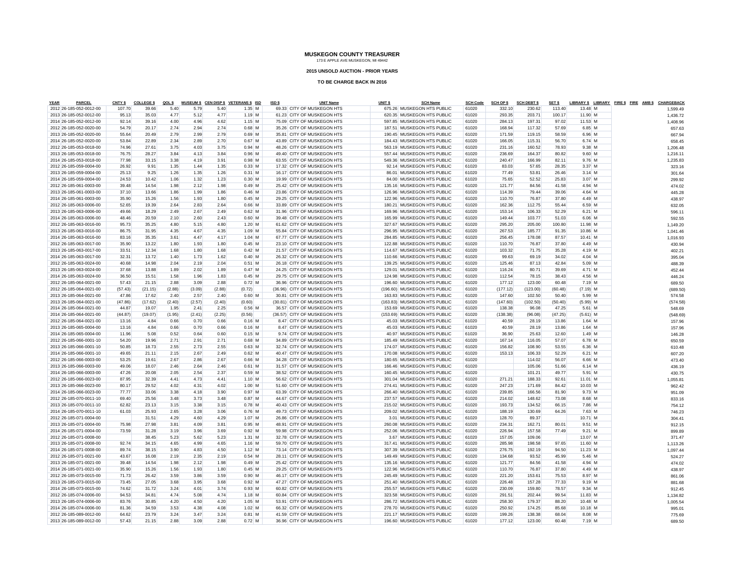# MUSKEGON COUNTY TREASURER

173 E APPLE AVE MUSKEGON, MI 49442

**2015 UNSOLD AUCTION - PRIOR YEARS**

**TO BE CHARGE BACK IN 2016**

| YEAR | PARCEL | CNTY $ | COLLEGE $ | QOL $ | MUSEUM $ | CEN DISP $ | VETERANS $ | ISD | ISD $ | UNIT Name | UNIT $ | SCH Name | SCH Code | SCH OP $ | SCH DEBT $ | SET $ | LIBRARY $ | LIBRARY | FIRE $ | FIRE | AMB $ | CHARGEBACK |
|---|---|---|---|---|---|---|---|---|---|---|---|---|---|---|---|---|---|---|---|---|---|---|
| 2012 | 26-185-052-0012-00 | 107.70 | 39.66 | 5.40 | 5.79 | 5.40 | 1.35 | M | 69.33 | CITY OF MUSKEGON HTS | 675.26 | MUSKEGON HTS PUBLIC | 61020 | 332.10 | 230.62 | 113.40 | 13.48 | M | | | | 1,599.49 |
| 2013 | 26-185-052-0012-00 | 95.13 | 35.03 | 4.77 | 5.12 | 4.77 | 1.19 | M | 61.23 | CITY OF MUSKEGON HTS | 620.35 | MUSKEGON HTS PUBLIC | 61020 | 293.35 | 203.71 | 100.17 | 11.90 | M | | | | 1,436.72 |
| 2014 | 26-185-052-0012-00 | 92.14 | 39.16 | 4.00 | 4.96 | 4.62 | 1.15 | M | 75.09 | CITY OF MUSKEGON HTS | 597.85 | MUSKEGON HTS PUBLIC | 61020 | 284.13 | 197.31 | 97.02 | 11.53 | M | | | | 1,408.96 |
| 2012 | 26-185-052-0020-00 | 54.79 | 20.17 | 2.74 | 2.94 | 2.74 | 0.68 | M | 35.26 | CITY OF MUSKEGON HTS | 187.51 | MUSKEGON HTS PUBLIC | 61020 | 168.94 | 117.32 | 57.69 | 6.85 | M | | | | 657.63 |
| 2013 | 26-185-052-0020-00 | 55.64 | 20.49 | 2.79 | 2.99 | 2.79 | 0.69 | M | 35.81 | CITY OF MUSKEGON HTS | 190.45 | MUSKEGON HTS PUBLIC | 61020 | 171.59 | 119.15 | 58.59 | 6.96 | M | | | | 667.94 |
| 2014 | 26-185-052-0020-00 | 53.84 | 22.89 | 2.34 | 2.89 | 2.70 | 0.67 | M | 43.89 | CITY OF MUSKEGON HTS | 184.43 | MUSKEGON HTS PUBLIC | 61020 | 166.05 | 115.31 | 56.70 | 6.74 | M | | | | 658.45 |
| 2012 | 26-185-053-0018-00 | 74.96 | 27.61 | 3.75 | 4.03 | 3.75 | 0.94 | M | 48.26 | CITY OF MUSKEGON HTS | 563.19 | MUSKEGON HTS PUBLIC | 61020 | 231.16 | 160.52 | 78.93 | 9.38 | M | | | | 1,206.48 |
| 2013 | 26-185-053-0018-00 | 76.75 | 28.27 | 3.84 | 4.13 | 3.84 | 0.96 | M | 49.40 | CITY OF MUSKEGON HTS | 557.44 | MUSKEGON HTS PUBLIC | 61020 | 236.69 | 164.37 | 80.82 | 9.60 | M | | | | 1,216.11 |
| 2014 | 26-185-053-0018-00 | 77.98 | 33.15 | 3.38 | 4.19 | 3.91 | 0.98 | M | 63.55 | CITY OF MUSKEGON HTS | 549.36 | MUSKEGON HTS PUBLIC | 61020 | 240.47 | 166.99 | 82.11 | 9.76 | M | | | | 1,235.83 |
| 2012 | 26-185-059-0004-00 | 26.92 | 9.91 | 1.35 | 1.44 | 1.35 | 0.33 | M | 17.32 | CITY OF MUSKEGON HTS | 92.14 | MUSKEGON HTS PUBLIC | 61020 | 83.03 | 57.65 | 28.35 | 3.37 | M | | | | 323.16 |
| 2013 | 26-185-059-0004-00 | 25.13 | 9.25 | 1.26 | 1.35 | 1.26 | 0.31 | M | 16.17 | CITY OF MUSKEGON HTS | 86.01 | MUSKEGON HTS PUBLIC | 61020 | 77.49 | 53.81 | 26.46 | 3.14 | M | | | | 301.64 |
| 2014 | 26-185-059-0004-00 | 24.53 | 10.42 | 1.06 | 1.32 | 1.23 | 0.30 | M | 19.99 | CITY OF MUSKEGON HTS | 84.00 | MUSKEGON HTS PUBLIC | 61020 | 75.65 | 52.52 | 25.83 | 3.07 | M | | | | 299.92 |
| 2012 | 26-185-061-0003-00 | 39.48 | 14.54 | 1.98 | 2.12 | 1.98 | 0.49 | M | 25.42 | CITY OF MUSKEGON HTS | 135.16 | MUSKEGON HTS PUBLIC | 61020 | 121.77 | 84.56 | 41.58 | 4.94 | M | | | | 474.02 |
| 2013 | 26-185-061-0003-00 | 37.10 | 13.66 | 1.86 | 1.99 | 1.86 | 0.46 | M | 23.86 | CITY OF MUSKEGON HTS | 126.96 | MUSKEGON HTS PUBLIC | 61020 | 114.39 | 79.44 | 39.06 | 4.64 | M | | | | 445.28 |
| 2014 | 26-185-061-0003-00 | 35.90 | 15.26 | 1.56 | 1.93 | 1.80 | 0.45 | M | 29.25 | CITY OF MUSKEGON HTS | 122.96 | MUSKEGON HTS PUBLIC | 61020 | 110.70 | 76.87 | 37.80 | 4.49 | M | | | | 438.97 |
| 2012 | 26-185-063-0006-00 | 52.65 | 19.39 | 2.64 | 2.83 | 2.64 | 0.66 | M | 33.89 | CITY OF MUSKEGON HTS | 180.21 | MUSKEGON HTS PUBLIC | 61020 | 162.36 | 112.75 | 55.44 | 6.59 | M | | | | 632.05 |
| 2013 | 26-185-063-0006-00 | 49.66 | 18.29 | 2.49 | 2.67 | 2.49 | 0.62 | M | 31.96 | CITY OF MUSKEGON HTS | 169.96 | MUSKEGON HTS PUBLIC | 61020 | 153.14 | 106.33 | 52.29 | 6.21 | M | | | | 596.11 |
| 2014 | 26-185-063-0006-00 | 48.46 | 20.59 | 2.10 | 2.60 | 2.43 | 0.60 | M | 39.48 | CITY OF MUSKEGON HTS | 165.99 | MUSKEGON HTS PUBLIC | 61020 | 149.44 | 103.77 | 51.03 | 6.06 | M | | | | 592.55 |
| 2012 | 26-185-063-0016-00 | 95.73 | 35.25 | 4.80 | 5.15 | 4.80 | 1.20 | M | 61.62 | CITY OF MUSKEGON HTS | 327.67 | MUSKEGON HTS PUBLIC | 61020 | 295.20 | 205.00 | 100.80 | 11.98 | M | | | | 1,149.20 |
| 2013 | 26-185-063-0016-00 | 86.75 | 31.95 | 4.35 | 4.67 | 4.35 | 1.09 | M | 55.84 | CITY OF MUSKEGON HTS | 296.95 | MUSKEGON HTS PUBLIC | 61020 | 267.53 | 185.77 | 91.35 | 10.86 | M | | | | 1,041.46 |
| 2014 | 26-185-063-0016-00 | 83.16 | 35.35 | 3.61 | 4.47 | 4.17 | 1.04 | M | 67.77 | CITY OF MUSKEGON HTS | 284.85 | MUSKEGON HTS PUBLIC | 61020 | 256.45 | 178.08 | 87.57 | 10.41 | M | | | | 1,016.93 |
| 2012 | 26-185-063-0017-00 | 35.90 | 13.22 | 1.80 | 1.93 | 1.80 | 0.45 | M | 23.10 | CITY OF MUSKEGON HTS | 122.88 | MUSKEGON HTS PUBLIC | 61020 | 110.70 | 76.87 | 37.80 | 4.49 | M | | | | 430.94 |
| 2013 | 26-185-063-0017-00 | 33.51 | 12.34 | 1.68 | 1.80 | 1.68 | 0.42 | M | 21.57 | CITY OF MUSKEGON HTS | 114.67 | MUSKEGON HTS PUBLIC | 61020 | 103.32 | 71.75 | 35.28 | 4.19 | M | | | | 402.21 |
| 2014 | 26-185-063-0017-00 | 32.31 | 13.72 | 1.40 | 1.73 | 1.62 | 0.40 | M | 26.32 | CITY OF MUSKEGON HTS | 110.66 | MUSKEGON HTS PUBLIC | 61020 | 99.63 | 69.19 | 34.02 | 4.04 | M | | | | 395.04 |
| 2012 | 26-185-063-0024-00 | 40.68 | 14.98 | 2.04 | 2.19 | 2.04 | 0.51 | M | 26.18 | CITY OF MUSKEGON HTS | 139.25 | MUSKEGON HTS PUBLIC | 61020 | 125.46 | 87.13 | 42.84 | 5.09 | M | | | | 488.39 |
| 2013 | 26-185-063-0024-00 | 37.68 | 13.88 | 1.89 | 2.02 | 1.89 | 0.47 | M | 24.25 | CITY OF MUSKEGON HTS | 129.01 | MUSKEGON HTS PUBLIC | 61020 | 116.24 | 80.71 | 39.69 | 4.71 | M | | | | 452.44 |
| 2014 | 26-185-063-0024-00 | 36.50 | 15.51 | 1.58 | 1.96 | 1.83 | 0.45 | M | 29.75 | CITY OF MUSKEGON HTS | 124.98 | MUSKEGON HTS PUBLIC | 61020 | 112.54 | 78.15 | 38.43 | 4.56 | M | | | | 446.24 |
| 2012 | 26-185-064-0021-00 | 57.43 | 21.15 | 2.88 | 3.09 | 2.88 | 0.72 | M | 36.96 | CITY OF MUSKEGON HTS | 196.60 | MUSKEGON HTS PUBLIC | 61020 | 177.12 | 123.00 | 60.48 | 7.19 | M | | | | 689.50 |
| 2012 | 26-185-064-0021-00 | (57.43) | (21.15) | (2.88) | (3.09) | (2.88) | (0.72) | | (36.96) | CITY OF MUSKEGON HTS | (196.60) | MUSKEGON HTS PUBLIC | 61020 | (177.12) | (123.00) | (60.48) | (7.19) | M | | | | (689.50) |
| 2013 | 26-185-064-0021-00 | 47.86 | 17.62 | 2.40 | 2.57 | 2.40 | 0.60 | M | 30.81 | CITY OF MUSKEGON HTS | 163.83 | MUSKEGON HTS PUBLIC | 61020 | 147.60 | 102.50 | 50.40 | 5.99 | M | | | | 574.58 |
| 2013 | 26-185-064-0021-00 | (47.86) | (17.62) | (2.40) | (2.57) | (2.40) | (0.60) | | (30.81) | CITY OF MUSKEGON HTS | (163.83) | MUSKEGON HTS PUBLIC | 61020 | (147.60) | (102.50) | (50.40) | (5.99) | M | | | | (574.58) |
| 2014 | 26-185-064-0021-00 | 44.87 | 19.07 | 1.95 | 2.41 | 2.25 | 0.56 | M | 36.57 | CITY OF MUSKEGON HTS | 153.69 | MUSKEGON HTS PUBLIC | 61020 | 138.38 | 96.08 | 47.25 | 5.61 | M | | | | 548.69 |
| 2014 | 26-185-064-0021-00 | (44.87) | (19.07) | (1.95) | (2.41) | (2.25) | (0.56) | | (36.57) | CITY OF MUSKEGON HTS | (153.69) | MUSKEGON HTS PUBLIC | 61020 | (138.38) | (96.08) | (47.25) | (5.61) | M | | | | (548.69) |
| 2012 | 26-185-064-0021-00 | 13.16 | 4.84 | 0.66 | 0.70 | 0.66 | 0.16 | M | 8.47 | CITY OF MUSKEGON HTS | 45.03 | MUSKEGON HTS PUBLIC | 61020 | 40.59 | 28.19 | 13.86 | 1.64 | M | | | | 157.96 |
| 2013 | 26-185-065-0004-00 | 13.16 | 4.84 | 0.66 | 0.70 | 0.66 | 0.16 | M | 8.47 | CITY OF MUSKEGON HTS | 45.03 | MUSKEGON HTS PUBLIC | 61020 | 40.59 | 28.19 | 13.86 | 1.64 | M | | | | 157.96 |
| 2014 | 26-185-065-0004-00 | 11.96 | 5.08 | 0.52 | 0.64 | 0.60 | 0.15 | M | 9.74 | CITY OF MUSKEGON HTS | 40.97 | MUSKEGON HTS PUBLIC | 61020 | 36.90 | 25.63 | 12.60 | 1.49 | M | | | | 146.28 |
| 2012 | 26-185-066-0001-10 | 54.20 | 19.96 | 2.71 | 2.91 | 2.71 | 0.68 | M | 34.89 | CITY OF MUSKEGON HTS | 185.49 | MUSKEGON HTS PUBLIC | 61020 | 167.14 | 116.05 | 57.07 | 6.78 | M | | | | 650.59 |
| 2013 | 26-185-066-0001-10 | 50.85 | 18.73 | 2.55 | 2.73 | 2.55 | 0.63 | M | 32.74 | CITY OF MUSKEGON HTS | 174.07 | MUSKEGON HTS PUBLIC | 61020 | 156.82 | 108.90 | 53.55 | 6.36 | M | | | | 610.48 |
| 2014 | 26-185-066-0001-10 | 49.65 | 21.11 | 2.15 | 2.67 | 2.49 | 0.62 | M | 40.47 | CITY OF MUSKEGON HTS | 170.08 | MUSKEGON HTS PUBLIC | 61020 | 153.13 | 106.33 | 52.29 | 6.21 | M | | | | 607.20 |
| 2012 | 26-185-066-0003-00 | 53.25 | 19.61 | 2.67 | 2.86 | 2.67 | 0.66 | M | 34.28 | CITY OF MUSKEGON HTS | 180.65 | MUSKEGON HTS PUBLIC | 61020 | | 114.02 | 56.07 | 6.66 | M | | | | 473.40 |
| 2013 | 26-185-066-0003-00 | 49.06 | 18.07 | 2.46 | 2.64 | 2.46 | 0.61 | M | 31.57 | CITY OF MUSKEGON HTS | 166.46 | MUSKEGON HTS PUBLIC | 61020 | | 105.06 | 51.66 | 6.14 | M | | | | 436.19 |
| 2014 | 26-185-066-0003-00 | 47.26 | 20.08 | 2.05 | 2.54 | 2.37 | 0.59 | M | 38.52 | CITY OF MUSKEGON HTS | 160.45 | MUSKEGON HTS PUBLIC | 61020 | | 101.21 | 49.77 | 5.91 | M | | | | 430.75 |
| 2012 | 26-185-066-0023-00 | 87.95 | 32.39 | 4.41 | 4.73 | 4.41 | 1.10 | M | 56.62 | CITY OF MUSKEGON HTS | 301.04 | MUSKEGON HTS PUBLIC | 61020 | 271.21 | 188.33 | 92.61 | 11.01 | M | | | | 1,055.81 |
| 2013 | 26-185-066-0023-00 | 80.17 | 29.52 | 4.02 | 4.31 | 4.02 | 1.00 | M | 51.60 | CITY OF MUSKEGON HTS | 274.41 | MUSKEGON HTS PUBLIC | 61020 | 247.23 | 171.69 | 84.42 | 10.03 | M | | | | 962.42 |
| 2014 | 26-185-066-0023-00 | 77.77 | 33.06 | 3.38 | 4.18 | 3.90 | 0.97 | M | 63.39 | CITY OF MUSKEGON HTS | 266.40 | MUSKEGON HTS PUBLIC | 61020 | 239.85 | 166.56 | 81.90 | 9.73 | M | | | | 951.09 |
| 2012 | 26-185-070-0011-10 | 69.40 | 25.56 | 3.48 | 3.73 | 3.48 | 0.87 | M | 44.67 | CITY OF MUSKEGON HTS | 237.57 | MUSKEGON HTS PUBLIC | 61020 | 214.02 | 148.62 | 73.08 | 8.68 | M | | | | 833.16 |
| 2013 | 26-185-070-0011-10 | 62.82 | 23.13 | 3.15 | 3.38 | 3.15 | 0.78 | M | 40.43 | CITY OF MUSKEGON HTS | 215.02 | MUSKEGON HTS PUBLIC | 61020 | 193.73 | 134.52 | 66.15 | 7.86 | M | | | | 754.12 |
| 2014 | 26-185-070-0011-10 | 61.03 | 25.93 | 2.65 | 3.28 | 3.06 | 0.76 | M | 49.73 | CITY OF MUSKEGON HTS | 209.02 | MUSKEGON HTS PUBLIC | 61020 | 188.19 | 130.69 | 64.26 | 7.63 | M | | | | 746.23 |
| 2012 | 26-185-071-0004-00 | | 31.51 | 4.29 | 4.60 | 4.29 | 1.07 | M | 26.86 | CITY OF MUSKEGON HTS | 3.01 | MUSKEGON HTS PUBLIC | 61020 | 128.70 | 89.37 | | 10.71 | M | | | | 304.41 |
| 2013 | 26-185-071-0004-00 | 75.98 | 27.98 | 3.81 | 4.09 | 3.81 | 0.95 | M | 48.91 | CITY OF MUSKEGON HTS | 260.08 | MUSKEGON HTS PUBLIC | 61020 | 234.31 | 162.71 | 80.01 | 9.51 | M | | | | 912.15 |
| 2014 | 26-185-071-0004-00 | 73.59 | 31.28 | 3.19 | 3.96 | 3.69 | 0.92 | M | 59.98 | CITY OF MUSKEGON HTS | 252.06 | MUSKEGON HTS PUBLIC | 61020 | 226.94 | 157.58 | 77.49 | 9.21 | M | | | | 899.89 |
| 2012 | 26-185-071-0008-00 | | 38.45 | 5.23 | 5.62 | 5.23 | 1.31 | M | 32.78 | CITY OF MUSKEGON HTS | 3.67 | MUSKEGON HTS PUBLIC | 61020 | 157.05 | 109.06 | | 13.07 | M | | | | 371.47 |
| 2013 | 26-185-071-0008-00 | 92.74 | 34.15 | 4.65 | 4.99 | 4.65 | 1.16 | M | 59.70 | CITY OF MUSKEGON HTS | 317.41 | MUSKEGON HTS PUBLIC | 61020 | 285.98 | 198.58 | 97.65 | 11.60 | M | | | | 1,113.26 |
| 2014 | 26-185-071-0008-00 | 89.74 | 38.15 | 3.90 | 4.83 | 4.50 | 1.12 | M | 73.14 | CITY OF MUSKEGON HTS | 307.39 | MUSKEGON HTS PUBLIC | 61020 | 276.75 | 192.19 | 94.50 | 11.23 | M | | | | 1,097.44 |
| 2012 | 26-185-071-0021-00 | 43.67 | 16.08 | 2.19 | 2.35 | 2.19 | 0.54 | M | 28.11 | CITY OF MUSKEGON HTS | 149.49 | MUSKEGON HTS PUBLIC | 61020 | 134.68 | 93.52 | 45.99 | 5.46 | M | | | | 524.27 |
| 2013 | 26-185-071-0021-00 | 39.48 | 14.54 | 1.98 | 2.12 | 1.98 | 0.49 | M | 25.42 | CITY OF MUSKEGON HTS | 135.16 | MUSKEGON HTS PUBLIC | 61020 | 121.77 | 84.56 | 41.58 | 4.94 | M | | | | 474.02 |
| 2014 | 26-185-071-0021-00 | 35.90 | 15.26 | 1.56 | 1.93 | 1.80 | 0.45 | M | 29.25 | CITY OF MUSKEGON HTS | 122.96 | MUSKEGON HTS PUBLIC | 61020 | 110.70 | 76.87 | 37.80 | 4.49 | M | | | | 438.97 |
| 2012 | 26-185-073-0015-00 | 71.73 | 26.42 | 3.59 | 3.86 | 3.59 | 0.90 | M | 46.17 | CITY OF MUSKEGON HTS | 245.49 | MUSKEGON HTS PUBLIC | 61020 | 221.20 | 153.61 | 75.53 | 8.97 | M | | | | 861.06 |
| 2013 | 26-185-073-0015-00 | 73.45 | 27.05 | 3.68 | 3.95 | 3.68 | 0.92 | M | 47.27 | CITY OF MUSKEGON HTS | 251.40 | MUSKEGON HTS PUBLIC | 61020 | 226.48 | 157.28 | 77.33 | 9.19 | M | | | | 881.68 |
| 2014 | 26-185-073-0015-00 | 74.62 | 31.72 | 3.24 | 4.01 | 3.74 | 0.93 | M | 60.82 | CITY OF MUSKEGON HTS | 255.57 | MUSKEGON HTS PUBLIC | 61020 | 230.09 | 159.80 | 78.57 | 9.34 | M | | | | 912.45 |
| 2012 | 26-185-074-0006-00 | 94.53 | 34.81 | 4.74 | 5.08 | 4.74 | 1.18 | M | 60.84 | CITY OF MUSKEGON HTS | 323.58 | MUSKEGON HTS PUBLIC | 61020 | 291.51 | 202.44 | 99.54 | 11.83 | M | | | | 1,134.82 |
| 2013 | 26-185-074-0006-00 | 83.76 | 30.85 | 4.20 | 4.50 | 4.20 | 1.05 | M | 53.91 | CITY OF MUSKEGON HTS | 286.72 | MUSKEGON HTS PUBLIC | 61020 | 258.30 | 179.37 | 88.20 | 10.48 | M | | | | 1,005.54 |
| 2014 | 26-185-074-0006-00 | 81.36 | 34.59 | 3.53 | 4.38 | 4.08 | 1.02 | M | 66.32 | CITY OF MUSKEGON HTS | 278.70 | MUSKEGON HTS PUBLIC | 61020 | 250.92 | 174.25 | 85.68 | 10.18 | M | | | | 995.01 |
| 2012 | 26-185-089-0012-00 | 64.62 | 23.79 | 3.24 | 3.47 | 3.24 | 0.81 | M | 41.59 | CITY OF MUSKEGON HTS | 221.17 | MUSKEGON HTS PUBLIC | 61020 | 199.26 | 138.38 | 68.04 | 8.08 | M | | | | 775.69 |
| 2013 | 26-185-089-0012-00 | 57.43 | 21.15 | 2.88 | 3.09 | 2.88 | 0.72 | M | 36.96 | CITY OF MUSKEGON HTS | 196.60 | MUSKEGON HTS PUBLIC | 61020 | 177.12 | 123.00 | 60.48 | 7.19 | M | | | | 689.50 |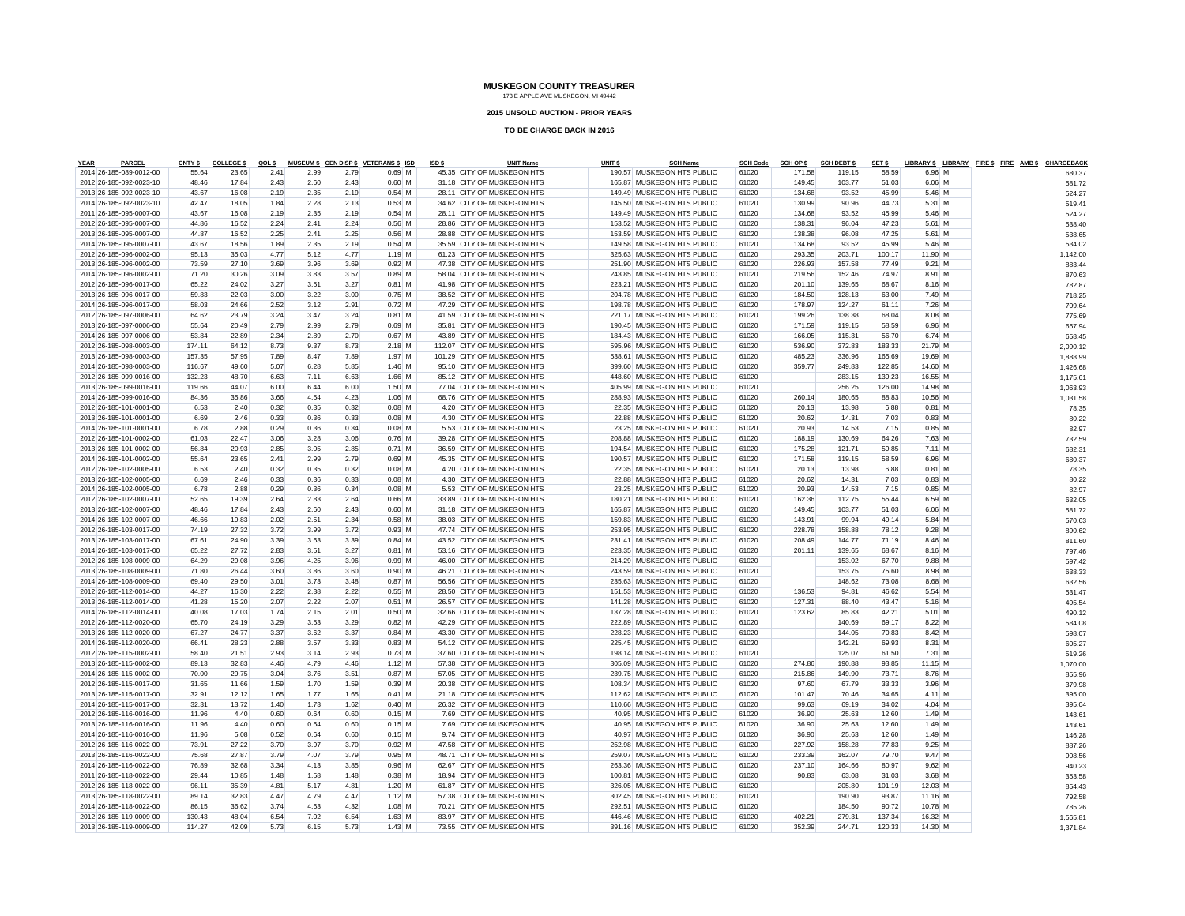# MUSKEGON COUNTY TREASURER

173 E APPLE AVE MUSKEGON, MI 49442

**2015 UNSOLD AUCTION - PRIOR YEARS**

**TO BE CHARGE BACK IN 2016**

| YEAR | PARCEL | CNTY $ | COLLEGE $ | QOL $ | MUSEUM $ | CEN DISP $ | VETERANS $ | ISD | ISD $ | UNIT Name | UNIT $ | SCH Name | SCH Code | SCH OP $ | SCH DEBT $ | SET $ | LIBRARY $ | LIBRARY | FIRE $ | FIRE | AMB $ | CHARGEBACK |
|---|---|---|---|---|---|---|---|---|---|---|---|---|---|---|---|---|---|---|---|---|---|---|
| 2014 | 26-185-089-0012-00 | 55.64 | 23.65 | 2.41 | 2.99 | 2.79 | 0.69 | M | 45.35 | CITY OF MUSKEGON HTS | 190.57 | MUSKEGON HTS PUBLIC | 61020 | 171.58 | 119.15 | 58.59 | 6.96 | M | | | | 680.37 |
| 2012 | 26-185-092-0023-10 | 48.46 | 17.84 | 2.43 | 2.60 | 2.43 | 0.60 | M | 31.18 | CITY OF MUSKEGON HTS | 165.87 | MUSKEGON HTS PUBLIC | 61020 | 149.45 | 103.77 | 51.03 | 6.06 | M | | | | 581.72 |
| 2013 | 26-185-092-0023-10 | 43.67 | 16.08 | 2.19 | 2.35 | 2.19 | 0.54 | M | 28.11 | CITY OF MUSKEGON HTS | 149.49 | MUSKEGON HTS PUBLIC | 61020 | 134.68 | 93.52 | 45.99 | 5.46 | M | | | | 524.27 |
| 2014 | 26-185-092-0023-10 | 42.47 | 18.05 | 1.84 | 2.28 | 2.13 | 0.53 | M | 34.62 | CITY OF MUSKEGON HTS | 145.50 | MUSKEGON HTS PUBLIC | 61020 | 130.99 | 90.96 | 44.73 | 5.31 | M | | | | 519.41 |
| 2011 | 26-185-095-0007-00 | 43.67 | 16.08 | 2.19 | 2.35 | 2.19 | 0.54 | M | 28.11 | CITY OF MUSKEGON HTS | 149.49 | MUSKEGON HTS PUBLIC | 61020 | 134.68 | 93.52 | 45.99 | 5.46 | M | | | | 524.27 |
| 2012 | 26-185-095-0007-00 | 44.86 | 16.52 | 2.24 | 2.41 | 2.24 | 0.56 | M | 28.86 | CITY OF MUSKEGON HTS | 153.52 | MUSKEGON HTS PUBLIC | 61020 | 138.31 | 96.04 | 47.23 | 5.61 | M | | | | 538.40 |
| 2013 | 26-185-095-0007-00 | 44.87 | 16.52 | 2.25 | 2.41 | 2.25 | 0.56 | M | 28.88 | CITY OF MUSKEGON HTS | 153.59 | MUSKEGON HTS PUBLIC | 61020 | 138.38 | 96.08 | 47.25 | 5.61 | M | | | | 538.65 |
| 2014 | 26-185-095-0007-00 | 43.67 | 18.56 | 1.89 | 2.35 | 2.19 | 0.54 | M | 35.59 | CITY OF MUSKEGON HTS | 149.58 | MUSKEGON HTS PUBLIC | 61020 | 134.68 | 93.52 | 45.99 | 5.46 | M | | | | 534.02 |
| 2012 | 26-185-096-0002-00 | 95.13 | 35.03 | 4.77 | 5.12 | 4.77 | 1.19 | M | 61.23 | CITY OF MUSKEGON HTS | 325.63 | MUSKEGON HTS PUBLIC | 61020 | 293.35 | 203.71 | 100.17 | 11.90 | M | | | | 1,142.00 |
| 2013 | 26-185-096-0002-00 | 73.59 | 27.10 | 3.69 | 3.96 | 3.69 | 0.92 | M | 47.38 | CITY OF MUSKEGON HTS | 251.90 | MUSKEGON HTS PUBLIC | 61020 | 226.93 | 157.58 | 77.49 | 9.21 | M | | | | 883.44 |
| 2014 | 26-185-096-0002-00 | 71.20 | 30.26 | 3.09 | 3.83 | 3.57 | 0.89 | M | 58.04 | CITY OF MUSKEGON HTS | 243.85 | MUSKEGON HTS PUBLIC | 61020 | 219.56 | 152.46 | 74.97 | 8.91 | M | | | | 870.63 |
| 2012 | 26-185-096-0017-00 | 65.22 | 24.02 | 3.27 | 3.51 | 3.27 | 0.81 | M | 41.98 | CITY OF MUSKEGON HTS | 223.21 | MUSKEGON HTS PUBLIC | 61020 | 201.10 | 139.65 | 68.67 | 8.16 | M | | | | 782.87 |
| 2013 | 26-185-096-0017-00 | 59.83 | 22.03 | 3.00 | 3.22 | 3.00 | 0.75 | M | 38.52 | CITY OF MUSKEGON HTS | 204.78 | MUSKEGON HTS PUBLIC | 61020 | 184.50 | 128.13 | 63.00 | 7.49 | M | | | | 718.25 |
| 2014 | 26-185-096-0017-00 | 58.03 | 24.66 | 2.52 | 3.12 | 2.91 | 0.72 | M | 47.29 | CITY OF MUSKEGON HTS | 198.78 | MUSKEGON HTS PUBLIC | 61020 | 178.97 | 124.27 | 61.11 | 7.26 | M | | | | 709.64 |
| 2012 | 26-185-097-0006-00 | 64.62 | 23.79 | 3.24 | 3.47 | 3.24 | 0.81 | M | 41.59 | CITY OF MUSKEGON HTS | 221.17 | MUSKEGON HTS PUBLIC | 61020 | 199.26 | 138.38 | 68.04 | 8.08 | M | | | | 775.69 |
| 2013 | 26-185-097-0006-00 | 55.64 | 20.49 | 2.79 | 2.99 | 2.79 | 0.69 | M | 35.81 | CITY OF MUSKEGON HTS | 190.45 | MUSKEGON HTS PUBLIC | 61020 | 171.59 | 119.15 | 58.59 | 6.96 | M | | | | 667.94 |
| 2014 | 26-185-097-0006-00 | 53.84 | 22.89 | 2.34 | 2.89 | 2.70 | 0.67 | M | 43.89 | CITY OF MUSKEGON HTS | 184.43 | MUSKEGON HTS PUBLIC | 61020 | 166.05 | 115.31 | 56.70 | 6.74 | M | | | | 658.45 |
| 2012 | 26-185-098-0003-00 | 174.11 | 64.12 | 8.73 | 9.37 | 8.73 | 2.18 | M | 112.07 | CITY OF MUSKEGON HTS | 595.96 | MUSKEGON HTS PUBLIC | 61020 | 536.90 | 372.83 | 183.33 | 21.79 | M | | | | 2,090.12 |
| 2013 | 26-185-098-0003-00 | 157.35 | 57.95 | 7.89 | 8.47 | 7.89 | 1.97 | M | 101.29 | CITY OF MUSKEGON HTS | 538.61 | MUSKEGON HTS PUBLIC | 61020 | 485.23 | 336.96 | 165.69 | 19.69 | M | | | | 1,888.99 |
| 2014 | 26-185-098-0003-00 | 116.67 | 49.60 | 5.07 | 6.28 | 5.85 | 1.46 | M | 95.10 | CITY OF MUSKEGON HTS | 399.60 | MUSKEGON HTS PUBLIC | 61020 | 359.77 | 249.83 | 122.85 | 14.60 | M | | | | 1,426.68 |
| 2012 | 26-185-099-0016-00 | 132.23 | 48.70 | 6.63 | 7.11 | 6.63 | 1.66 | M | 85.12 | CITY OF MUSKEGON HTS | 448.60 | MUSKEGON HTS PUBLIC | 61020 | | 283.15 | 139.23 | 16.55 | M | | | | 1,175.61 |
| 2013 | 26-185-099-0016-00 | 119.66 | 44.07 | 6.00 | 6.44 | 6.00 | 1.50 | M | 77.04 | CITY OF MUSKEGON HTS | 405.99 | MUSKEGON HTS PUBLIC | 61020 | | 256.25 | 126.00 | 14.98 | M | | | | 1,063.93 |
| 2014 | 26-185-099-0016-00 | 84.36 | 35.86 | 3.66 | 4.54 | 4.23 | 1.06 | M | 68.76 | CITY OF MUSKEGON HTS | 288.93 | MUSKEGON HTS PUBLIC | 61020 | 260.14 | 180.65 | 88.83 | 10.56 | M | | | | 1,031.58 |
| 2012 | 26-185-101-0001-00 | 6.53 | 2.40 | 0.32 | 0.35 | 0.32 | 0.08 | M | 4.20 | CITY OF MUSKEGON HTS | 22.35 | MUSKEGON HTS PUBLIC | 61020 | 20.13 | 13.98 | 6.88 | 0.81 | M | | | | 78.35 |
| 2013 | 26-185-101-0001-00 | 6.69 | 2.46 | 0.33 | 0.36 | 0.33 | 0.08 | M | 4.30 | CITY OF MUSKEGON HTS | 22.88 | MUSKEGON HTS PUBLIC | 61020 | 20.62 | 14.31 | 7.03 | 0.83 | M | | | | 80.22 |
| 2014 | 26-185-101-0001-00 | 6.78 | 2.88 | 0.29 | 0.36 | 0.34 | 0.08 | M | 5.53 | CITY OF MUSKEGON HTS | 23.25 | MUSKEGON HTS PUBLIC | 61020 | 20.93 | 14.53 | 7.15 | 0.85 | M | | | | 82.97 |
| 2012 | 26-185-101-0002-00 | 61.03 | 22.47 | 3.06 | 3.28 | 3.06 | 0.76 | M | 39.28 | CITY OF MUSKEGON HTS | 208.88 | MUSKEGON HTS PUBLIC | 61020 | 188.19 | 130.69 | 64.26 | 7.63 | M | | | | 732.59 |
| 2013 | 26-185-101-0002-00 | 56.84 | 20.93 | 2.85 | 3.05 | 2.85 | 0.71 | M | 36.59 | CITY OF MUSKEGON HTS | 194.54 | MUSKEGON HTS PUBLIC | 61020 | 175.28 | 121.71 | 59.85 | 7.11 | M | | | | 682.31 |
| 2014 | 26-185-101-0002-00 | 55.64 | 23.65 | 2.41 | 2.99 | 2.79 | 0.69 | M | 45.35 | CITY OF MUSKEGON HTS | 190.57 | MUSKEGON HTS PUBLIC | 61020 | 171.58 | 119.15 | 58.59 | 6.96 | M | | | | 680.37 |
| 2012 | 26-185-102-0005-00 | 6.53 | 2.40 | 0.32 | 0.35 | 0.32 | 0.08 | M | 4.20 | CITY OF MUSKEGON HTS | 22.35 | MUSKEGON HTS PUBLIC | 61020 | 20.13 | 13.98 | 6.88 | 0.81 | M | | | | 78.35 |
| 2013 | 26-185-102-0005-00 | 6.69 | 2.46 | 0.33 | 0.36 | 0.33 | 0.08 | M | 4.30 | CITY OF MUSKEGON HTS | 22.88 | MUSKEGON HTS PUBLIC | 61020 | 20.62 | 14.31 | 7.03 | 0.83 | M | | | | 80.22 |
| 2014 | 26-185-102-0005-00 | 6.78 | 2.88 | 0.29 | 0.36 | 0.34 | 0.08 | M | 5.53 | CITY OF MUSKEGON HTS | 23.25 | MUSKEGON HTS PUBLIC | 61020 | 20.93 | 14.53 | 7.15 | 0.85 | M | | | | 82.97 |
| 2012 | 26-185-102-0007-00 | 52.65 | 19.39 | 2.64 | 2.83 | 2.64 | 0.66 | M | 33.89 | CITY OF MUSKEGON HTS | 180.21 | MUSKEGON HTS PUBLIC | 61020 | 162.36 | 112.75 | 55.44 | 6.59 | M | | | | 632.05 |
| 2013 | 26-185-102-0007-00 | 48.46 | 17.84 | 2.43 | 2.60 | 2.43 | 0.60 | M | 31.18 | CITY OF MUSKEGON HTS | 165.87 | MUSKEGON HTS PUBLIC | 61020 | 149.45 | 103.77 | 51.03 | 6.06 | M | | | | 581.72 |
| 2014 | 26-185-102-0007-00 | 46.66 | 19.83 | 2.02 | 2.51 | 2.34 | 0.58 | M | 38.03 | CITY OF MUSKEGON HTS | 159.83 | MUSKEGON HTS PUBLIC | 61020 | 143.91 | 99.94 | 49.14 | 5.84 | M | | | | 570.63 |
| 2012 | 26-185-103-0017-00 | 74.19 | 27.32 | 3.72 | 3.99 | 3.72 | 0.93 | M | 47.74 | CITY OF MUSKEGON HTS | 253.95 | MUSKEGON HTS PUBLIC | 61020 | 228.78 | 158.88 | 78.12 | 9.28 | M | | | | 890.62 |
| 2013 | 26-185-103-0017-00 | 67.61 | 24.90 | 3.39 | 3.63 | 3.39 | 0.84 | M | 43.52 | CITY OF MUSKEGON HTS | 231.41 | MUSKEGON HTS PUBLIC | 61020 | 208.49 | 144.77 | 71.19 | 8.46 | M | | | | 811.60 |
| 2014 | 26-185-103-0017-00 | 65.22 | 27.72 | 2.83 | 3.51 | 3.27 | 0.81 | M | 53.16 | CITY OF MUSKEGON HTS | 223.35 | MUSKEGON HTS PUBLIC | 61020 | 201.11 | 139.65 | 68.67 | 8.16 | M | | | | 797.46 |
| 2012 | 26-185-108-0009-00 | 64.29 | 29.08 | 3.96 | 4.25 | 3.96 | 0.99 | M | 46.00 | CITY OF MUSKEGON HTS | 214.29 | MUSKEGON HTS PUBLIC | 61020 | | 153.02 | 67.70 | 9.88 | M | | | | 597.42 |
| 2013 | 26-185-108-0009-00 | 71.80 | 26.44 | 3.60 | 3.86 | 3.60 | 0.90 | M | 46.21 | CITY OF MUSKEGON HTS | 243.59 | MUSKEGON HTS PUBLIC | 61020 | | 153.75 | 75.60 | 8.98 | M | | | | 638.33 |
| 2014 | 26-185-108-0009-00 | 69.40 | 29.50 | 3.01 | 3.73 | 3.48 | 0.87 | M | 56.56 | CITY OF MUSKEGON HTS | 235.63 | MUSKEGON HTS PUBLIC | 61020 | | 148.62 | 73.08 | 8.68 | M | | | | 632.56 |
| 2012 | 26-185-112-0014-00 | 44.27 | 16.30 | 2.22 | 2.38 | 2.22 | 0.55 | M | 28.50 | CITY OF MUSKEGON HTS | 151.53 | MUSKEGON HTS PUBLIC | 61020 | 136.53 | 94.81 | 46.62 | 5.54 | M | | | | 531.47 |
| 2013 | 26-185-112-0014-00 | 41.28 | 15.20 | 2.07 | 2.22 | 2.07 | 0.51 | M | 26.57 | CITY OF MUSKEGON HTS | 141.28 | MUSKEGON HTS PUBLIC | 61020 | 127.31 | 88.40 | 43.47 | 5.16 | M | | | | 495.54 |
| 2014 | 26-185-112-0014-00 | 40.08 | 17.03 | 1.74 | 2.15 | 2.01 | 0.50 | M | 32.66 | CITY OF MUSKEGON HTS | 137.28 | MUSKEGON HTS PUBLIC | 61020 | 123.62 | 85.83 | 42.21 | 5.01 | M | | | | 490.12 |
| 2012 | 26-185-112-0020-00 | 65.70 | 24.19 | 3.29 | 3.53 | 3.29 | 0.82 | M | 42.29 | CITY OF MUSKEGON HTS | 222.89 | MUSKEGON HTS PUBLIC | 61020 | | 140.69 | 69.17 | 8.22 | M | | | | 584.08 |
| 2013 | 26-185-112-0020-00 | 67.27 | 24.77 | 3.37 | 3.62 | 3.37 | 0.84 | M | 43.30 | CITY OF MUSKEGON HTS | 228.23 | MUSKEGON HTS PUBLIC | 61020 | | 144.05 | 70.83 | 8.42 | M | | | | 598.07 |
| 2014 | 26-185-112-0020-00 | 66.41 | 28.23 | 2.88 | 3.57 | 3.33 | 0.83 | M | 54.12 | CITY OF MUSKEGON HTS | 225.45 | MUSKEGON HTS PUBLIC | 61020 | | 142.21 | 69.93 | 8.31 | M | | | | 605.27 |
| 2012 | 26-185-115-0002-00 | 58.40 | 21.51 | 2.93 | 3.14 | 2.93 | 0.73 | M | 37.60 | CITY OF MUSKEGON HTS | 198.14 | MUSKEGON HTS PUBLIC | 61020 | | 125.07 | 61.50 | 7.31 | M | | | | 519.26 |
| 2013 | 26-185-115-0002-00 | 89.13 | 32.83 | 4.46 | 4.79 | 4.46 | 1.12 | M | 57.38 | CITY OF MUSKEGON HTS | 305.09 | MUSKEGON HTS PUBLIC | 61020 | 274.86 | 190.88 | 93.85 | 11.15 | M | | | | 1,070.00 |
| 2014 | 26-185-115-0002-00 | 70.00 | 29.75 | 3.04 | 3.76 | 3.51 | 0.87 | M | 57.05 | CITY OF MUSKEGON HTS | 239.75 | MUSKEGON HTS PUBLIC | 61020 | 215.86 | 149.90 | 73.71 | 8.76 | M | | | | 855.96 |
| 2012 | 26-185-115-0017-00 | 31.65 | 11.66 | 1.59 | 1.70 | 1.59 | 0.39 | M | 20.38 | CITY OF MUSKEGON HTS | 108.34 | MUSKEGON HTS PUBLIC | 61020 | 97.60 | 67.79 | 33.33 | 3.96 | M | | | | 379.98 |
| 2013 | 26-185-115-0017-00 | 32.91 | 12.12 | 1.65 | 1.77 | 1.65 | 0.41 | M | 21.18 | CITY OF MUSKEGON HTS | 112.62 | MUSKEGON HTS PUBLIC | 61020 | 101.47 | 70.46 | 34.65 | 4.11 | M | | | | 395.00 |
| 2014 | 26-185-115-0017-00 | 32.31 | 13.72 | 1.40 | 1.73 | 1.62 | 0.40 | M | 26.32 | CITY OF MUSKEGON HTS | 110.66 | MUSKEGON HTS PUBLIC | 61020 | 99.63 | 69.19 | 34.02 | 4.04 | M | | | | 395.04 |
| 2012 | 26-185-116-0016-00 | 11.96 | 4.40 | 0.60 | 0.64 | 0.60 | 0.15 | M | 7.69 | CITY OF MUSKEGON HTS | 40.95 | MUSKEGON HTS PUBLIC | 61020 | 36.90 | 25.63 | 12.60 | 1.49 | M | | | | 143.61 |
| 2013 | 26-185-116-0016-00 | 11.96 | 4.40 | 0.60 | 0.64 | 0.60 | 0.15 | M | 7.69 | CITY OF MUSKEGON HTS | 40.95 | MUSKEGON HTS PUBLIC | 61020 | 36.90 | 25.63 | 12.60 | 1.49 | M | | | | 143.61 |
| 2014 | 26-185-116-0016-00 | 11.96 | 5.08 | 0.52 | 0.64 | 0.60 | 0.15 | M | 9.74 | CITY OF MUSKEGON HTS | 40.97 | MUSKEGON HTS PUBLIC | 61020 | 36.90 | 25.63 | 12.60 | 1.49 | M | | | | 146.28 |
| 2012 | 26-185-116-0022-00 | 73.91 | 27.22 | 3.70 | 3.97 | 3.70 | 0.92 | M | 47.58 | CITY OF MUSKEGON HTS | 252.98 | MUSKEGON HTS PUBLIC | 61020 | 227.92 | 158.28 | 77.83 | 9.25 | M | | | | 887.26 |
| 2013 | 26-185-116-0022-00 | 75.68 | 27.87 | 3.79 | 4.07 | 3.79 | 0.95 | M | 48.71 | CITY OF MUSKEGON HTS | 259.07 | MUSKEGON HTS PUBLIC | 61020 | 233.39 | 162.07 | 79.70 | 9.47 | M | | | | 908.56 |
| 2014 | 26-185-116-0022-00 | 76.89 | 32.68 | 3.34 | 4.13 | 3.85 | 0.96 | M | 62.67 | CITY OF MUSKEGON HTS | 263.36 | MUSKEGON HTS PUBLIC | 61020 | 237.10 | 164.66 | 80.97 | 9.62 | M | | | | 940.23 |
| 2011 | 26-185-118-0022-00 | 29.44 | 10.85 | 1.48 | 1.58 | 1.48 | 0.38 | M | 18.94 | CITY OF MUSKEGON HTS | 100.81 | MUSKEGON HTS PUBLIC | 61020 | 90.83 | 63.08 | 31.03 | 3.68 | M | | | | 353.58 |
| 2012 | 26-185-118-0022-00 | 96.11 | 35.39 | 4.81 | 5.17 | 4.81 | 1.20 | M | 61.87 | CITY OF MUSKEGON HTS | 326.05 | MUSKEGON HTS PUBLIC | 61020 | | 205.80 | 101.19 | 12.03 | M | | | | 854.43 |
| 2013 | 26-185-118-0022-00 | 89.14 | 32.83 | 4.47 | 4.79 | 4.47 | 1.12 | M | 57.38 | CITY OF MUSKEGON HTS | 302.45 | MUSKEGON HTS PUBLIC | 61020 | | 190.90 | 93.87 | 11.16 | M | | | | 792.58 |
| 2014 | 26-185-118-0022-00 | 86.15 | 36.61 | 3.74 | 4.63 | 4.32 | 1.08 | M | 70.21 | CITY OF MUSKEGON HTS | 292.51 | MUSKEGON HTS PUBLIC | 61020 | | 184.50 | 90.72 | 10.78 | M | | | | 785.26 |
| 2012 | 26-185-119-0009-00 | 130.43 | 48.04 | 6.54 | 7.02 | 6.54 | 1.63 | M | 83.97 | CITY OF MUSKEGON HTS | 446.46 | MUSKEGON HTS PUBLIC | 61020 | 402.21 | 279.31 | 137.34 | 16.32 | M | | | | 1,565.81 |
| 2013 | 26-185-119-0009-00 | 114.27 | 42.09 | 5.73 | 6.15 | 5.73 | 1.43 | M | 73.55 | CITY OF MUSKEGON HTS | 391.16 | MUSKEGON HTS PUBLIC | 61020 | 352.39 | 244.71 | 120.33 | 14.30 | M | | | | 1,371.84 |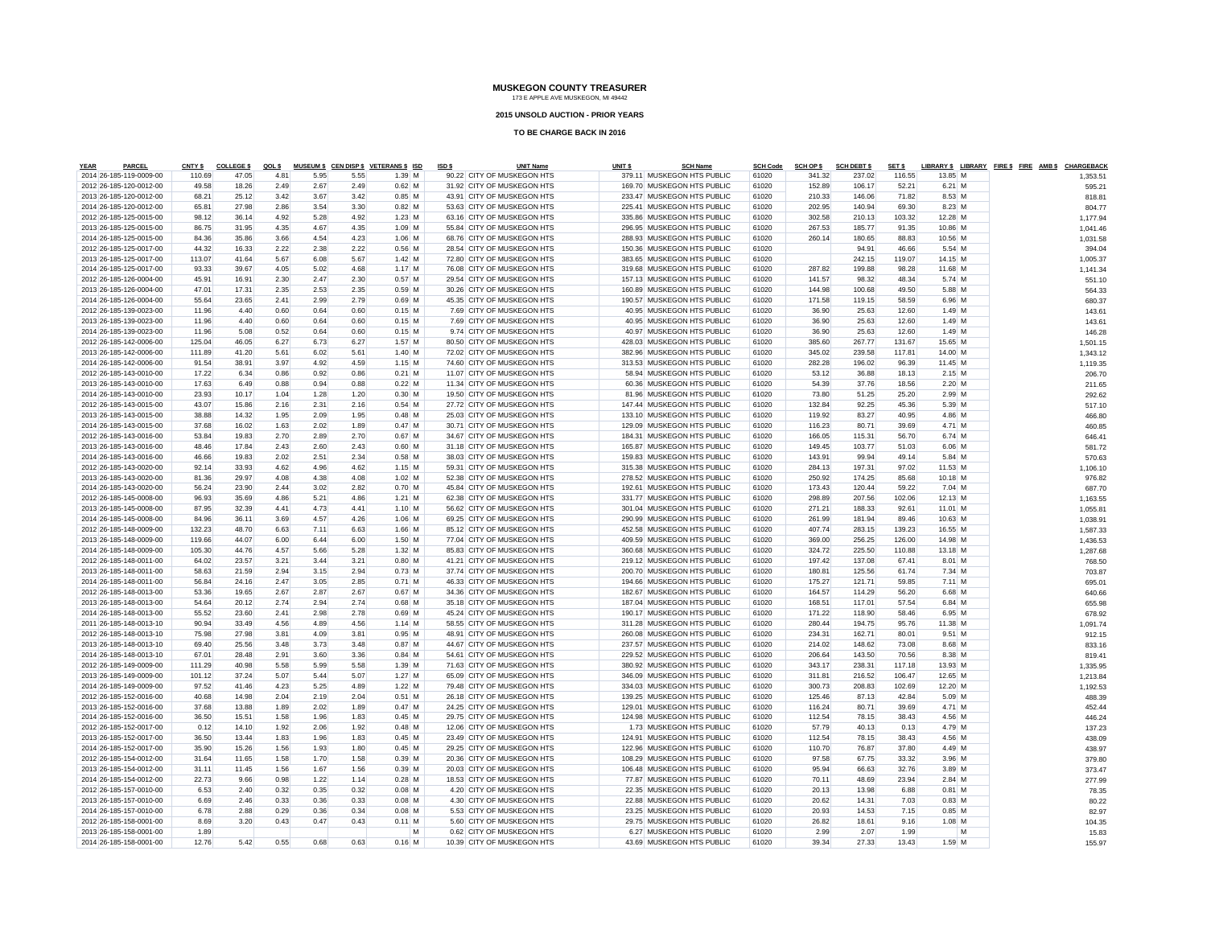# MUSKEGON COUNTY TREASURER

173 E APPLE AVE MUSKEGON, MI 49442

**2015 UNSOLD AUCTION - PRIOR YEARS**

**TO BE CHARGE BACK IN 2016**

| YEAR | PARCEL | CNTY $ | COLLEGE $ | QOL $ | MUSEUM $ | CEN DISP $ | VETERANS $ | ISD | ISD $ | UNIT Name | UNIT $ | SCH Name | SCH Code | SCH OP $ | SCH DEBT $ | SET $ | LIBRARY $ | LIBRARY | FIRE $ | FIRE | AMB $ | CHARGEBACK |
|---|---|---|---|---|---|---|---|---|---|---|---|---|---|---|---|---|---|---|---|---|---|---|
| 2014 | 26-185-119-0009-00 | 110.69 | 47.05 | 4.81 | 5.95 | 5.55 | 1.39 | M | 90.22 | CITY OF MUSKEGON HTS | 379.11 | MUSKEGON HTS PUBLIC | 61020 | 341.32 | 237.02 | 116.55 | 13.85 | M | | | | 1,353.51 |
| 2012 | 26-185-120-0012-00 | 49.58 | 18.26 | 2.49 | 2.67 | 2.49 | 0.62 | M | 31.92 | CITY OF MUSKEGON HTS | 169.70 | MUSKEGON HTS PUBLIC | 61020 | 152.89 | 106.17 | 52.21 | 6.21 | M | | | | 595.21 |
| 2013 | 26-185-120-0012-00 | 68.21 | 25.12 | 3.42 | 3.67 | 3.42 | 0.85 | M | 43.91 | CITY OF MUSKEGON HTS | 233.47 | MUSKEGON HTS PUBLIC | 61020 | 210.33 | 146.06 | 71.82 | 8.53 | M | | | | 818.81 |
| 2014 | 26-185-120-0012-00 | 65.81 | 27.98 | 2.86 | 3.54 | 3.30 | 0.82 | M | 53.63 | CITY OF MUSKEGON HTS | 225.41 | MUSKEGON HTS PUBLIC | 61020 | 202.95 | 140.94 | 69.30 | 8.23 | M | | | | 804.77 |
| 2012 | 26-185-125-0015-00 | 98.12 | 36.14 | 4.92 | 5.28 | 4.92 | 1.23 | M | 63.16 | CITY OF MUSKEGON HTS | 335.86 | MUSKEGON HTS PUBLIC | 61020 | 302.58 | 210.13 | 103.32 | 12.28 | M | | | | 1,177.94 |
| 2013 | 26-185-125-0015-00 | 86.75 | 31.95 | 4.35 | 4.67 | 4.35 | 1.09 | M | 55.84 | CITY OF MUSKEGON HTS | 296.95 | MUSKEGON HTS PUBLIC | 61020 | 267.53 | 185.77 | 91.35 | 10.86 | M | | | | 1,041.46 |
| 2014 | 26-185-125-0015-00 | 84.36 | 35.86 | 3.66 | 4.54 | 4.23 | 1.06 | M | 68.76 | CITY OF MUSKEGON HTS | 288.93 | MUSKEGON HTS PUBLIC | 61020 | 260.14 | 180.65 | 88.83 | 10.56 | M | | | | 1,031.58 |
| 2012 | 26-185-125-0017-00 | 44.32 | 16.33 | 2.22 | 2.38 | 2.22 | 0.56 | M | 28.54 | CITY OF MUSKEGON HTS | 150.36 | MUSKEGON HTS PUBLIC | 61020 | | 94.91 | 46.66 | 5.54 | M | | | | 394.04 |
| 2013 | 26-185-125-0017-00 | 113.07 | 41.64 | 5.67 | 6.08 | 5.67 | 1.42 | M | 72.80 | CITY OF MUSKEGON HTS | 383.65 | MUSKEGON HTS PUBLIC | 61020 | | 242.15 | 119.07 | 14.15 | M | | | | 1,005.37 |
| 2014 | 26-185-125-0017-00 | 93.33 | 39.67 | 4.05 | 5.02 | 4.68 | 1.17 | M | 76.08 | CITY OF MUSKEGON HTS | 319.68 | MUSKEGON HTS PUBLIC | 61020 | 287.82 | 199.88 | 98.28 | 11.68 | M | | | | 1,141.34 |
| 2012 | 26-185-126-0004-00 | 45.91 | 16.91 | 2.30 | 2.47 | 2.30 | 0.57 | M | 29.54 | CITY OF MUSKEGON HTS | 157.13 | MUSKEGON HTS PUBLIC | 61020 | 141.57 | 98.32 | 48.34 | 5.74 | M | | | | 551.10 |
| 2013 | 26-185-126-0004-00 | 47.01 | 17.31 | 2.35 | 2.53 | 2.35 | 0.59 | M | 30.26 | CITY OF MUSKEGON HTS | 160.89 | MUSKEGON HTS PUBLIC | 61020 | 144.98 | 100.68 | 49.50 | 5.88 | M | | | | 564.33 |
| 2014 | 26-185-126-0004-00 | 55.64 | 23.65 | 2.41 | 2.99 | 2.79 | 0.69 | M | 45.35 | CITY OF MUSKEGON HTS | 190.57 | MUSKEGON HTS PUBLIC | 61020 | 171.58 | 119.15 | 58.59 | 6.96 | M | | | | 680.37 |
| 2012 | 26-185-139-0023-00 | 11.96 | 4.40 | 0.60 | 0.64 | 0.60 | 0.15 | M | 7.69 | CITY OF MUSKEGON HTS | 40.95 | MUSKEGON HTS PUBLIC | 61020 | 36.90 | 25.63 | 12.60 | 1.49 | M | | | | 143.61 |
| 2013 | 26-185-139-0023-00 | 11.96 | 4.40 | 0.60 | 0.64 | 0.60 | 0.15 | M | 7.69 | CITY OF MUSKEGON HTS | 40.95 | MUSKEGON HTS PUBLIC | 61020 | 36.90 | 25.63 | 12.60 | 1.49 | M | | | | 143.61 |
| 2014 | 26-185-139-0023-00 | 11.96 | 5.08 | 0.52 | 0.64 | 0.60 | 0.15 | M | 9.74 | CITY OF MUSKEGON HTS | 40.97 | MUSKEGON HTS PUBLIC | 61020 | 36.90 | 25.63 | 12.60 | 1.49 | M | | | | 146.28 |
| 2012 | 26-185-142-0006-00 | 125.04 | 46.05 | 6.27 | 6.73 | 6.27 | 1.57 | M | 80.50 | CITY OF MUSKEGON HTS | 428.03 | MUSKEGON HTS PUBLIC | 61020 | 385.60 | 267.77 | 131.67 | 15.65 | M | | | | 1,501.15 |
| 2013 | 26-185-142-0006-00 | 111.89 | 41.20 | 5.61 | 6.02 | 5.61 | 1.40 | M | 72.02 | CITY OF MUSKEGON HTS | 382.96 | MUSKEGON HTS PUBLIC | 61020 | 345.02 | 239.58 | 117.81 | 14.00 | M | | | | 1,343.12 |
| 2014 | 26-185-142-0006-00 | 91.54 | 38.91 | 3.97 | 4.92 | 4.59 | 1.15 | M | 74.60 | CITY OF MUSKEGON HTS | 313.53 | MUSKEGON HTS PUBLIC | 61020 | 282.28 | 196.02 | 96.39 | 11.45 | M | | | | 1,119.35 |
| 2012 | 26-185-143-0010-00 | 17.22 | 6.34 | 0.86 | 0.92 | 0.86 | 0.21 | M | 11.07 | CITY OF MUSKEGON HTS | 58.94 | MUSKEGON HTS PUBLIC | 61020 | 53.12 | 36.88 | 18.13 | 2.15 | M | | | | 206.70 |
| 2013 | 26-185-143-0010-00 | 17.63 | 6.49 | 0.88 | 0.94 | 0.88 | 0.22 | M | 11.34 | CITY OF MUSKEGON HTS | 60.36 | MUSKEGON HTS PUBLIC | 61020 | 54.39 | 37.76 | 18.56 | 2.20 | M | | | | 211.65 |
| 2014 | 26-185-143-0010-00 | 23.93 | 10.17 | 1.04 | 1.28 | 1.20 | 0.30 | M | 19.50 | CITY OF MUSKEGON HTS | 81.96 | MUSKEGON HTS PUBLIC | 61020 | 73.80 | 51.25 | 25.20 | 2.99 | M | | | | 292.62 |
| 2012 | 26-185-143-0015-00 | 43.07 | 15.86 | 2.16 | 2.31 | 2.16 | 0.54 | M | 27.72 | CITY OF MUSKEGON HTS | 147.44 | MUSKEGON HTS PUBLIC | 61020 | 132.84 | 92.25 | 45.36 | 5.39 | M | | | | 517.10 |
| 2013 | 26-185-143-0015-00 | 38.88 | 14.32 | 1.95 | 2.09 | 1.95 | 0.48 | M | 25.03 | CITY OF MUSKEGON HTS | 133.10 | MUSKEGON HTS PUBLIC | 61020 | 119.92 | 83.27 | 40.95 | 4.86 | M | | | | 466.80 |
| 2014 | 26-185-143-0015-00 | 37.68 | 16.02 | 1.63 | 2.02 | 1.89 | 0.47 | M | 30.71 | CITY OF MUSKEGON HTS | 129.09 | MUSKEGON HTS PUBLIC | 61020 | 116.23 | 80.71 | 39.69 | 4.71 | M | | | | 460.85 |
| 2012 | 26-185-143-0016-00 | 53.84 | 19.83 | 2.70 | 2.89 | 2.70 | 0.67 | M | 34.67 | CITY OF MUSKEGON HTS | 184.31 | MUSKEGON HTS PUBLIC | 61020 | 166.05 | 115.31 | 56.70 | 6.74 | M | | | | 646.41 |
| 2013 | 26-185-143-0016-00 | 48.46 | 17.84 | 2.43 | 2.60 | 2.43 | 0.60 | M | 31.18 | CITY OF MUSKEGON HTS | 165.87 | MUSKEGON HTS PUBLIC | 61020 | 149.45 | 103.77 | 51.03 | 6.06 | M | | | | 581.72 |
| 2014 | 26-185-143-0016-00 | 46.66 | 19.83 | 2.02 | 2.51 | 2.34 | 0.58 | M | 38.03 | CITY OF MUSKEGON HTS | 159.83 | MUSKEGON HTS PUBLIC | 61020 | 143.91 | 99.94 | 49.14 | 5.84 | M | | | | 570.63 |
| 2012 | 26-185-143-0020-00 | 92.14 | 33.93 | 4.62 | 4.96 | 4.62 | 1.15 | M | 59.31 | CITY OF MUSKEGON HTS | 315.38 | MUSKEGON HTS PUBLIC | 61020 | 284.13 | 197.31 | 97.02 | 11.53 | M | | | | 1,106.10 |
| 2013 | 26-185-143-0020-00 | 81.36 | 29.97 | 4.08 | 4.38 | 4.08 | 1.02 | M | 52.38 | CITY OF MUSKEGON HTS | 278.52 | MUSKEGON HTS PUBLIC | 61020 | 250.92 | 174.25 | 85.68 | 10.18 | M | | | | 976.82 |
| 2014 | 26-185-143-0020-00 | 56.24 | 23.90 | 2.44 | 3.02 | 2.82 | 0.70 | M | 45.84 | CITY OF MUSKEGON HTS | 192.61 | MUSKEGON HTS PUBLIC | 61020 | 173.43 | 120.44 | 59.22 | 7.04 | M | | | | 687.70 |
| 2012 | 26-185-145-0008-00 | 96.93 | 35.69 | 4.86 | 5.21 | 4.86 | 1.21 | M | 62.38 | CITY OF MUSKEGON HTS | 331.77 | MUSKEGON HTS PUBLIC | 61020 | 298.89 | 207.56 | 102.06 | 12.13 | M | | | | 1,163.55 |
| 2013 | 26-185-145-0008-00 | 87.95 | 32.39 | 4.41 | 4.73 | 4.41 | 1.10 | M | 56.62 | CITY OF MUSKEGON HTS | 301.04 | MUSKEGON HTS PUBLIC | 61020 | 271.21 | 188.33 | 92.61 | 11.01 | M | | | | 1,055.81 |
| 2014 | 26-185-145-0008-00 | 84.96 | 36.11 | 3.69 | 4.57 | 4.26 | 1.06 | M | 69.25 | CITY OF MUSKEGON HTS | 290.99 | MUSKEGON HTS PUBLIC | 61020 | 261.99 | 181.94 | 89.46 | 10.63 | M | | | | 1,038.91 |
| 2012 | 26-185-148-0009-00 | 132.23 | 48.70 | 6.63 | 7.11 | 6.63 | 1.66 | M | 85.12 | CITY OF MUSKEGON HTS | 452.58 | MUSKEGON HTS PUBLIC | 61020 | 407.74 | 283.15 | 139.23 | 16.55 | M | | | | 1,587.33 |
| 2013 | 26-185-148-0009-00 | 119.66 | 44.07 | 6.00 | 6.44 | 6.00 | 1.50 | M | 77.04 | CITY OF MUSKEGON HTS | 409.59 | MUSKEGON HTS PUBLIC | 61020 | 369.00 | 256.25 | 126.00 | 14.98 | M | | | | 1,436.53 |
| 2014 | 26-185-148-0009-00 | 105.30 | 44.76 | 4.57 | 5.66 | 5.28 | 1.32 | M | 85.83 | CITY OF MUSKEGON HTS | 360.68 | MUSKEGON HTS PUBLIC | 61020 | 324.72 | 225.50 | 110.88 | 13.18 | M | | | | 1,287.68 |
| 2012 | 26-185-148-0011-00 | 64.02 | 23.57 | 3.21 | 3.44 | 3.21 | 0.80 | M | 41.21 | CITY OF MUSKEGON HTS | 219.12 | MUSKEGON HTS PUBLIC | 61020 | 197.42 | 137.08 | 67.41 | 8.01 | M | | | | 768.50 |
| 2013 | 26-185-148-0011-00 | 58.63 | 21.59 | 2.94 | 3.15 | 2.94 | 0.73 | M | 37.74 | CITY OF MUSKEGON HTS | 200.70 | MUSKEGON HTS PUBLIC | 61020 | 180.81 | 125.56 | 61.74 | 7.34 | M | | | | 703.87 |
| 2014 | 26-185-148-0011-00 | 56.84 | 24.16 | 2.47 | 3.05 | 2.85 | 0.71 | M | 46.33 | CITY OF MUSKEGON HTS | 194.66 | MUSKEGON HTS PUBLIC | 61020 | 175.27 | 121.71 | 59.85 | 7.11 | M | | | | 695.01 |
| 2012 | 26-185-148-0013-00 | 53.36 | 19.65 | 2.67 | 2.87 | 2.67 | 0.67 | M | 34.36 | CITY OF MUSKEGON HTS | 182.67 | MUSKEGON HTS PUBLIC | 61020 | 164.57 | 114.29 | 56.20 | 6.68 | M | | | | 640.66 |
| 2013 | 26-185-148-0013-00 | 54.64 | 20.12 | 2.74 | 2.94 | 2.74 | 0.68 | M | 35.18 | CITY OF MUSKEGON HTS | 187.04 | MUSKEGON HTS PUBLIC | 61020 | 168.51 | 117.01 | 57.54 | 6.84 | M | | | | 655.98 |
| 2014 | 26-185-148-0013-00 | 55.52 | 23.60 | 2.41 | 2.98 | 2.78 | 0.69 | M | 45.24 | CITY OF MUSKEGON HTS | 190.17 | MUSKEGON HTS PUBLIC | 61020 | 171.22 | 118.90 | 58.46 | 6.95 | M | | | | 678.92 |
| 2011 | 26-185-148-0013-10 | 90.94 | 33.49 | 4.56 | 4.89 | 4.56 | 1.14 | M | 58.55 | CITY OF MUSKEGON HTS | 311.28 | MUSKEGON HTS PUBLIC | 61020 | 280.44 | 194.75 | 95.76 | 11.38 | M | | | | 1,091.74 |
| 2012 | 26-185-148-0013-10 | 75.98 | 27.98 | 3.81 | 4.09 | 3.81 | 0.95 | M | 48.91 | CITY OF MUSKEGON HTS | 260.08 | MUSKEGON HTS PUBLIC | 61020 | 234.31 | 162.71 | 80.01 | 9.51 | M | | | | 912.15 |
| 2013 | 26-185-148-0013-10 | 69.40 | 25.56 | 3.48 | 3.73 | 3.48 | 0.87 | M | 44.67 | CITY OF MUSKEGON HTS | 237.57 | MUSKEGON HTS PUBLIC | 61020 | 214.02 | 148.62 | 73.08 | 8.68 | M | | | | 833.16 |
| 2014 | 26-185-148-0013-10 | 67.01 | 28.48 | 2.91 | 3.60 | 3.36 | 0.84 | M | 54.61 | CITY OF MUSKEGON HTS | 229.52 | MUSKEGON HTS PUBLIC | 61020 | 206.64 | 143.50 | 70.56 | 8.38 | M | | | | 819.41 |
| 2012 | 26-185-149-0009-00 | 111.29 | 40.98 | 5.58 | 5.99 | 5.58 | 1.39 | M | 71.63 | CITY OF MUSKEGON HTS | 380.92 | MUSKEGON HTS PUBLIC | 61020 | 343.17 | 238.31 | 117.18 | 13.93 | M | | | | 1,335.95 |
| 2013 | 26-185-149-0009-00 | 101.12 | 37.24 | 5.07 | 5.44 | 5.07 | 1.27 | M | 65.09 | CITY OF MUSKEGON HTS | 346.09 | MUSKEGON HTS PUBLIC | 61020 | 311.81 | 216.52 | 106.47 | 12.65 | M | | | | 1,213.84 |
| 2014 | 26-185-149-0009-00 | 97.52 | 41.46 | 4.23 | 5.25 | 4.89 | 1.22 | M | 79.48 | CITY OF MUSKEGON HTS | 334.03 | MUSKEGON HTS PUBLIC | 61020 | 300.73 | 208.83 | 102.69 | 12.20 | M | | | | 1,192.53 |
| 2012 | 26-185-152-0016-00 | 40.68 | 14.98 | 2.04 | 2.19 | 2.04 | 0.51 | M | 26.18 | CITY OF MUSKEGON HTS | 139.25 | MUSKEGON HTS PUBLIC | 61020 | 125.46 | 87.13 | 42.84 | 5.09 | M | | | | 488.39 |
| 2013 | 26-185-152-0016-00 | 37.68 | 13.88 | 1.89 | 2.02 | 1.89 | 0.47 | M | 24.25 | CITY OF MUSKEGON HTS | 129.01 | MUSKEGON HTS PUBLIC | 61020 | 116.24 | 80.71 | 39.69 | 4.71 | M | | | | 452.44 |
| 2014 | 26-185-152-0016-00 | 36.50 | 15.51 | 1.58 | 1.96 | 1.83 | 0.45 | M | 29.75 | CITY OF MUSKEGON HTS | 124.98 | MUSKEGON HTS PUBLIC | 61020 | 112.54 | 78.15 | 38.43 | 4.56 | M | | | | 446.24 |
| 2012 | 26-185-152-0017-00 | 0.12 | 14.10 | 1.92 | 2.06 | 1.92 | 0.48 | M | 12.06 | CITY OF MUSKEGON HTS | 1.73 | MUSKEGON HTS PUBLIC | 61020 | 57.79 | 40.13 | 0.13 | 4.79 | M | | | | 137.23 |
| 2013 | 26-185-152-0017-00 | 36.50 | 13.44 | 1.83 | 1.96 | 1.83 | 0.45 | M | 23.49 | CITY OF MUSKEGON HTS | 124.91 | MUSKEGON HTS PUBLIC | 61020 | 112.54 | 78.15 | 38.43 | 4.56 | M | | | | 438.09 |
| 2014 | 26-185-152-0017-00 | 35.90 | 15.26 | 1.56 | 1.93 | 1.80 | 0.45 | M | 29.25 | CITY OF MUSKEGON HTS | 122.96 | MUSKEGON HTS PUBLIC | 61020 | 110.70 | 76.87 | 37.80 | 4.49 | M | | | | 438.97 |
| 2012 | 26-185-154-0012-00 | 31.64 | 11.65 | 1.58 | 1.70 | 1.58 | 0.39 | M | 20.36 | CITY OF MUSKEGON HTS | 108.29 | MUSKEGON HTS PUBLIC | 61020 | 97.58 | 67.75 | 33.32 | 3.96 | M | | | | 379.80 |
| 2013 | 26-185-154-0012-00 | 31.11 | 11.45 | 1.56 | 1.67 | 1.56 | 0.39 | M | 20.03 | CITY OF MUSKEGON HTS | 106.48 | MUSKEGON HTS PUBLIC | 61020 | 95.94 | 66.63 | 32.76 | 3.89 | M | | | | 373.47 |
| 2014 | 26-185-154-0012-00 | 22.73 | 9.66 | 0.98 | 1.22 | 1.14 | 0.28 | M | 18.53 | CITY OF MUSKEGON HTS | 77.87 | MUSKEGON HTS PUBLIC | 61020 | 70.11 | 48.69 | 23.94 | 2.84 | M | | | | 277.99 |
| 2012 | 26-185-157-0010-00 | 6.53 | 2.40 | 0.32 | 0.35 | 0.32 | 0.08 | M | 4.20 | CITY OF MUSKEGON HTS | 22.35 | MUSKEGON HTS PUBLIC | 61020 | 20.13 | 13.98 | 6.88 | 0.81 | M | | | | 78.35 |
| 2013 | 26-185-157-0010-00 | 6.69 | 2.46 | 0.33 | 0.36 | 0.33 | 0.08 | M | 4.30 | CITY OF MUSKEGON HTS | 22.88 | MUSKEGON HTS PUBLIC | 61020 | 20.62 | 14.31 | 7.03 | 0.83 | M | | | | 80.22 |
| 2014 | 26-185-157-0010-00 | 6.78 | 2.88 | 0.29 | 0.36 | 0.34 | 0.08 | M | 5.53 | CITY OF MUSKEGON HTS | 23.25 | MUSKEGON HTS PUBLIC | 61020 | 20.93 | 14.53 | 7.15 | 0.85 | M | | | | 82.97 |
| 2012 | 26-185-158-0001-00 | 8.69 | 3.20 | 0.43 | 0.47 | 0.43 | 0.11 | M | 5.60 | CITY OF MUSKEGON HTS | 29.75 | MUSKEGON HTS PUBLIC | 61020 | 26.82 | 18.61 | 9.16 | 1.08 | M | | | | 104.35 |
| 2013 | 26-185-158-0001-00 | 1.89 | | | | | | M | 0.62 | CITY OF MUSKEGON HTS | 6.27 | MUSKEGON HTS PUBLIC | 61020 | 2.99 | 2.07 | 1.99 | | M | | | | 15.83 |
| 2014 | 26-185-158-0001-00 | 12.76 | 5.42 | 0.55 | 0.68 | 0.63 | 0.16 | M | 10.39 | CITY OF MUSKEGON HTS | 43.69 | MUSKEGON HTS PUBLIC | 61020 | 39.34 | 27.33 | 13.43 | 1.59 | M | | | | 155.97 |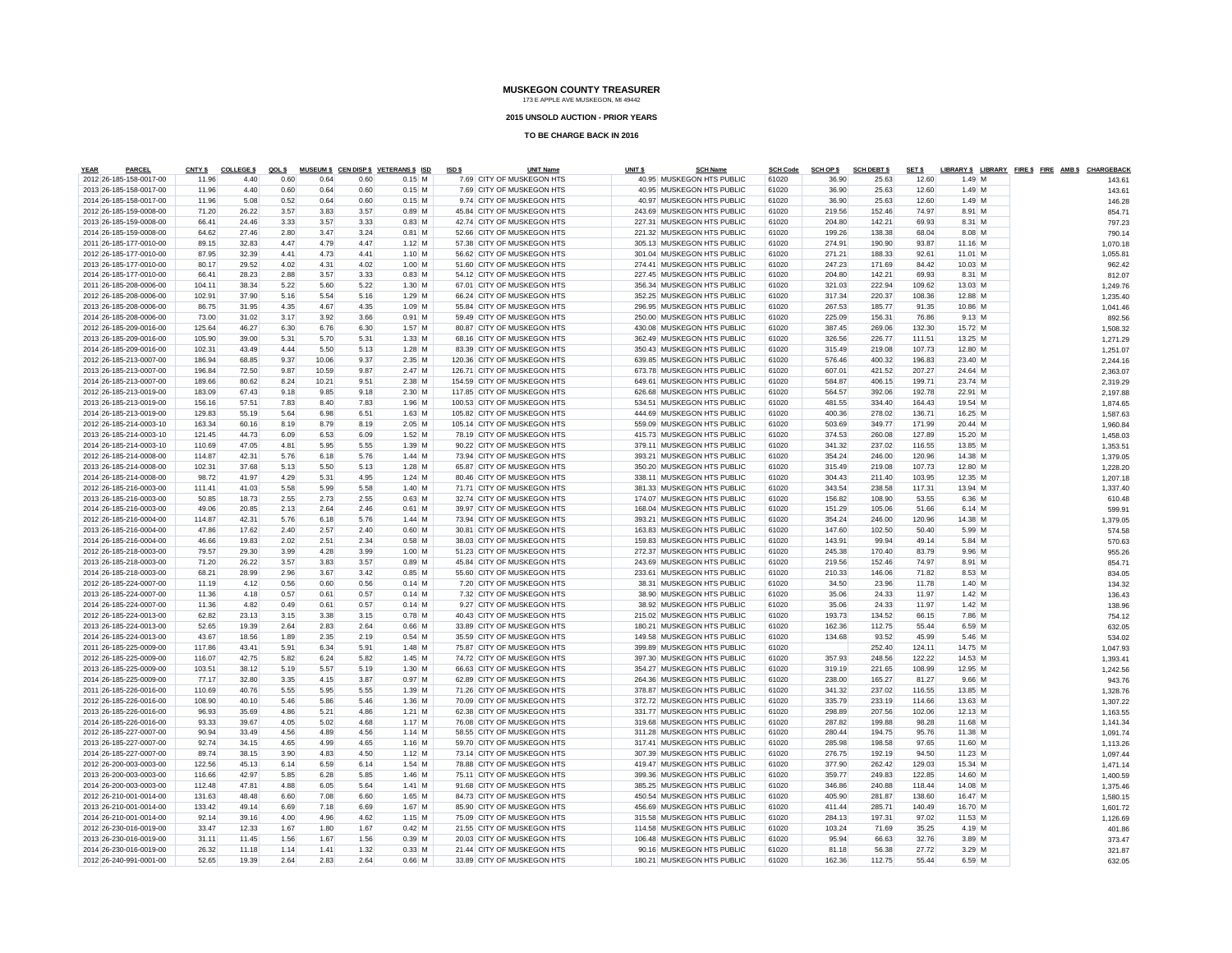# MUSKEGON COUNTY TREASURER

173 E APPLE AVE MUSKEGON, MI 49442

**2015 UNSOLD AUCTION - PRIOR YEARS**

**TO BE CHARGE BACK IN 2016**

| YEAR | PARCEL | CNTY $ | COLLEGE $ | QOL $ | MUSEUM $ | CEN DISP $ | VETERANS $ | ISD | ISD $ | UNIT Name | UNIT $ | SCH Name | SCH Code | SCH OP $ | SCH DEBT $ | SET $ | LIBRARY $ | LIBRARY | FIRE $ | FIRE | AMB $ | CHARGEBACK |
|---|---|---|---|---|---|---|---|---|---|---|---|---|---|---|---|---|---|---|---|---|---|---|
| 2012 | 26-185-158-0017-00 | 11.96 | 4.40 | 0.60 | 0.64 | 0.60 | 0.15 | M | 7.69 | CITY OF MUSKEGON HTS | 40.95 | MUSKEGON HTS PUBLIC | 61020 | 36.90 | 25.63 | 12.60 | 1.49 | M | | | | 143.61 |
| 2013 | 26-185-158-0017-00 | 11.96 | 4.40 | 0.60 | 0.64 | 0.60 | 0.15 | M | 7.69 | CITY OF MUSKEGON HTS | 40.95 | MUSKEGON HTS PUBLIC | 61020 | 36.90 | 25.63 | 12.60 | 1.49 | M | | | | 143.61 |
| 2014 | 26-185-158-0017-00 | 11.96 | 5.08 | 0.52 | 0.64 | 0.60 | 0.15 | M | 9.74 | CITY OF MUSKEGON HTS | 40.97 | MUSKEGON HTS PUBLIC | 61020 | 36.90 | 25.63 | 12.60 | 1.49 | M | | | | 146.28 |
| 2012 | 26-185-159-0008-00 | 71.20 | 26.22 | 3.57 | 3.83 | 3.57 | 0.89 | M | 45.84 | CITY OF MUSKEGON HTS | 243.69 | MUSKEGON HTS PUBLIC | 61020 | 219.56 | 152.46 | 74.97 | 8.91 | M | | | | 854.71 |
| 2013 | 26-185-159-0008-00 | 66.41 | 24.46 | 3.33 | 3.57 | 3.33 | 0.83 | M | 42.74 | CITY OF MUSKEGON HTS | 227.31 | MUSKEGON HTS PUBLIC | 61020 | 204.80 | 142.21 | 69.93 | 8.31 | M | | | | 797.23 |
| 2014 | 26-185-159-0008-00 | 64.62 | 27.46 | 2.80 | 3.47 | 3.24 | 0.81 | M | 52.66 | CITY OF MUSKEGON HTS | 221.32 | MUSKEGON HTS PUBLIC | 61020 | 199.26 | 138.38 | 68.04 | 8.08 | M | | | | 790.14 |
| 2011 | 26-185-177-0010-00 | 89.15 | 32.83 | 4.47 | 4.79 | 4.47 | 1.12 | M | 57.38 | CITY OF MUSKEGON HTS | 305.13 | MUSKEGON HTS PUBLIC | 61020 | 274.91 | 190.90 | 93.87 | 11.16 | M | | | | 1,070.18 |
| 2012 | 26-185-177-0010-00 | 87.95 | 32.39 | 4.41 | 4.73 | 4.41 | 1.10 | M | 56.62 | CITY OF MUSKEGON HTS | 301.04 | MUSKEGON HTS PUBLIC | 61020 | 271.21 | 188.33 | 92.61 | 11.01 | M | | | | 1,055.81 |
| 2013 | 26-185-177-0010-00 | 80.17 | 29.52 | 4.02 | 4.31 | 4.02 | 1.00 | M | 51.60 | CITY OF MUSKEGON HTS | 274.41 | MUSKEGON HTS PUBLIC | 61020 | 247.23 | 171.69 | 84.42 | 10.03 | M | | | | 962.42 |
| 2014 | 26-185-177-0010-00 | 66.41 | 28.23 | 2.88 | 3.57 | 3.33 | 0.83 | M | 54.12 | CITY OF MUSKEGON HTS | 227.45 | MUSKEGON HTS PUBLIC | 61020 | 204.80 | 142.21 | 69.93 | 8.31 | M | | | | 812.07 |
| 2011 | 26-185-208-0006-00 | 104.11 | 38.34 | 5.22 | 5.60 | 5.22 | 1.30 | M | 67.01 | CITY OF MUSKEGON HTS | 356.34 | MUSKEGON HTS PUBLIC | 61020 | 321.03 | 222.94 | 109.62 | 13.03 | M | | | | 1,249.76 |
| 2012 | 26-185-208-0006-00 | 102.91 | 37.90 | 5.16 | 5.54 | 5.16 | 1.29 | M | 66.24 | CITY OF MUSKEGON HTS | 352.25 | MUSKEGON HTS PUBLIC | 61020 | 317.34 | 220.37 | 108.36 | 12.88 | M | | | | 1,235.40 |
| 2013 | 26-185-208-0006-00 | 86.75 | 31.95 | 4.35 | 4.67 | 4.35 | 1.09 | M | 55.84 | CITY OF MUSKEGON HTS | 296.95 | MUSKEGON HTS PUBLIC | 61020 | 267.53 | 185.77 | 91.35 | 10.86 | M | | | | 1,041.46 |
| 2014 | 26-185-208-0006-00 | 73.00 | 31.02 | 3.17 | 3.92 | 3.66 | 0.91 | M | 59.49 | CITY OF MUSKEGON HTS | 250.00 | MUSKEGON HTS PUBLIC | 61020 | 225.09 | 156.31 | 76.86 | 9.13 | M | | | | 892.56 |
| 2012 | 26-185-209-0016-00 | 125.64 | 46.27 | 6.30 | 6.76 | 6.30 | 1.57 | M | 80.87 | CITY OF MUSKEGON HTS | 430.08 | MUSKEGON HTS PUBLIC | 61020 | 387.45 | 269.06 | 132.30 | 15.72 | M | | | | 1,508.32 |
| 2013 | 26-185-209-0016-00 | 105.90 | 39.00 | 5.31 | 5.70 | 5.31 | 1.33 | M | 68.16 | CITY OF MUSKEGON HTS | 362.49 | MUSKEGON HTS PUBLIC | 61020 | 326.56 | 226.77 | 111.51 | 13.25 | M | | | | 1,271.29 |
| 2014 | 26-185-209-0016-00 | 102.31 | 43.49 | 4.44 | 5.50 | 5.13 | 1.28 | M | 83.39 | CITY OF MUSKEGON HTS | 350.43 | MUSKEGON HTS PUBLIC | 61020 | 315.49 | 219.08 | 107.73 | 12.80 | M | | | | 1,251.07 |
| 2012 | 26-185-213-0007-00 | 186.94 | 68.85 | 9.37 | 10.06 | 9.37 | 2.35 | M | 120.36 | CITY OF MUSKEGON HTS | 639.85 | MUSKEGON HTS PUBLIC | 61020 | 576.46 | 400.32 | 196.83 | 23.40 | M | | | | 2,244.16 |
| 2013 | 26-185-213-0007-00 | 196.84 | 72.50 | 9.87 | 10.59 | 9.87 | 2.47 | M | 126.71 | CITY OF MUSKEGON HTS | 673.78 | MUSKEGON HTS PUBLIC | 61020 | 607.01 | 421.52 | 207.27 | 24.64 | M | | | | 2,363.07 |
| 2014 | 26-185-213-0007-00 | 189.66 | 80.62 | 8.24 | 10.21 | 9.51 | 2.38 | M | 154.59 | CITY OF MUSKEGON HTS | 649.61 | MUSKEGON HTS PUBLIC | 61020 | 584.87 | 406.15 | 199.71 | 23.74 | M | | | | 2,319.29 |
| 2012 | 26-185-213-0019-00 | 183.09 | 67.43 | 9.18 | 9.85 | 9.18 | 2.30 | M | 117.85 | CITY OF MUSKEGON HTS | 626.68 | MUSKEGON HTS PUBLIC | 61020 | 564.57 | 392.06 | 192.78 | 22.91 | M | | | | 2,197.88 |
| 2013 | 26-185-213-0019-00 | 156.16 | 57.51 | 7.83 | 8.40 | 7.83 | 1.96 | M | 100.53 | CITY OF MUSKEGON HTS | 534.51 | MUSKEGON HTS PUBLIC | 61020 | 481.55 | 334.40 | 164.43 | 19.54 | M | | | | 1,874.65 |
| 2014 | 26-185-213-0019-00 | 129.83 | 55.19 | 5.64 | 6.98 | 6.51 | 1.63 | M | 105.82 | CITY OF MUSKEGON HTS | 444.69 | MUSKEGON HTS PUBLIC | 61020 | 400.36 | 278.02 | 136.71 | 16.25 | M | | | | 1,587.63 |
| 2012 | 26-185-214-0003-10 | 163.34 | 60.16 | 8.19 | 8.79 | 8.19 | 2.05 | M | 105.14 | CITY OF MUSKEGON HTS | 559.09 | MUSKEGON HTS PUBLIC | 61020 | 503.69 | 349.77 | 171.99 | 20.44 | M | | | | 1,960.84 |
| 2013 | 26-185-214-0003-10 | 121.45 | 44.73 | 6.09 | 6.53 | 6.09 | 1.52 | M | 78.19 | CITY OF MUSKEGON HTS | 415.73 | MUSKEGON HTS PUBLIC | 61020 | 374.53 | 260.08 | 127.89 | 15.20 | M | | | | 1,458.03 |
| 2014 | 26-185-214-0003-10 | 110.69 | 47.05 | 4.81 | 5.95 | 5.55 | 1.39 | M | 90.22 | CITY OF MUSKEGON HTS | 379.11 | MUSKEGON HTS PUBLIC | 61020 | 341.32 | 237.02 | 116.55 | 13.85 | M | | | | 1,353.51 |
| 2012 | 26-185-214-0008-00 | 114.87 | 42.31 | 5.76 | 6.18 | 5.76 | 1.44 | M | 73.94 | CITY OF MUSKEGON HTS | 393.21 | MUSKEGON HTS PUBLIC | 61020 | 354.24 | 246.00 | 120.96 | 14.38 | M | | | | 1,379.05 |
| 2013 | 26-185-214-0008-00 | 102.31 | 37.68 | 5.13 | 5.50 | 5.13 | 1.28 | M | 65.87 | CITY OF MUSKEGON HTS | 350.20 | MUSKEGON HTS PUBLIC | 61020 | 315.49 | 219.08 | 107.73 | 12.80 | M | | | | 1,228.20 |
| 2014 | 26-185-214-0008-00 | 98.72 | 41.97 | 4.29 | 5.31 | 4.95 | 1.24 | M | 80.46 | CITY OF MUSKEGON HTS | 338.11 | MUSKEGON HTS PUBLIC | 61020 | 304.43 | 211.40 | 103.95 | 12.35 | M | | | | 1,207.18 |
| 2012 | 26-185-216-0003-00 | 111.41 | 41.03 | 5.58 | 5.99 | 5.58 | 1.40 | M | 71.71 | CITY OF MUSKEGON HTS | 381.33 | MUSKEGON HTS PUBLIC | 61020 | 343.54 | 238.58 | 117.31 | 13.94 | M | | | | 1,337.40 |
| 2013 | 26-185-216-0003-00 | 50.85 | 18.73 | 2.55 | 2.73 | 2.55 | 0.63 | M | 32.74 | CITY OF MUSKEGON HTS | 174.07 | MUSKEGON HTS PUBLIC | 61020 | 156.82 | 108.90 | 53.55 | 6.36 | M | | | | 610.48 |
| 2014 | 26-185-216-0003-00 | 49.06 | 20.85 | 2.13 | 2.64 | 2.46 | 0.61 | M | 39.97 | CITY OF MUSKEGON HTS | 168.04 | MUSKEGON HTS PUBLIC | 61020 | 151.29 | 105.06 | 51.66 | 6.14 | M | | | | 599.91 |
| 2012 | 26-185-216-0004-00 | 114.87 | 42.31 | 5.76 | 6.18 | 5.76 | 1.44 | M | 73.94 | CITY OF MUSKEGON HTS | 393.21 | MUSKEGON HTS PUBLIC | 61020 | 354.24 | 246.00 | 120.96 | 14.38 | M | | | | 1,379.05 |
| 2013 | 26-185-216-0004-00 | 47.86 | 17.62 | 2.40 | 2.57 | 2.40 | 0.60 | M | 30.81 | CITY OF MUSKEGON HTS | 163.83 | MUSKEGON HTS PUBLIC | 61020 | 147.60 | 102.50 | 50.40 | 5.99 | M | | | | 574.58 |
| 2014 | 26-185-216-0004-00 | 46.66 | 19.83 | 2.02 | 2.51 | 2.34 | 0.58 | M | 38.03 | CITY OF MUSKEGON HTS | 159.83 | MUSKEGON HTS PUBLIC | 61020 | 143.91 | 99.94 | 49.14 | 5.84 | M | | | | 570.63 |
| 2012 | 26-185-218-0003-00 | 79.57 | 29.30 | 3.99 | 4.28 | 3.99 | 1.00 | M | 51.23 | CITY OF MUSKEGON HTS | 272.37 | MUSKEGON HTS PUBLIC | 61020 | 245.38 | 170.40 | 83.79 | 9.96 | M | | | | 955.26 |
| 2013 | 26-185-218-0003-00 | 71.20 | 26.22 | 3.57 | 3.83 | 3.57 | 0.89 | M | 45.84 | CITY OF MUSKEGON HTS | 243.69 | MUSKEGON HTS PUBLIC | 61020 | 219.56 | 152.46 | 74.97 | 8.91 | M | | | | 854.71 |
| 2014 | 26-185-218-0003-00 | 68.21 | 28.99 | 2.96 | 3.67 | 3.42 | 0.85 | M | 55.60 | CITY OF MUSKEGON HTS | 233.61 | MUSKEGON HTS PUBLIC | 61020 | 210.33 | 146.06 | 71.82 | 8.53 | M | | | | 834.05 |
| 2012 | 26-185-224-0007-00 | 11.19 | 4.12 | 0.56 | 0.60 | 0.56 | 0.14 | M | 7.20 | CITY OF MUSKEGON HTS | 38.31 | MUSKEGON HTS PUBLIC | 61020 | 34.50 | 23.96 | 11.78 | 1.40 | M | | | | 134.32 |
| 2013 | 26-185-224-0007-00 | 11.36 | 4.18 | 0.57 | 0.61 | 0.57 | 0.14 | M | 7.32 | CITY OF MUSKEGON HTS | 38.90 | MUSKEGON HTS PUBLIC | 61020 | 35.06 | 24.33 | 11.97 | 1.42 | M | | | | 136.43 |
| 2014 | 26-185-224-0007-00 | 11.36 | 4.82 | 0.49 | 0.61 | 0.57 | 0.14 | M | 9.27 | CITY OF MUSKEGON HTS | 38.92 | MUSKEGON HTS PUBLIC | 61020 | 35.06 | 24.33 | 11.97 | 1.42 | M | | | | 138.96 |
| 2012 | 26-185-224-0013-00 | 62.82 | 23.13 | 3.15 | 3.38 | 3.15 | 0.78 | M | 40.43 | CITY OF MUSKEGON HTS | 215.02 | MUSKEGON HTS PUBLIC | 61020 | 193.73 | 134.52 | 66.15 | 7.86 | M | | | | 754.12 |
| 2013 | 26-185-224-0013-00 | 52.65 | 19.39 | 2.64 | 2.83 | 2.64 | 0.66 | M | 33.89 | CITY OF MUSKEGON HTS | 180.21 | MUSKEGON HTS PUBLIC | 61020 | 162.36 | 112.75 | 55.44 | 6.59 | M | | | | 632.05 |
| 2014 | 26-185-224-0013-00 | 43.67 | 18.56 | 1.89 | 2.35 | 2.19 | 0.54 | M | 35.59 | CITY OF MUSKEGON HTS | 149.58 | MUSKEGON HTS PUBLIC | 61020 | 134.68 | 93.52 | 45.99 | 5.46 | M | | | | 534.02 |
| 2011 | 26-185-225-0009-00 | 117.86 | 43.41 | 5.91 | 6.34 | 5.91 | 1.48 | M | 75.87 | CITY OF MUSKEGON HTS | 399.89 | MUSKEGON HTS PUBLIC | 61020 | | 252.40 | 124.11 | 14.75 | M | | | | 1,047.93 |
| 2012 | 26-185-225-0009-00 | 116.07 | 42.75 | 5.82 | 6.24 | 5.82 | 1.45 | M | 74.72 | CITY OF MUSKEGON HTS | 397.30 | MUSKEGON HTS PUBLIC | 61020 | 357.93 | 248.56 | 122.22 | 14.53 | M | | | | 1,393.41 |
| 2013 | 26-185-225-0009-00 | 103.51 | 38.12 | 5.19 | 5.57 | 5.19 | 1.30 | M | 66.63 | CITY OF MUSKEGON HTS | 354.27 | MUSKEGON HTS PUBLIC | 61020 | 319.19 | 221.65 | 108.99 | 12.95 | M | | | | 1,242.56 |
| 2014 | 26-185-225-0009-00 | 77.17 | 32.80 | 3.35 | 4.15 | 3.87 | 0.97 | M | 62.89 | CITY OF MUSKEGON HTS | 264.36 | MUSKEGON HTS PUBLIC | 61020 | 238.00 | 165.27 | 81.27 | 9.66 | M | | | | 943.76 |
| 2011 | 26-185-226-0016-00 | 110.69 | 40.76 | 5.55 | 5.95 | 5.55 | 1.39 | M | 71.26 | CITY OF MUSKEGON HTS | 378.87 | MUSKEGON HTS PUBLIC | 61020 | 341.32 | 237.02 | 116.55 | 13.85 | M | | | | 1,328.76 |
| 2012 | 26-185-226-0016-00 | 108.90 | 40.10 | 5.46 | 5.86 | 5.46 | 1.36 | M | 70.09 | CITY OF MUSKEGON HTS | 372.72 | MUSKEGON HTS PUBLIC | 61020 | 335.79 | 233.19 | 114.66 | 13.63 | M | | | | 1,307.22 |
| 2013 | 26-185-226-0016-00 | 96.93 | 35.69 | 4.86 | 5.21 | 4.86 | 1.21 | M | 62.38 | CITY OF MUSKEGON HTS | 331.77 | MUSKEGON HTS PUBLIC | 61020 | 298.89 | 207.56 | 102.06 | 12.13 | M | | | | 1,163.55 |
| 2014 | 26-185-226-0016-00 | 93.33 | 39.67 | 4.05 | 5.02 | 4.68 | 1.17 | M | 76.08 | CITY OF MUSKEGON HTS | 319.68 | MUSKEGON HTS PUBLIC | 61020 | 287.82 | 199.88 | 98.28 | 11.68 | M | | | | 1,141.34 |
| 2012 | 26-185-227-0007-00 | 90.94 | 33.49 | 4.56 | 4.89 | 4.56 | 1.14 | M | 58.55 | CITY OF MUSKEGON HTS | 311.28 | MUSKEGON HTS PUBLIC | 61020 | 280.44 | 194.75 | 95.76 | 11.38 | M | | | | 1,091.74 |
| 2013 | 26-185-227-0007-00 | 92.74 | 34.15 | 4.65 | 4.99 | 4.65 | 1.16 | M | 59.70 | CITY OF MUSKEGON HTS | 317.41 | MUSKEGON HTS PUBLIC | 61020 | 285.98 | 198.58 | 97.65 | 11.60 | M | | | | 1,113.26 |
| 2014 | 26-185-227-0007-00 | 89.74 | 38.15 | 3.90 | 4.83 | 4.50 | 1.12 | M | 73.14 | CITY OF MUSKEGON HTS | 307.39 | MUSKEGON HTS PUBLIC | 61020 | 276.75 | 192.19 | 94.50 | 11.23 | M | | | | 1,097.44 |
| 2012 | 26-200-003-0003-00 | 122.56 | 45.13 | 6.14 | 6.59 | 6.14 | 1.54 | M | 78.88 | CITY OF MUSKEGON HTS | 419.47 | MUSKEGON HTS PUBLIC | 61020 | 377.90 | 262.42 | 129.03 | 15.34 | M | | | | 1,471.14 |
| 2013 | 26-200-003-0003-00 | 116.66 | 42.97 | 5.85 | 6.28 | 5.85 | 1.46 | M | 75.11 | CITY OF MUSKEGON HTS | 399.36 | MUSKEGON HTS PUBLIC | 61020 | 359.77 | 249.83 | 122.85 | 14.60 | M | | | | 1,400.59 |
| 2014 | 26-200-003-0003-00 | 112.48 | 47.81 | 4.88 | 6.05 | 5.64 | 1.41 | M | 91.68 | CITY OF MUSKEGON HTS | 385.25 | MUSKEGON HTS PUBLIC | 61020 | 346.86 | 240.88 | 118.44 | 14.08 | M | | | | 1,375.46 |
| 2012 | 26-210-001-0014-00 | 131.63 | 48.48 | 6.60 | 7.08 | 6.60 | 1.65 | M | 84.73 | CITY OF MUSKEGON HTS | 450.54 | MUSKEGON HTS PUBLIC | 61020 | 405.90 | 281.87 | 138.60 | 16.47 | M | | | | 1,580.15 |
| 2013 | 26-210-001-0014-00 | 133.42 | 49.14 | 6.69 | 7.18 | 6.69 | 1.67 | M | 85.90 | CITY OF MUSKEGON HTS | 456.69 | MUSKEGON HTS PUBLIC | 61020 | 411.44 | 285.71 | 140.49 | 16.70 | M | | | | 1,601.72 |
| 2014 | 26-210-001-0014-00 | 92.14 | 39.16 | 4.00 | 4.96 | 4.62 | 1.15 | M | 75.09 | CITY OF MUSKEGON HTS | 315.58 | MUSKEGON HTS PUBLIC | 61020 | 284.13 | 197.31 | 97.02 | 11.53 | M | | | | 1,126.69 |
| 2012 | 26-230-016-0019-00 | 33.47 | 12.33 | 1.67 | 1.80 | 1.67 | 0.42 | M | 21.55 | CITY OF MUSKEGON HTS | 114.58 | MUSKEGON HTS PUBLIC | 61020 | 103.24 | 71.69 | 35.25 | 4.19 | M | | | | 401.86 |
| 2013 | 26-230-016-0019-00 | 31.11 | 11.45 | 1.56 | 1.67 | 1.56 | 0.39 | M | 20.03 | CITY OF MUSKEGON HTS | 106.48 | MUSKEGON HTS PUBLIC | 61020 | 95.94 | 66.63 | 32.76 | 3.89 | M | | | | 373.47 |
| 2014 | 26-230-016-0019-00 | 26.32 | 11.18 | 1.14 | 1.41 | 1.32 | 0.33 | M | 21.44 | CITY OF MUSKEGON HTS | 90.16 | MUSKEGON HTS PUBLIC | 61020 | 81.18 | 56.38 | 27.72 | 3.29 | M | | | | 321.87 |
| 2012 | 26-240-991-0001-00 | 52.65 | 19.39 | 2.64 | 2.83 | 2.64 | 0.66 | M | 33.89 | CITY OF MUSKEGON HTS | 180.21 | MUSKEGON HTS PUBLIC | 61020 | 162.36 | 112.75 | 55.44 | 6.59 | M | | | | 632.05 |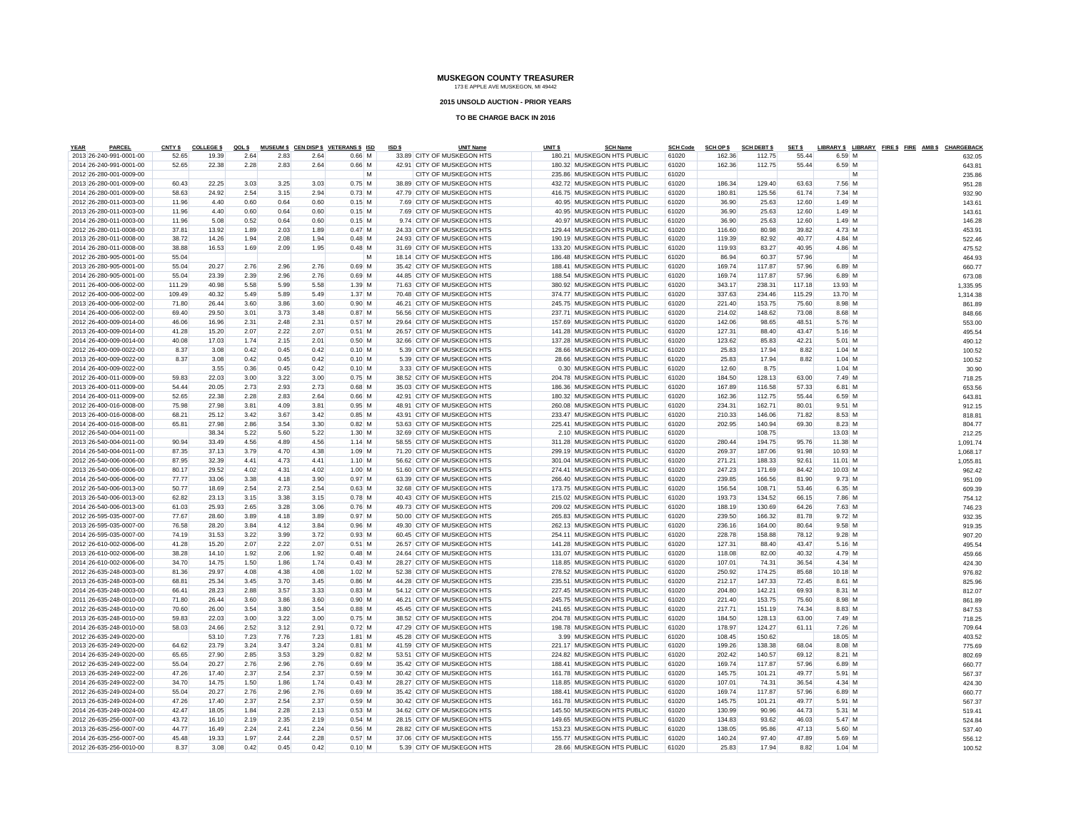# MUSKEGON COUNTY TREASURER

173 E APPLE AVE MUSKEGON, MI 49442

**2015 UNSOLD AUCTION - PRIOR YEARS**

**TO BE CHARGE BACK IN 2016**

| YEAR | PARCEL | CNTY $ | COLLEGE $ | QOL $ | MUSEUM $ | CEN DISP $ | VETERANS $ | ISD | ISD $ | UNIT Name | UNIT $ | SCH Name | SCH Code | SCH OP $ | SCH DEBT $ | SET $ | LIBRARY $ | LIBRARY | FIRE $ | FIRE | AMB $ | CHARGEBACK |
|---|---|---|---|---|---|---|---|---|---|---|---|---|---|---|---|---|---|---|---|---|---|---|
| 2013 | 26-240-991-0001-00 | 52.65 | 19.39 | 2.64 | 2.83 | 2.64 | 0.66 | M | 33.89 | CITY OF MUSKEGON HTS | 180.21 | MUSKEGON HTS PUBLIC | 61020 | 162.36 | 112.75 | 55.44 | 6.59 | M | | | | 632.05 |
| 2014 | 26-240-991-0001-00 | 52.65 | 22.38 | 2.28 | 2.83 | 2.64 | 0.66 | M | 42.91 | CITY OF MUSKEGON HTS | 180.32 | MUSKEGON HTS PUBLIC | 61020 | 162.36 | 112.75 | 55.44 | 6.59 | M | | | | 643.81 |
| 2012 | 26-280-001-0009-00 | | | | | | | M | | CITY OF MUSKEGON HTS | 235.86 | MUSKEGON HTS PUBLIC | 61020 | | | | | M | | | | 235.86 |
| 2013 | 26-280-001-0009-00 | 60.43 | 22.25 | 3.03 | 3.25 | 3.03 | 0.75 | M | 38.89 | CITY OF MUSKEGON HTS | 432.72 | MUSKEGON HTS PUBLIC | 61020 | 186.34 | 129.40 | 63.63 | 7.56 | M | | | | 951.28 |
| 2014 | 26-280-001-0009-00 | 58.63 | 24.92 | 2.54 | 3.15 | 2.94 | 0.73 | M | 47.79 | CITY OF MUSKEGON HTS | 416.75 | MUSKEGON HTS PUBLIC | 61020 | 180.81 | 125.56 | 61.74 | 7.34 | M | | | | 932.90 |
| 2012 | 26-280-011-0003-00 | 11.96 | 4.40 | 0.60 | 0.64 | 0.60 | 0.15 | M | 7.69 | CITY OF MUSKEGON HTS | 40.95 | MUSKEGON HTS PUBLIC | 61020 | 36.90 | 25.63 | 12.60 | 1.49 | M | | | | 143.61 |
| 2013 | 26-280-011-0003-00 | 11.96 | 4.40 | 0.60 | 0.64 | 0.60 | 0.15 | M | 7.69 | CITY OF MUSKEGON HTS | 40.95 | MUSKEGON HTS PUBLIC | 61020 | 36.90 | 25.63 | 12.60 | 1.49 | M | | | | 143.61 |
| 2014 | 26-280-011-0003-00 | 11.96 | 5.08 | 0.52 | 0.64 | 0.60 | 0.15 | M | 9.74 | CITY OF MUSKEGON HTS | 40.97 | MUSKEGON HTS PUBLIC | 61020 | 36.90 | 25.63 | 12.60 | 1.49 | M | | | | 146.28 |
| 2012 | 26-280-011-0008-00 | 37.81 | 13.92 | 1.89 | 2.03 | 1.89 | 0.47 | M | 24.33 | CITY OF MUSKEGON HTS | 129.44 | MUSKEGON HTS PUBLIC | 61020 | 116.60 | 80.98 | 39.82 | 4.73 | M | | | | 453.91 |
| 2013 | 26-280-011-0008-00 | 38.72 | 14.26 | 1.94 | 2.08 | 1.94 | 0.48 | M | 24.93 | CITY OF MUSKEGON HTS | 190.19 | MUSKEGON HTS PUBLIC | 61020 | 119.39 | 82.92 | 40.77 | 4.84 | M | | | | 522.46 |
| 2014 | 26-280-011-0008-00 | 38.88 | 16.53 | 1.69 | 2.09 | 1.95 | 0.48 | M | 31.69 | CITY OF MUSKEGON HTS | 133.20 | MUSKEGON HTS PUBLIC | 61020 | 119.93 | 83.27 | 40.95 | 4.86 | M | | | | 475.52 |
| 2012 | 26-280-905-0001-00 | 55.04 | | | | | | M | 18.14 | CITY OF MUSKEGON HTS | 186.48 | MUSKEGON HTS PUBLIC | 61020 | 86.94 | 60.37 | 57.96 | | M | | | | 464.93 |
| 2013 | 26-280-905-0001-00 | 55.04 | 20.27 | 2.76 | 2.96 | 2.76 | 0.69 | M | 35.42 | CITY OF MUSKEGON HTS | 188.41 | MUSKEGON HTS PUBLIC | 61020 | 169.74 | 117.87 | 57.96 | 6.89 | M | | | | 660.77 |
| 2014 | 26-280-905-0001-00 | 55.04 | 23.39 | 2.39 | 2.96 | 2.76 | 0.69 | M | 44.85 | CITY OF MUSKEGON HTS | 188.54 | MUSKEGON HTS PUBLIC | 61020 | 169.74 | 117.87 | 57.96 | 6.89 | M | | | | 673.08 |
| 2011 | 26-400-006-0002-00 | 111.29 | 40.98 | 5.58 | 5.99 | 5.58 | 1.39 | M | 71.63 | CITY OF MUSKEGON HTS | 380.92 | MUSKEGON HTS PUBLIC | 61020 | 343.17 | 238.31 | 117.18 | 13.93 | M | | | | 1,335.95 |
| 2012 | 26-400-006-0002-00 | 109.49 | 40.32 | 5.49 | 5.89 | 5.49 | 1.37 | M | 70.48 | CITY OF MUSKEGON HTS | 374.77 | MUSKEGON HTS PUBLIC | 61020 | 337.63 | 234.46 | 115.29 | 13.70 | M | | | | 1,314.38 |
| 2013 | 26-400-006-0002-00 | 71.80 | 26.44 | 3.60 | 3.86 | 3.60 | 0.90 | M | 46.21 | CITY OF MUSKEGON HTS | 245.75 | MUSKEGON HTS PUBLIC | 61020 | 221.40 | 153.75 | 75.60 | 8.98 | M | | | | 861.89 |
| 2014 | 26-400-006-0002-00 | 69.40 | 29.50 | 3.01 | 3.73 | 3.48 | 0.87 | M | 56.56 | CITY OF MUSKEGON HTS | 237.71 | MUSKEGON HTS PUBLIC | 61020 | 214.02 | 148.62 | 73.08 | 8.68 | M | | | | 848.66 |
| 2012 | 26-400-009-0014-00 | 46.06 | 16.96 | 2.31 | 2.48 | 2.31 | 0.57 | M | 29.64 | CITY OF MUSKEGON HTS | 157.69 | MUSKEGON HTS PUBLIC | 61020 | 142.06 | 98.65 | 48.51 | 5.76 | M | | | | 553.00 |
| 2013 | 26-400-009-0014-00 | 41.28 | 15.20 | 2.07 | 2.22 | 2.07 | 0.51 | M | 26.57 | CITY OF MUSKEGON HTS | 141.28 | MUSKEGON HTS PUBLIC | 61020 | 127.31 | 88.40 | 43.47 | 5.16 | M | | | | 495.54 |
| 2014 | 26-400-009-0014-00 | 40.08 | 17.03 | 1.74 | 2.15 | 2.01 | 0.50 | M | 32.66 | CITY OF MUSKEGON HTS | 137.28 | MUSKEGON HTS PUBLIC | 61020 | 123.62 | 85.83 | 42.21 | 5.01 | M | | | | 490.12 |
| 2012 | 26-400-009-0022-00 | 8.37 | 3.08 | 0.42 | 0.45 | 0.42 | 0.10 | M | 5.39 | CITY OF MUSKEGON HTS | 28.66 | MUSKEGON HTS PUBLIC | 61020 | 25.83 | 17.94 | 8.82 | 1.04 | M | | | | 100.52 |
| 2013 | 26-400-009-0022-00 | 8.37 | 3.08 | 0.42 | 0.45 | 0.42 | 0.10 | M | 5.39 | CITY OF MUSKEGON HTS | 28.66 | MUSKEGON HTS PUBLIC | 61020 | 25.83 | 17.94 | 8.82 | 1.04 | M | | | | 100.52 |
| 2014 | 26-400-009-0022-00 | | 3.55 | 0.36 | 0.45 | 0.42 | 0.10 | M | 3.33 | CITY OF MUSKEGON HTS | 0.30 | MUSKEGON HTS PUBLIC | 61020 | 12.60 | 8.75 | | 1.04 | M | | | | 30.90 |
| 2012 | 26-400-011-0009-00 | 59.83 | 22.03 | 3.00 | 3.22 | 3.00 | 0.75 | M | 38.52 | CITY OF MUSKEGON HTS | 204.78 | MUSKEGON HTS PUBLIC | 61020 | 184.50 | 128.13 | 63.00 | 7.49 | M | | | | 718.25 |
| 2013 | 26-400-011-0009-00 | 54.44 | 20.05 | 2.73 | 2.93 | 2.73 | 0.68 | M | 35.03 | CITY OF MUSKEGON HTS | 186.36 | MUSKEGON HTS PUBLIC | 61020 | 167.89 | 116.58 | 57.33 | 6.81 | M | | | | 653.56 |
| 2014 | 26-400-011-0009-00 | 52.65 | 22.38 | 2.28 | 2.83 | 2.64 | 0.66 | M | 42.91 | CITY OF MUSKEGON HTS | 180.32 | MUSKEGON HTS PUBLIC | 61020 | 162.36 | 112.75 | 55.44 | 6.59 | M | | | | 643.81 |
| 2012 | 26-400-016-0008-00 | 75.98 | 27.98 | 3.81 | 4.09 | 3.81 | 0.95 | M | 48.91 | CITY OF MUSKEGON HTS | 260.08 | MUSKEGON HTS PUBLIC | 61020 | 234.31 | 162.71 | 80.01 | 9.51 | M | | | | 912.15 |
| 2013 | 26-400-016-0008-00 | 68.21 | 25.12 | 3.42 | 3.67 | 3.42 | 0.85 | M | 43.91 | CITY OF MUSKEGON HTS | 233.47 | MUSKEGON HTS PUBLIC | 61020 | 210.33 | 146.06 | 71.82 | 8.53 | M | | | | 818.81 |
| 2014 | 26-400-016-0008-00 | 65.81 | 27.98 | 2.86 | 3.54 | 3.30 | 0.82 | M | 53.63 | CITY OF MUSKEGON HTS | 225.41 | MUSKEGON HTS PUBLIC | 61020 | 202.95 | 140.94 | 69.30 | 8.23 | M | | | | 804.77 |
| 2012 | 26-540-004-0011-00 | | 38.34 | 5.22 | 5.60 | 5.22 | 1.30 | M | 32.69 | CITY OF MUSKEGON HTS | 2.10 | MUSKEGON HTS PUBLIC | 61020 | | 108.75 | | 13.03 | M | | | | 212.25 |
| 2013 | 26-540-004-0011-00 | 90.94 | 33.49 | 4.56 | 4.89 | 4.56 | 1.14 | M | 58.55 | CITY OF MUSKEGON HTS | 311.28 | MUSKEGON HTS PUBLIC | 61020 | 280.44 | 194.75 | 95.76 | 11.38 | M | | | | 1,091.74 |
| 2014 | 26-540-004-0011-00 | 87.35 | 37.13 | 3.79 | 4.70 | 4.38 | 1.09 | M | 71.20 | CITY OF MUSKEGON HTS | 299.19 | MUSKEGON HTS PUBLIC | 61020 | 269.37 | 187.06 | 91.98 | 10.93 | M | | | | 1,068.17 |
| 2012 | 26-540-006-0006-00 | 87.95 | 32.39 | 4.41 | 4.73 | 4.41 | 1.10 | M | 56.62 | CITY OF MUSKEGON HTS | 301.04 | MUSKEGON HTS PUBLIC | 61020 | 271.21 | 188.33 | 92.61 | 11.01 | M | | | | 1,055.81 |
| 2013 | 26-540-006-0006-00 | 80.17 | 29.52 | 4.02 | 4.31 | 4.02 | 1.00 | M | 51.60 | CITY OF MUSKEGON HTS | 274.41 | MUSKEGON HTS PUBLIC | 61020 | 247.23 | 171.69 | 84.42 | 10.03 | M | | | | 962.42 |
| 2014 | 26-540-006-0006-00 | 77.77 | 33.06 | 3.38 | 4.18 | 3.90 | 0.97 | M | 63.39 | CITY OF MUSKEGON HTS | 266.40 | MUSKEGON HTS PUBLIC | 61020 | 239.85 | 166.56 | 81.90 | 9.73 | M | | | | 951.09 |
| 2012 | 26-540-006-0013-00 | 50.77 | 18.69 | 2.54 | 2.73 | 2.54 | 0.63 | M | 32.68 | CITY OF MUSKEGON HTS | 173.75 | MUSKEGON HTS PUBLIC | 61020 | 156.54 | 108.71 | 53.46 | 6.35 | M | | | | 609.39 |
| 2013 | 26-540-006-0013-00 | 62.82 | 23.13 | 3.15 | 3.38 | 3.15 | 0.78 | M | 40.43 | CITY OF MUSKEGON HTS | 215.02 | MUSKEGON HTS PUBLIC | 61020 | 193.73 | 134.52 | 66.15 | 7.86 | M | | | | 754.12 |
| 2014 | 26-540-006-0013-00 | 61.03 | 25.93 | 2.65 | 3.28 | 3.06 | 0.76 | M | 49.73 | CITY OF MUSKEGON HTS | 209.02 | MUSKEGON HTS PUBLIC | 61020 | 188.19 | 130.69 | 64.26 | 7.63 | M | | | | 746.23 |
| 2012 | 26-595-035-0007-00 | 77.67 | 28.60 | 3.89 | 4.18 | 3.89 | 0.97 | M | 50.00 | CITY OF MUSKEGON HTS | 265.83 | MUSKEGON HTS PUBLIC | 61020 | 239.50 | 166.32 | 81.78 | 9.72 | M | | | | 932.35 |
| 2013 | 26-595-035-0007-00 | 76.58 | 28.20 | 3.84 | 4.12 | 3.84 | 0.96 | M | 49.30 | CITY OF MUSKEGON HTS | 262.13 | MUSKEGON HTS PUBLIC | 61020 | 236.16 | 164.00 | 80.64 | 9.58 | M | | | | 919.35 |
| 2014 | 26-595-035-0007-00 | 74.19 | 31.53 | 3.22 | 3.99 | 3.72 | 0.93 | M | 60.45 | CITY OF MUSKEGON HTS | 254.11 | MUSKEGON HTS PUBLIC | 61020 | 228.78 | 158.88 | 78.12 | 9.28 | M | | | | 907.20 |
| 2012 | 26-610-002-0006-00 | 41.28 | 15.20 | 2.07 | 2.22 | 2.07 | 0.51 | M | 26.57 | CITY OF MUSKEGON HTS | 141.28 | MUSKEGON HTS PUBLIC | 61020 | 127.31 | 88.40 | 43.47 | 5.16 | M | | | | 495.54 |
| 2013 | 26-610-002-0006-00 | 38.28 | 14.10 | 1.92 | 2.06 | 1.92 | 0.48 | M | 24.64 | CITY OF MUSKEGON HTS | 131.07 | MUSKEGON HTS PUBLIC | 61020 | 118.08 | 82.00 | 40.32 | 4.79 | M | | | | 459.66 |
| 2014 | 26-610-002-0006-00 | 34.70 | 14.75 | 1.50 | 1.86 | 1.74 | 0.43 | M | 28.27 | CITY OF MUSKEGON HTS | 118.85 | MUSKEGON HTS PUBLIC | 61020 | 107.01 | 74.31 | 36.54 | 4.34 | M | | | | 424.30 |
| 2012 | 26-635-248-0003-00 | 81.36 | 29.97 | 4.08 | 4.38 | 4.08 | 1.02 | M | 52.38 | CITY OF MUSKEGON HTS | 278.52 | MUSKEGON HTS PUBLIC | 61020 | 250.92 | 174.25 | 85.68 | 10.18 | M | | | | 976.82 |
| 2013 | 26-635-248-0003-00 | 68.81 | 25.34 | 3.45 | 3.70 | 3.45 | 0.86 | M | 44.28 | CITY OF MUSKEGON HTS | 235.51 | MUSKEGON HTS PUBLIC | 61020 | 212.17 | 147.33 | 72.45 | 8.61 | M | | | | 825.96 |
| 2014 | 26-635-248-0003-00 | 66.41 | 28.23 | 2.88 | 3.57 | 3.33 | 0.83 | M | 54.12 | CITY OF MUSKEGON HTS | 227.45 | MUSKEGON HTS PUBLIC | 61020 | 204.80 | 142.21 | 69.93 | 8.31 | M | | | | 812.07 |
| 2011 | 26-635-248-0010-00 | 71.80 | 26.44 | 3.60 | 3.86 | 3.60 | 0.90 | M | 46.21 | CITY OF MUSKEGON HTS | 245.75 | MUSKEGON HTS PUBLIC | 61020 | 221.40 | 153.75 | 75.60 | 8.98 | M | | | | 861.89 |
| 2012 | 26-635-248-0010-00 | 70.60 | 26.00 | 3.54 | 3.80 | 3.54 | 0.88 | M | 45.45 | CITY OF MUSKEGON HTS | 241.65 | MUSKEGON HTS PUBLIC | 61020 | 217.71 | 151.19 | 74.34 | 8.83 | M | | | | 847.53 |
| 2013 | 26-635-248-0010-00 | 59.83 | 22.03 | 3.00 | 3.22 | 3.00 | 0.75 | M | 38.52 | CITY OF MUSKEGON HTS | 204.78 | MUSKEGON HTS PUBLIC | 61020 | 184.50 | 128.13 | 63.00 | 7.49 | M | | | | 718.25 |
| 2014 | 26-635-248-0010-00 | 58.03 | 24.66 | 2.52 | 3.12 | 2.91 | 0.72 | M | 47.29 | CITY OF MUSKEGON HTS | 198.78 | MUSKEGON HTS PUBLIC | 61020 | 178.97 | 124.27 | 61.11 | 7.26 | M | | | | 709.64 |
| 2012 | 26-635-249-0020-00 | | 53.10 | 7.23 | 7.76 | 7.23 | 1.81 | M | 45.28 | CITY OF MUSKEGON HTS | 3.99 | MUSKEGON HTS PUBLIC | 61020 | 108.45 | 150.62 | | 18.05 | M | | | | 403.52 |
| 2013 | 26-635-249-0020-00 | 64.62 | 23.79 | 3.24 | 3.47 | 3.24 | 0.81 | M | 41.59 | CITY OF MUSKEGON HTS | 221.17 | MUSKEGON HTS PUBLIC | 61020 | 199.26 | 138.38 | 68.04 | 8.08 | M | | | | 775.69 |
| 2014 | 26-635-249-0020-00 | 65.65 | 27.90 | 2.85 | 3.53 | 3.29 | 0.82 | M | 53.51 | CITY OF MUSKEGON HTS | 224.82 | MUSKEGON HTS PUBLIC | 61020 | 202.42 | 140.57 | 69.12 | 8.21 | M | | | | 802.69 |
| 2012 | 26-635-249-0022-00 | 55.04 | 20.27 | 2.76 | 2.96 | 2.76 | 0.69 | M | 35.42 | CITY OF MUSKEGON HTS | 188.41 | MUSKEGON HTS PUBLIC | 61020 | 169.74 | 117.87 | 57.96 | 6.89 | M | | | | 660.77 |
| 2013 | 26-635-249-0022-00 | 47.26 | 17.40 | 2.37 | 2.54 | 2.37 | 0.59 | M | 30.42 | CITY OF MUSKEGON HTS | 161.78 | MUSKEGON HTS PUBLIC | 61020 | 145.75 | 101.21 | 49.77 | 5.91 | M | | | | 567.37 |
| 2014 | 26-635-249-0022-00 | 34.70 | 14.75 | 1.50 | 1.86 | 1.74 | 0.43 | M | 28.27 | CITY OF MUSKEGON HTS | 118.85 | MUSKEGON HTS PUBLIC | 61020 | 107.01 | 74.31 | 36.54 | 4.34 | M | | | | 424.30 |
| 2012 | 26-635-249-0024-00 | 55.04 | 20.27 | 2.76 | 2.96 | 2.76 | 0.69 | M | 35.42 | CITY OF MUSKEGON HTS | 188.41 | MUSKEGON HTS PUBLIC | 61020 | 169.74 | 117.87 | 57.96 | 6.89 | M | | | | 660.77 |
| 2013 | 26-635-249-0024-00 | 47.26 | 17.40 | 2.37 | 2.54 | 2.37 | 0.59 | M | 30.42 | CITY OF MUSKEGON HTS | 161.78 | MUSKEGON HTS PUBLIC | 61020 | 145.75 | 101.21 | 49.77 | 5.91 | M | | | | 567.37 |
| 2014 | 26-635-249-0024-00 | 42.47 | 18.05 | 1.84 | 2.28 | 2.13 | 0.53 | M | 34.62 | CITY OF MUSKEGON HTS | 145.50 | MUSKEGON HTS PUBLIC | 61020 | 130.99 | 90.96 | 44.73 | 5.31 | M | | | | 519.41 |
| 2012 | 26-635-256-0007-00 | 43.72 | 16.10 | 2.19 | 2.35 | 2.19 | 0.54 | M | 28.15 | CITY OF MUSKEGON HTS | 149.65 | MUSKEGON HTS PUBLIC | 61020 | 134.83 | 93.62 | 46.03 | 5.47 | M | | | | 524.84 |
| 2013 | 26-635-256-0007-00 | 44.77 | 16.49 | 2.24 | 2.41 | 2.24 | 0.56 | M | 28.82 | CITY OF MUSKEGON HTS | 153.23 | MUSKEGON HTS PUBLIC | 61020 | 138.05 | 95.86 | 47.13 | 5.60 | M | | | | 537.40 |
| 2014 | 26-635-256-0007-00 | 45.48 | 19.33 | 1.97 | 2.44 | 2.28 | 0.57 | M | 37.06 | CITY OF MUSKEGON HTS | 155.77 | MUSKEGON HTS PUBLIC | 61020 | 140.24 | 97.40 | 47.89 | 5.69 | M | | | | 556.12 |
| 2012 | 26-635-256-0010-00 | 8.37 | 3.08 | 0.42 | 0.45 | 0.42 | 0.10 | M | 5.39 | CITY OF MUSKEGON HTS | 28.66 | MUSKEGON HTS PUBLIC | 61020 | 25.83 | 17.94 | 8.82 | 1.04 | M | | | | 100.52 |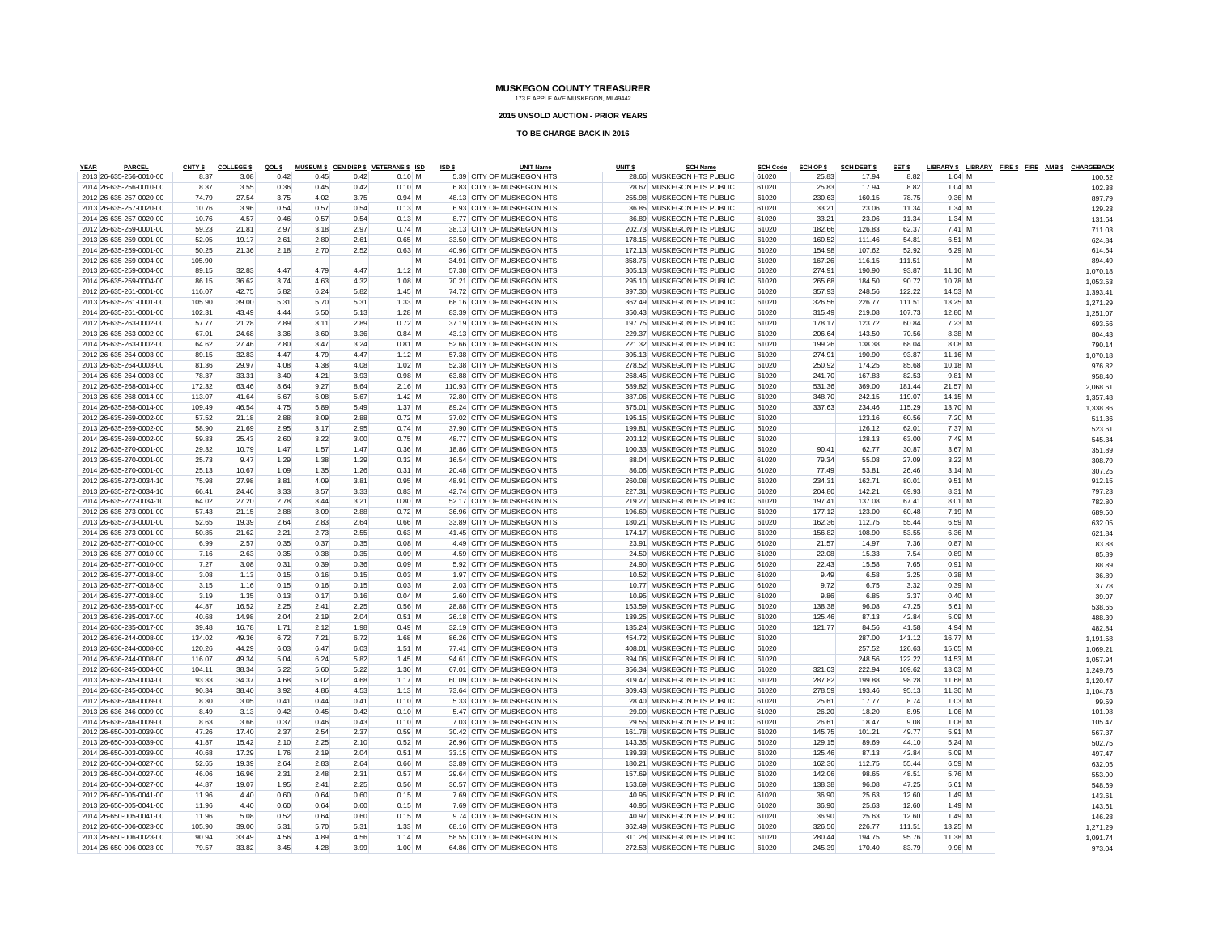# MUSKEGON COUNTY TREASURER

173 E APPLE AVE MUSKEGON, MI 49442

**2015 UNSOLD AUCTION - PRIOR YEARS**

**TO BE CHARGE BACK IN 2016**

| YEAR | PARCEL | CNTY $ | COLLEGE $ | QOL $ | MUSEUM $ | CEN DISP $ | VETERANS $ | ISD | ISD $ | UNIT Name | UNIT $ | SCH Name | SCH Code | SCH OP $ | SCH DEBT $ | SET $ | LIBRARY $ | LIBRARY | FIRE $ | FIRE | AMB $ | CHARGEBACK |
|---|---|---|---|---|---|---|---|---|---|---|---|---|---|---|---|---|---|---|---|---|---|---|
| 2013 | 26-635-256-0010-00 | 8.37 | 3.08 | 0.42 | 0.45 | 0.42 | 0.10 | M | 5.39 | CITY OF MUSKEGON HTS | 28.66 | MUSKEGON HTS PUBLIC | 61020 | 25.83 | 17.94 | 8.82 | 1.04 | M | | | | 100.52 |
| 2014 | 26-635-256-0010-00 | 8.37 | 3.55 | 0.36 | 0.45 | 0.42 | 0.10 | M | 6.83 | CITY OF MUSKEGON HTS | 28.67 | MUSKEGON HTS PUBLIC | 61020 | 25.83 | 17.94 | 8.82 | 1.04 | M | | | | 102.38 |
| 2012 | 26-635-257-0020-00 | 74.79 | 27.54 | 3.75 | 4.02 | 3.75 | 0.94 | M | 48.13 | CITY OF MUSKEGON HTS | 255.98 | MUSKEGON HTS PUBLIC | 61020 | 230.63 | 160.15 | 78.75 | 9.36 | M | | | | 897.79 |
| 2013 | 26-635-257-0020-00 | 10.76 | 3.96 | 0.54 | 0.57 | 0.54 | 0.13 | M | 6.93 | CITY OF MUSKEGON HTS | 36.85 | MUSKEGON HTS PUBLIC | 61020 | 33.21 | 23.06 | 11.34 | 1.34 | M | | | | 129.23 |
| 2014 | 26-635-257-0020-00 | 10.76 | 4.57 | 0.46 | 0.57 | 0.54 | 0.13 | M | 8.77 | CITY OF MUSKEGON HTS | 36.89 | MUSKEGON HTS PUBLIC | 61020 | 33.21 | 23.06 | 11.34 | 1.34 | M | | | | 131.64 |
| 2012 | 26-635-259-0001-00 | 59.23 | 21.81 | 2.97 | 3.18 | 2.97 | 0.74 | M | 38.13 | CITY OF MUSKEGON HTS | 202.73 | MUSKEGON HTS PUBLIC | 61020 | 182.66 | 126.83 | 62.37 | 7.41 | M | | | | 711.03 |
| 2013 | 26-635-259-0001-00 | 52.05 | 19.17 | 2.61 | 2.80 | 2.61 | 0.65 | M | 33.50 | CITY OF MUSKEGON HTS | 178.15 | MUSKEGON HTS PUBLIC | 61020 | 160.52 | 111.46 | 54.81 | 6.51 | M | | | | 624.84 |
| 2014 | 26-635-259-0001-00 | 50.25 | 21.36 | 2.18 | 2.70 | 2.52 | 0.63 | M | 40.96 | CITY OF MUSKEGON HTS | 172.13 | MUSKEGON HTS PUBLIC | 61020 | 154.98 | 107.62 | 52.92 | 6.29 | M | | | | 614.54 |
| 2012 | 26-635-259-0004-00 | 105.90 | | | | | | M | 34.91 | CITY OF MUSKEGON HTS | 358.76 | MUSKEGON HTS PUBLIC | 61020 | 167.26 | 116.15 | 111.51 | | M | | | | 894.49 |
| 2013 | 26-635-259-0004-00 | 89.15 | 32.83 | 4.47 | 4.79 | 4.47 | 1.12 | M | 57.38 | CITY OF MUSKEGON HTS | 305.13 | MUSKEGON HTS PUBLIC | 61020 | 274.91 | 190.90 | 93.87 | 11.16 | M | | | | 1,070.18 |
| 2014 | 26-635-259-0004-00 | 86.15 | 36.62 | 3.74 | 4.63 | 4.32 | 1.08 | M | 70.21 | CITY OF MUSKEGON HTS | 295.10 | MUSKEGON HTS PUBLIC | 61020 | 265.68 | 184.50 | 90.72 | 10.78 | M | | | | 1,053.53 |
| 2012 | 26-635-261-0001-00 | 116.07 | 42.75 | 5.82 | 6.24 | 5.82 | 1.45 | M | 74.72 | CITY OF MUSKEGON HTS | 397.30 | MUSKEGON HTS PUBLIC | 61020 | 357.93 | 248.56 | 122.22 | 14.53 | M | | | | 1,393.41 |
| 2013 | 26-635-261-0001-00 | 105.90 | 39.00 | 5.31 | 5.70 | 5.31 | 1.33 | M | 68.16 | CITY OF MUSKEGON HTS | 362.49 | MUSKEGON HTS PUBLIC | 61020 | 326.56 | 226.77 | 111.51 | 13.25 | M | | | | 1,271.29 |
| 2014 | 26-635-261-0001-00 | 102.31 | 43.49 | 4.44 | 5.50 | 5.13 | 1.28 | M | 83.39 | CITY OF MUSKEGON HTS | 350.43 | MUSKEGON HTS PUBLIC | 61020 | 315.49 | 219.08 | 107.73 | 12.80 | M | | | | 1,251.07 |
| 2012 | 26-635-263-0002-00 | 57.77 | 21.28 | 2.89 | 3.11 | 2.89 | 0.72 | M | 37.19 | CITY OF MUSKEGON HTS | 197.75 | MUSKEGON HTS PUBLIC | 61020 | 178.17 | 123.72 | 60.84 | 7.23 | M | | | | 693.56 |
| 2013 | 26-635-263-0002-00 | 67.01 | 24.68 | 3.36 | 3.60 | 3.36 | 0.84 | M | 43.13 | CITY OF MUSKEGON HTS | 229.37 | MUSKEGON HTS PUBLIC | 61020 | 206.64 | 143.50 | 70.56 | 8.38 | M | | | | 804.43 |
| 2014 | 26-635-263-0002-00 | 64.62 | 27.46 | 2.80 | 3.47 | 3.24 | 0.81 | M | 52.66 | CITY OF MUSKEGON HTS | 221.32 | MUSKEGON HTS PUBLIC | 61020 | 199.26 | 138.38 | 68.04 | 8.08 | M | | | | 790.14 |
| 2012 | 26-635-264-0003-00 | 89.15 | 32.83 | 4.47 | 4.79 | 4.47 | 1.12 | M | 57.38 | CITY OF MUSKEGON HTS | 305.13 | MUSKEGON HTS PUBLIC | 61020 | 274.91 | 190.90 | 93.87 | 11.16 | M | | | | 1,070.18 |
| 2013 | 26-635-264-0003-00 | 81.36 | 29.97 | 4.08 | 4.38 | 4.08 | 1.02 | M | 52.38 | CITY OF MUSKEGON HTS | 278.52 | MUSKEGON HTS PUBLIC | 61020 | 250.92 | 174.25 | 85.68 | 10.18 | M | | | | 976.82 |
| 2014 | 26-635-264-0003-00 | 78.37 | 33.31 | 3.40 | 4.21 | 3.93 | 0.98 | M | 63.88 | CITY OF MUSKEGON HTS | 268.45 | MUSKEGON HTS PUBLIC | 61020 | 241.70 | 167.83 | 82.53 | 9.81 | M | | | | 958.40 |
| 2012 | 26-635-268-0014-00 | 172.32 | 63.46 | 8.64 | 9.27 | 8.64 | 2.16 | M | 110.93 | CITY OF MUSKEGON HTS | 589.82 | MUSKEGON HTS PUBLIC | 61020 | 531.36 | 369.00 | 181.44 | 21.57 | M | | | | 2,068.61 |
| 2013 | 26-635-268-0014-00 | 113.07 | 41.64 | 5.67 | 6.08 | 5.67 | 1.42 | M | 72.80 | CITY OF MUSKEGON HTS | 387.06 | MUSKEGON HTS PUBLIC | 61020 | 348.70 | 242.15 | 119.07 | 14.15 | M | | | | 1,357.48 |
| 2014 | 26-635-268-0014-00 | 109.49 | 46.54 | 4.75 | 5.89 | 5.49 | 1.37 | M | 89.24 | CITY OF MUSKEGON HTS | 375.01 | MUSKEGON HTS PUBLIC | 61020 | 337.63 | 234.46 | 115.29 | 13.70 | M | | | | 1,338.86 |
| 2012 | 26-635-269-0002-00 | 57.52 | 21.18 | 2.88 | 3.09 | 2.88 | 0.72 | M | 37.02 | CITY OF MUSKEGON HTS | 195.15 | MUSKEGON HTS PUBLIC | 61020 | | 123.16 | 60.56 | 7.20 | M | | | | 511.36 |
| 2013 | 26-635-269-0002-00 | 58.90 | 21.69 | 2.95 | 3.17 | 2.95 | 0.74 | M | 37.90 | CITY OF MUSKEGON HTS | 199.81 | MUSKEGON HTS PUBLIC | 61020 | | 126.12 | 62.01 | 7.37 | M | | | | 523.61 |
| 2014 | 26-635-269-0002-00 | 59.83 | 25.43 | 2.60 | 3.22 | 3.00 | 0.75 | M | 48.77 | CITY OF MUSKEGON HTS | 203.12 | MUSKEGON HTS PUBLIC | 61020 | | 128.13 | 63.00 | 7.49 | M | | | | 545.34 |
| 2012 | 26-635-270-0001-00 | 29.32 | 10.79 | 1.47 | 1.57 | 1.47 | 0.36 | M | 18.86 | CITY OF MUSKEGON HTS | 100.33 | MUSKEGON HTS PUBLIC | 61020 | 90.41 | 62.77 | 30.87 | 3.67 | M | | | | 351.89 |
| 2013 | 26-635-270-0001-00 | 25.73 | 9.47 | 1.29 | 1.38 | 1.29 | 0.32 | M | 16.54 | CITY OF MUSKEGON HTS | 88.04 | MUSKEGON HTS PUBLIC | 61020 | 79.34 | 55.08 | 27.09 | 3.22 | M | | | | 308.79 |
| 2014 | 26-635-270-0001-00 | 25.13 | 10.67 | 1.09 | 1.35 | 1.26 | 0.31 | M | 20.48 | CITY OF MUSKEGON HTS | 86.06 | MUSKEGON HTS PUBLIC | 61020 | 77.49 | 53.81 | 26.46 | 3.14 | M | | | | 307.25 |
| 2012 | 26-635-272-0034-10 | 75.98 | 27.98 | 3.81 | 4.09 | 3.81 | 0.95 | M | 48.91 | CITY OF MUSKEGON HTS | 260.08 | MUSKEGON HTS PUBLIC | 61020 | 234.31 | 162.71 | 80.01 | 9.51 | M | | | | 912.15 |
| 2013 | 26-635-272-0034-10 | 66.41 | 24.46 | 3.33 | 3.57 | 3.33 | 0.83 | M | 42.74 | CITY OF MUSKEGON HTS | 227.31 | MUSKEGON HTS PUBLIC | 61020 | 204.80 | 142.21 | 69.93 | 8.31 | M | | | | 797.23 |
| 2014 | 26-635-272-0034-10 | 64.02 | 27.20 | 2.78 | 3.44 | 3.21 | 0.80 | M | 52.17 | CITY OF MUSKEGON HTS | 219.27 | MUSKEGON HTS PUBLIC | 61020 | 197.41 | 137.08 | 67.41 | 8.01 | M | | | | 782.80 |
| 2012 | 26-635-273-0001-00 | 57.43 | 21.15 | 2.88 | 3.09 | 2.88 | 0.72 | M | 36.96 | CITY OF MUSKEGON HTS | 196.60 | MUSKEGON HTS PUBLIC | 61020 | 177.12 | 123.00 | 60.48 | 7.19 | M | | | | 689.50 |
| 2013 | 26-635-273-0001-00 | 52.65 | 19.39 | 2.64 | 2.83 | 2.64 | 0.66 | M | 33.89 | CITY OF MUSKEGON HTS | 180.21 | MUSKEGON HTS PUBLIC | 61020 | 162.36 | 112.75 | 55.44 | 6.59 | M | | | | 632.05 |
| 2014 | 26-635-273-0001-00 | 50.85 | 21.62 | 2.21 | 2.73 | 2.55 | 0.63 | M | 41.45 | CITY OF MUSKEGON HTS | 174.17 | MUSKEGON HTS PUBLIC | 61020 | 156.82 | 108.90 | 53.55 | 6.36 | M | | | | 621.84 |
| 2012 | 26-635-277-0010-00 | 6.99 | 2.57 | 0.35 | 0.37 | 0.35 | 0.08 | M | 4.49 | CITY OF MUSKEGON HTS | 23.91 | MUSKEGON HTS PUBLIC | 61020 | 21.57 | 14.97 | 7.36 | 0.87 | M | | | | 83.88 |
| 2013 | 26-635-277-0010-00 | 7.16 | 2.63 | 0.35 | 0.38 | 0.35 | 0.09 | M | 4.59 | CITY OF MUSKEGON HTS | 24.50 | MUSKEGON HTS PUBLIC | 61020 | 22.08 | 15.33 | 7.54 | 0.89 | M | | | | 85.89 |
| 2014 | 26-635-277-0010-00 | 7.27 | 3.08 | 0.31 | 0.39 | 0.36 | 0.09 | M | 5.92 | CITY OF MUSKEGON HTS | 24.90 | MUSKEGON HTS PUBLIC | 61020 | 22.43 | 15.58 | 7.65 | 0.91 | M | | | | 88.89 |
| 2012 | 26-635-277-0018-00 | 3.08 | 1.13 | 0.15 | 0.16 | 0.15 | 0.03 | M | 1.97 | CITY OF MUSKEGON HTS | 10.52 | MUSKEGON HTS PUBLIC | 61020 | 9.49 | 6.58 | 3.25 | 0.38 | M | | | | 36.89 |
| 2013 | 26-635-277-0018-00 | 3.15 | 1.16 | 0.15 | 0.16 | 0.15 | 0.03 | M | 2.03 | CITY OF MUSKEGON HTS | 10.77 | MUSKEGON HTS PUBLIC | 61020 | 9.72 | 6.75 | 3.32 | 0.39 | M | | | | 37.78 |
| 2014 | 26-635-277-0018-00 | 3.19 | 1.35 | 0.13 | 0.17 | 0.16 | 0.04 | M | 2.60 | CITY OF MUSKEGON HTS | 10.95 | MUSKEGON HTS PUBLIC | 61020 | 9.86 | 6.85 | 3.37 | 0.40 | M | | | | 39.07 |
| 2012 | 26-636-235-0017-00 | 44.87 | 16.52 | 2.25 | 2.41 | 2.25 | 0.56 | M | 28.88 | CITY OF MUSKEGON HTS | 153.59 | MUSKEGON HTS PUBLIC | 61020 | 138.38 | 96.08 | 47.25 | 5.61 | M | | | | 538.65 |
| 2013 | 26-636-235-0017-00 | 40.68 | 14.98 | 2.04 | 2.19 | 2.04 | 0.51 | M | 26.18 | CITY OF MUSKEGON HTS | 139.25 | MUSKEGON HTS PUBLIC | 61020 | 125.46 | 87.13 | 42.84 | 5.09 | M | | | | 488.39 |
| 2014 | 26-636-235-0017-00 | 39.48 | 16.78 | 1.71 | 2.12 | 1.98 | 0.49 | M | 32.19 | CITY OF MUSKEGON HTS | 135.24 | MUSKEGON HTS PUBLIC | 61020 | 121.77 | 84.56 | 41.58 | 4.94 | M | | | | 482.84 |
| 2012 | 26-636-244-0008-00 | 134.02 | 49.36 | 6.72 | 7.21 | 6.72 | 1.68 | M | 86.26 | CITY OF MUSKEGON HTS | 454.72 | MUSKEGON HTS PUBLIC | 61020 | | 287.00 | 141.12 | 16.77 | M | | | | 1,191.58 |
| 2013 | 26-636-244-0008-00 | 120.26 | 44.29 | 6.03 | 6.47 | 6.03 | 1.51 | M | 77.41 | CITY OF MUSKEGON HTS | 408.01 | MUSKEGON HTS PUBLIC | 61020 | | 257.52 | 126.63 | 15.05 | M | | | | 1,069.21 |
| 2014 | 26-636-244-0008-00 | 116.07 | 49.34 | 5.04 | 6.24 | 5.82 | 1.45 | M | 94.61 | CITY OF MUSKEGON HTS | 394.06 | MUSKEGON HTS PUBLIC | 61020 | | 248.56 | 122.22 | 14.53 | M | | | | 1,057.94 |
| 2012 | 26-636-245-0004-00 | 104.11 | 38.34 | 5.22 | 5.60 | 5.22 | 1.30 | M | 67.01 | CITY OF MUSKEGON HTS | 356.34 | MUSKEGON HTS PUBLIC | 61020 | 321.03 | 222.94 | 109.62 | 13.03 | M | | | | 1,249.76 |
| 2013 | 26-636-245-0004-00 | 93.33 | 34.37 | 4.68 | 5.02 | 4.68 | 1.17 | M | 60.09 | CITY OF MUSKEGON HTS | 319.47 | MUSKEGON HTS PUBLIC | 61020 | 287.82 | 199.88 | 98.28 | 11.68 | M | | | | 1,120.47 |
| 2014 | 26-636-245-0004-00 | 90.34 | 38.40 | 3.92 | 4.86 | 4.53 | 1.13 | M | 73.64 | CITY OF MUSKEGON HTS | 309.43 | MUSKEGON HTS PUBLIC | 61020 | 278.59 | 193.46 | 95.13 | 11.30 | M | | | | 1,104.73 |
| 2012 | 26-636-246-0009-00 | 8.30 | 3.05 | 0.41 | 0.44 | 0.41 | 0.10 | M | 5.33 | CITY OF MUSKEGON HTS | 28.40 | MUSKEGON HTS PUBLIC | 61020 | 25.61 | 17.77 | 8.74 | 1.03 | M | | | | 99.59 |
| 2013 | 26-636-246-0009-00 | 8.49 | 3.13 | 0.42 | 0.45 | 0.42 | 0.10 | M | 5.47 | CITY OF MUSKEGON HTS | 29.09 | MUSKEGON HTS PUBLIC | 61020 | 26.20 | 18.20 | 8.95 | 1.06 | M | | | | 101.98 |
| 2014 | 26-636-246-0009-00 | 8.63 | 3.66 | 0.37 | 0.46 | 0.43 | 0.10 | M | 7.03 | CITY OF MUSKEGON HTS | 29.55 | MUSKEGON HTS PUBLIC | 61020 | 26.61 | 18.47 | 9.08 | 1.08 | M | | | | 105.47 |
| 2012 | 26-650-003-0039-00 | 47.26 | 17.40 | 2.37 | 2.54 | 2.37 | 0.59 | M | 30.42 | CITY OF MUSKEGON HTS | 161.78 | MUSKEGON HTS PUBLIC | 61020 | 145.75 | 101.21 | 49.77 | 5.91 | M | | | | 567.37 |
| 2013 | 26-650-003-0039-00 | 41.87 | 15.42 | 2.10 | 2.25 | 2.10 | 0.52 | M | 26.96 | CITY OF MUSKEGON HTS | 143.35 | MUSKEGON HTS PUBLIC | 61020 | 129.15 | 89.69 | 44.10 | 5.24 | M | | | | 502.75 |
| 2014 | 26-650-003-0039-00 | 40.68 | 17.29 | 1.76 | 2.19 | 2.04 | 0.51 | M | 33.15 | CITY OF MUSKEGON HTS | 139.33 | MUSKEGON HTS PUBLIC | 61020 | 125.46 | 87.13 | 42.84 | 5.09 | M | | | | 497.47 |
| 2012 | 26-650-004-0027-00 | 52.65 | 19.39 | 2.64 | 2.83 | 2.64 | 0.66 | M | 33.89 | CITY OF MUSKEGON HTS | 180.21 | MUSKEGON HTS PUBLIC | 61020 | 162.36 | 112.75 | 55.44 | 6.59 | M | | | | 632.05 |
| 2013 | 26-650-004-0027-00 | 46.06 | 16.96 | 2.31 | 2.48 | 2.31 | 0.57 | M | 29.64 | CITY OF MUSKEGON HTS | 157.69 | MUSKEGON HTS PUBLIC | 61020 | 142.06 | 98.65 | 48.51 | 5.76 | M | | | | 553.00 |
| 2014 | 26-650-004-0027-00 | 44.87 | 19.07 | 1.95 | 2.41 | 2.25 | 0.56 | M | 36.57 | CITY OF MUSKEGON HTS | 153.69 | MUSKEGON HTS PUBLIC | 61020 | 138.38 | 96.08 | 47.25 | 5.61 | M | | | | 548.69 |
| 2012 | 26-650-005-0041-00 | 11.96 | 4.40 | 0.60 | 0.64 | 0.60 | 0.15 | M | 7.69 | CITY OF MUSKEGON HTS | 40.95 | MUSKEGON HTS PUBLIC | 61020 | 36.90 | 25.63 | 12.60 | 1.49 | M | | | | 143.61 |
| 2013 | 26-650-005-0041-00 | 11.96 | 4.40 | 0.60 | 0.64 | 0.60 | 0.15 | M | 7.69 | CITY OF MUSKEGON HTS | 40.95 | MUSKEGON HTS PUBLIC | 61020 | 36.90 | 25.63 | 12.60 | 1.49 | M | | | | 143.61 |
| 2014 | 26-650-005-0041-00 | 11.96 | 5.08 | 0.52 | 0.64 | 0.60 | 0.15 | M | 9.74 | CITY OF MUSKEGON HTS | 40.97 | MUSKEGON HTS PUBLIC | 61020 | 36.90 | 25.63 | 12.60 | 1.49 | M | | | | 146.28 |
| 2012 | 26-650-006-0023-00 | 105.90 | 39.00 | 5.31 | 5.70 | 5.31 | 1.33 | M | 68.16 | CITY OF MUSKEGON HTS | 362.49 | MUSKEGON HTS PUBLIC | 61020 | 326.56 | 226.77 | 111.51 | 13.25 | M | | | | 1,271.29 |
| 2013 | 26-650-006-0023-00 | 90.94 | 33.49 | 4.56 | 4.89 | 4.56 | 1.14 | M | 58.55 | CITY OF MUSKEGON HTS | 311.28 | MUSKEGON HTS PUBLIC | 61020 | 280.44 | 194.75 | 95.76 | 11.38 | M | | | | 1,091.74 |
| 2014 | 26-650-006-0023-00 | 79.57 | 33.82 | 3.45 | 4.28 | 3.99 | 1.00 | M | 64.86 | CITY OF MUSKEGON HTS | 272.53 | MUSKEGON HTS PUBLIC | 61020 | 245.39 | 170.40 | 83.79 | 9.96 | M | | | | 973.04 |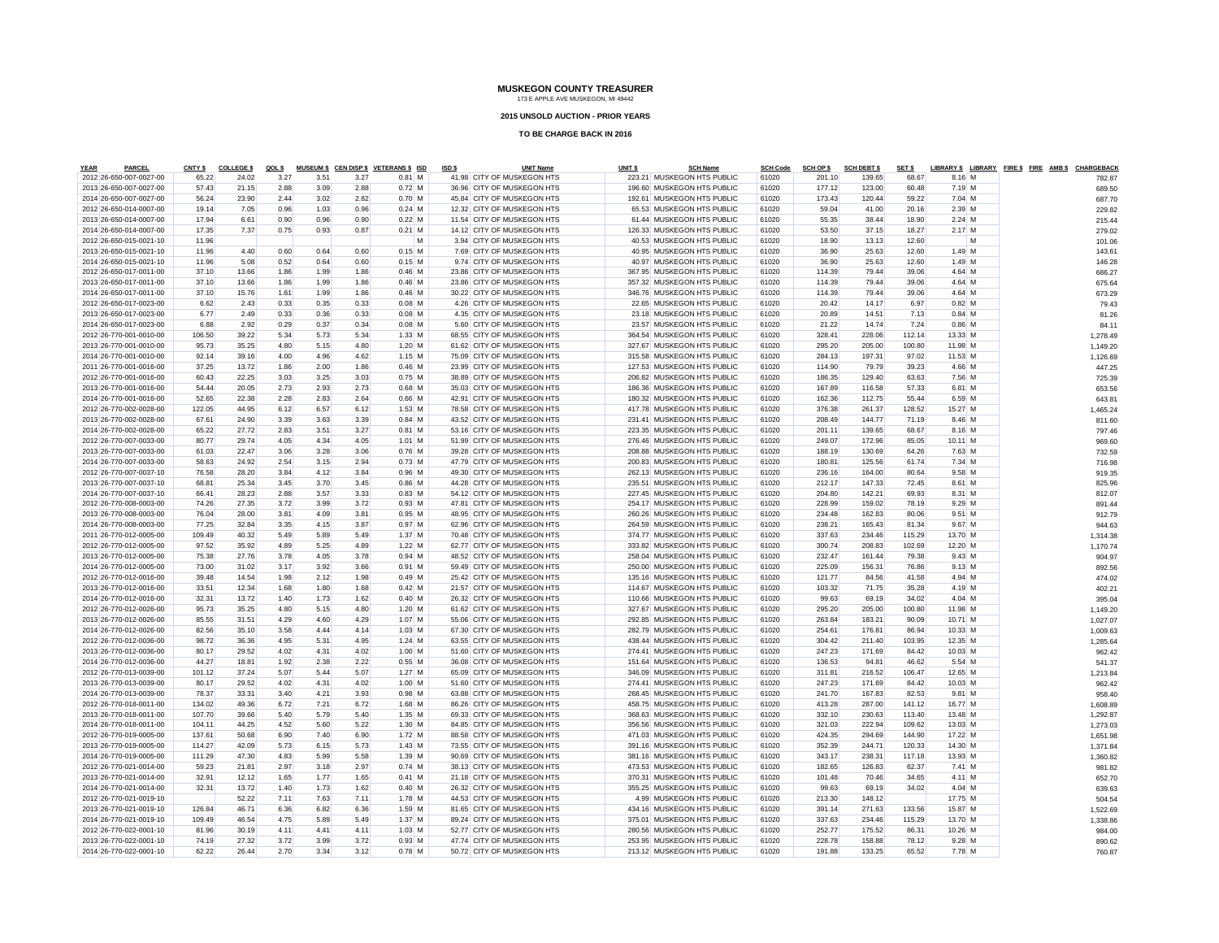# MUSKEGON COUNTY TREASURER

173 E APPLE AVE MUSKEGON, MI 49442

**2015 UNSOLD AUCTION - PRIOR YEARS**

**TO BE CHARGE BACK IN 2016**

| YEAR | PARCEL | CNTY $ | COLLEGE $ | QOL $ | MUSEUM $ | CEN DISP $ | VETERANS $ | ISD | ISD $ | UNIT Name | UNIT $ | SCH Name | SCH Code | SCH OP $ | SCH DEBT $ | SET $ | LIBRARY $ | LIBRARY | FIRE $ | FIRE | AMB $ | CHARGEBACK |
|---|---|---|---|---|---|---|---|---|---|---|---|---|---|---|---|---|---|---|---|---|---|---|
| 2012 | 26-650-007-0027-00 | 65.22 | 24.02 | 3.27 | 3.51 | 3.27 | 0.81 | M | 41.98 | CITY OF MUSKEGON HTS | 223.21 | MUSKEGON HTS PUBLIC | 61020 | 201.10 | 139.65 | 68.67 | 8.16 | M | | | | 782.87 |
| 2013 | 26-650-007-0027-00 | 57.43 | 21.15 | 2.88 | 3.09 | 2.88 | 0.72 | M | 36.96 | CITY OF MUSKEGON HTS | 196.60 | MUSKEGON HTS PUBLIC | 61020 | 177.12 | 123.00 | 60.48 | 7.19 | M | | | | 689.50 |
| 2014 | 26-650-007-0027-00 | 56.24 | 23.90 | 2.44 | 3.02 | 2.82 | 0.70 | M | 45.84 | CITY OF MUSKEGON HTS | 192.61 | MUSKEGON HTS PUBLIC | 61020 | 173.43 | 120.44 | 59.22 | 7.04 | M | | | | 687.70 |
| 2012 | 26-650-014-0007-00 | 19.14 | 7.05 | 0.96 | 1.03 | 0.96 | 0.24 | M | 12.32 | CITY OF MUSKEGON HTS | 65.53 | MUSKEGON HTS PUBLIC | 61020 | 59.04 | 41.00 | 20.16 | 2.39 | M | | | | 229.82 |
| 2013 | 26-650-014-0007-00 | 17.94 | 6.61 | 0.90 | 0.96 | 0.90 | 0.22 | M | 11.54 | CITY OF MUSKEGON HTS | 61.44 | MUSKEGON HTS PUBLIC | 61020 | 55.35 | 38.44 | 18.90 | 2.24 | M | | | | 215.44 |
| 2014 | 26-650-014-0007-00 | 17.35 | 7.37 | 0.75 | 0.93 | 0.87 | 0.21 | M | 14.12 | CITY OF MUSKEGON HTS | 126.33 | MUSKEGON HTS PUBLIC | 61020 | 53.50 | 37.15 | 18.27 | 2.17 | M | | | | 279.02 |
| 2012 | 26-650-015-0021-10 | 11.96 | | | | | | M | 3.94 | CITY OF MUSKEGON HTS | 40.53 | MUSKEGON HTS PUBLIC | 61020 | 18.90 | 13.13 | 12.60 | | M | | | | 101.06 |
| 2013 | 26-650-015-0021-10 | 11.96 | 4.40 | 0.60 | 0.64 | 0.60 | 0.15 | M | 7.69 | CITY OF MUSKEGON HTS | 40.95 | MUSKEGON HTS PUBLIC | 61020 | 36.90 | 25.63 | 12.60 | 1.49 | M | | | | 143.61 |
| 2014 | 26-650-015-0021-10 | 11.96 | 5.08 | 0.52 | 0.64 | 0.60 | 0.15 | M | 9.74 | CITY OF MUSKEGON HTS | 40.97 | MUSKEGON HTS PUBLIC | 61020 | 36.90 | 25.63 | 12.60 | 1.49 | M | | | | 146.28 |
| 2012 | 26-650-017-0011-00 | 37.10 | 13.66 | 1.86 | 1.99 | 1.86 | 0.46 | M | 23.86 | CITY OF MUSKEGON HTS | 367.95 | MUSKEGON HTS PUBLIC | 61020 | 114.39 | 79.44 | 39.06 | 4.64 | M | | | | 686.27 |
| 2013 | 26-650-017-0011-00 | 37.10 | 13.66 | 1.86 | 1.99 | 1.86 | 0.46 | M | 23.86 | CITY OF MUSKEGON HTS | 357.32 | MUSKEGON HTS PUBLIC | 61020 | 114.39 | 79.44 | 39.06 | 4.64 | M | | | | 675.64 |
| 2014 | 26-650-017-0011-00 | 37.10 | 15.76 | 1.61 | 1.99 | 1.86 | 0.46 | M | 30.22 | CITY OF MUSKEGON HTS | 346.76 | MUSKEGON HTS PUBLIC | 61020 | 114.39 | 79.44 | 39.06 | 4.64 | M | | | | 673.29 |
| 2012 | 26-650-017-0023-00 | 6.62 | 2.43 | 0.33 | 0.35 | 0.33 | 0.08 | M | 4.26 | CITY OF MUSKEGON HTS | 22.65 | MUSKEGON HTS PUBLIC | 61020 | 20.42 | 14.17 | 6.97 | 0.82 | M | | | | 79.43 |
| 2013 | 26-650-017-0023-00 | 6.77 | 2.49 | 0.33 | 0.36 | 0.33 | 0.08 | M | 4.35 | CITY OF MUSKEGON HTS | 23.18 | MUSKEGON HTS PUBLIC | 61020 | 20.89 | 14.51 | 7.13 | 0.84 | M | | | | 81.26 |
| 2014 | 26-650-017-0023-00 | 6.88 | 2.92 | 0.29 | 0.37 | 0.34 | 0.08 | M | 5.60 | CITY OF MUSKEGON HTS | 23.57 | MUSKEGON HTS PUBLIC | 61020 | 21.22 | 14.74 | 7.24 | 0.86 | M | | | | 84.11 |
| 2012 | 26-770-001-0010-00 | 106.50 | 39.22 | 5.34 | 5.73 | 5.34 | 1.33 | M | 68.55 | CITY OF MUSKEGON HTS | 364.54 | MUSKEGON HTS PUBLIC | 61020 | 328.41 | 228.06 | 112.14 | 13.33 | M | | | | 1,278.49 |
| 2013 | 26-770-001-0010-00 | 95.73 | 35.25 | 4.80 | 5.15 | 4.80 | 1.20 | M | 61.62 | CITY OF MUSKEGON HTS | 327.67 | MUSKEGON HTS PUBLIC | 61020 | 295.20 | 205.00 | 100.80 | 11.98 | M | | | | 1,149.20 |
| 2014 | 26-770-001-0010-00 | 92.14 | 39.16 | 4.00 | 4.96 | 4.62 | 1.15 | M | 75.09 | CITY OF MUSKEGON HTS | 315.58 | MUSKEGON HTS PUBLIC | 61020 | 284.13 | 197.31 | 97.02 | 11.53 | M | | | | 1,126.69 |
| 2011 | 26-770-001-0016-00 | 37.25 | 13.72 | 1.86 | 2.00 | 1.86 | 0.46 | M | 23.99 | CITY OF MUSKEGON HTS | 127.53 | MUSKEGON HTS PUBLIC | 61020 | 114.90 | 79.79 | 39.23 | 4.66 | M | | | | 447.25 |
| 2012 | 26-770-001-0016-00 | 60.43 | 22.25 | 3.03 | 3.25 | 3.03 | 0.75 | M | 38.89 | CITY OF MUSKEGON HTS | 206.82 | MUSKEGON HTS PUBLIC | 61020 | 186.35 | 129.40 | 63.63 | 7.56 | M | | | | 725.39 |
| 2013 | 26-770-001-0016-00 | 54.44 | 20.05 | 2.73 | 2.93 | 2.73 | 0.68 | M | 35.03 | CITY OF MUSKEGON HTS | 186.36 | MUSKEGON HTS PUBLIC | 61020 | 167.89 | 116.58 | 57.33 | 6.81 | M | | | | 653.56 |
| 2014 | 26-770-001-0016-00 | 52.65 | 22.38 | 2.28 | 2.83 | 2.64 | 0.66 | M | 42.91 | CITY OF MUSKEGON HTS | 180.32 | MUSKEGON HTS PUBLIC | 61020 | 162.36 | 112.75 | 55.44 | 6.59 | M | | | | 643.81 |
| 2012 | 26-770-002-0028-00 | 122.05 | 44.95 | 6.12 | 6.57 | 6.12 | 1.53 | M | 78.58 | CITY OF MUSKEGON HTS | 417.78 | MUSKEGON HTS PUBLIC | 61020 | 376.38 | 261.37 | 128.52 | 15.27 | M | | | | 1,465.24 |
| 2013 | 26-770-002-0028-00 | 67.61 | 24.90 | 3.39 | 3.63 | 3.39 | 0.84 | M | 43.52 | CITY OF MUSKEGON HTS | 231.41 | MUSKEGON HTS PUBLIC | 61020 | 208.49 | 144.77 | 71.19 | 8.46 | M | | | | 811.60 |
| 2014 | 26-770-002-0028-00 | 65.22 | 27.72 | 2.83 | 3.51 | 3.27 | 0.81 | M | 53.16 | CITY OF MUSKEGON HTS | 223.35 | MUSKEGON HTS PUBLIC | 61020 | 201.11 | 139.65 | 68.67 | 8.16 | M | | | | 797.46 |
| 2012 | 26-770-007-0033-00 | 80.77 | 29.74 | 4.05 | 4.34 | 4.05 | 1.01 | M | 51.99 | CITY OF MUSKEGON HTS | 276.46 | MUSKEGON HTS PUBLIC | 61020 | 249.07 | 172.96 | 85.05 | 10.11 | M | | | | 969.60 |
| 2013 | 26-770-007-0033-00 | 61.03 | 22.47 | 3.06 | 3.28 | 3.06 | 0.76 | M | 39.28 | CITY OF MUSKEGON HTS | 208.88 | MUSKEGON HTS PUBLIC | 61020 | 188.19 | 130.69 | 64.26 | 7.63 | M | | | | 732.59 |
| 2014 | 26-770-007-0033-00 | 58.63 | 24.92 | 2.54 | 3.15 | 2.94 | 0.73 | M | 47.79 | CITY OF MUSKEGON HTS | 200.83 | MUSKEGON HTS PUBLIC | 61020 | 180.81 | 125.56 | 61.74 | 7.34 | M | | | | 716.98 |
| 2012 | 26-770-007-0037-10 | 76.58 | 28.20 | 3.84 | 4.12 | 3.84 | 0.96 | M | 49.30 | CITY OF MUSKEGON HTS | 262.13 | MUSKEGON HTS PUBLIC | 61020 | 236.16 | 164.00 | 80.64 | 9.58 | M | | | | 919.35 |
| 2013 | 26-770-007-0037-10 | 68.81 | 25.34 | 3.45 | 3.70 | 3.45 | 0.86 | M | 44.28 | CITY OF MUSKEGON HTS | 235.51 | MUSKEGON HTS PUBLIC | 61020 | 212.17 | 147.33 | 72.45 | 8.61 | M | | | | 825.96 |
| 2014 | 26-770-007-0037-10 | 66.41 | 28.23 | 2.88 | 3.57 | 3.33 | 0.83 | M | 54.12 | CITY OF MUSKEGON HTS | 227.45 | MUSKEGON HTS PUBLIC | 61020 | 204.80 | 142.21 | 69.93 | 8.31 | M | | | | 812.07 |
| 2012 | 26-770-008-0003-00 | 74.26 | 27.35 | 3.72 | 3.99 | 3.72 | 0.93 | M | 47.81 | CITY OF MUSKEGON HTS | 254.17 | MUSKEGON HTS PUBLIC | 61020 | 228.99 | 159.02 | 78.19 | 9.29 | M | | | | 891.44 |
| 2013 | 26-770-008-0003-00 | 76.04 | 28.00 | 3.81 | 4.09 | 3.81 | 0.95 | M | 48.95 | CITY OF MUSKEGON HTS | 260.26 | MUSKEGON HTS PUBLIC | 61020 | 234.48 | 162.83 | 80.06 | 9.51 | M | | | | 912.79 |
| 2014 | 26-770-008-0003-00 | 77.25 | 32.84 | 3.35 | 4.15 | 3.87 | 0.97 | M | 62.96 | CITY OF MUSKEGON HTS | 264.59 | MUSKEGON HTS PUBLIC | 61020 | 238.21 | 165.43 | 81.34 | 9.67 | M | | | | 944.63 |
| 2011 | 26-770-012-0005-00 | 109.49 | 40.32 | 5.49 | 5.89 | 5.49 | 1.37 | M | 70.48 | CITY OF MUSKEGON HTS | 374.77 | MUSKEGON HTS PUBLIC | 61020 | 337.63 | 234.46 | 115.29 | 13.70 | M | | | | 1,314.38 |
| 2012 | 26-770-012-0005-00 | 97.52 | 35.92 | 4.89 | 5.25 | 4.89 | 1.22 | M | 62.77 | CITY OF MUSKEGON HTS | 333.82 | MUSKEGON HTS PUBLIC | 61020 | 300.74 | 208.83 | 102.69 | 12.20 | M | | | | 1,170.74 |
| 2013 | 26-770-012-0005-00 | 75.38 | 27.76 | 3.78 | 4.05 | 3.78 | 0.94 | M | 48.52 | CITY OF MUSKEGON HTS | 258.04 | MUSKEGON HTS PUBLIC | 61020 | 232.47 | 161.44 | 79.38 | 9.43 | M | | | | 904.97 |
| 2014 | 26-770-012-0005-00 | 73.00 | 31.02 | 3.17 | 3.92 | 3.66 | 0.91 | M | 59.49 | CITY OF MUSKEGON HTS | 250.00 | MUSKEGON HTS PUBLIC | 61020 | 225.09 | 156.31 | 76.86 | 9.13 | M | | | | 892.56 |
| 2012 | 26-770-012-0016-00 | 39.48 | 14.54 | 1.98 | 2.12 | 1.98 | 0.49 | M | 25.42 | CITY OF MUSKEGON HTS | 135.16 | MUSKEGON HTS PUBLIC | 61020 | 121.77 | 84.56 | 41.58 | 4.94 | M | | | | 474.02 |
| 2013 | 26-770-012-0016-00 | 33.51 | 12.34 | 1.68 | 1.80 | 1.68 | 0.42 | M | 21.57 | CITY OF MUSKEGON HTS | 114.67 | MUSKEGON HTS PUBLIC | 61020 | 103.32 | 71.75 | 35.28 | 4.19 | M | | | | 402.21 |
| 2014 | 26-770-012-0016-00 | 32.31 | 13.72 | 1.40 | 1.73 | 1.62 | 0.40 | M | 26.32 | CITY OF MUSKEGON HTS | 110.66 | MUSKEGON HTS PUBLIC | 61020 | 99.63 | 69.19 | 34.02 | 4.04 | M | | | | 395.04 |
| 2012 | 26-770-012-0026-00 | 95.73 | 35.25 | 4.80 | 5.15 | 4.80 | 1.20 | M | 61.62 | CITY OF MUSKEGON HTS | 327.67 | MUSKEGON HTS PUBLIC | 61020 | 295.20 | 205.00 | 100.80 | 11.98 | M | | | | 1,149.20 |
| 2013 | 26-770-012-0026-00 | 85.55 | 31.51 | 4.29 | 4.60 | 4.29 | 1.07 | M | 55.06 | CITY OF MUSKEGON HTS | 292.85 | MUSKEGON HTS PUBLIC | 61020 | 263.84 | 183.21 | 90.09 | 10.71 | M | | | | 1,027.07 |
| 2014 | 26-770-012-0026-00 | 82.56 | 35.10 | 3.58 | 4.44 | 4.14 | 1.03 | M | 67.30 | CITY OF MUSKEGON HTS | 282.79 | MUSKEGON HTS PUBLIC | 61020 | 254.61 | 176.81 | 86.94 | 10.33 | M | | | | 1,009.63 |
| 2012 | 26-770-012-0036-00 | 98.72 | 36.36 | 4.95 | 5.31 | 4.95 | 1.24 | M | 63.55 | CITY OF MUSKEGON HTS | 438.44 | MUSKEGON HTS PUBLIC | 61020 | 304.42 | 211.40 | 103.95 | 12.35 | M | | | | 1,285.64 |
| 2013 | 26-770-012-0036-00 | 80.17 | 29.52 | 4.02 | 4.31 | 4.02 | 1.00 | M | 51.60 | CITY OF MUSKEGON HTS | 274.41 | MUSKEGON HTS PUBLIC | 61020 | 247.23 | 171.69 | 84.42 | 10.03 | M | | | | 962.42 |
| 2014 | 26-770-012-0036-00 | 44.27 | 18.81 | 1.92 | 2.38 | 2.22 | 0.55 | M | 36.08 | CITY OF MUSKEGON HTS | 151.64 | MUSKEGON HTS PUBLIC | 61020 | 136.53 | 94.81 | 46.62 | 5.54 | M | | | | 541.37 |
| 2012 | 26-770-013-0039-00 | 101.12 | 37.24 | 5.07 | 5.44 | 5.07 | 1.27 | M | 65.09 | CITY OF MUSKEGON HTS | 346.09 | MUSKEGON HTS PUBLIC | 61020 | 311.81 | 216.52 | 106.47 | 12.65 | M | | | | 1,213.84 |
| 2013 | 26-770-013-0039-00 | 80.17 | 29.52 | 4.02 | 4.31 | 4.02 | 1.00 | M | 51.60 | CITY OF MUSKEGON HTS | 274.41 | MUSKEGON HTS PUBLIC | 61020 | 247.23 | 171.69 | 84.42 | 10.03 | M | | | | 962.42 |
| 2014 | 26-770-013-0039-00 | 78.37 | 33.31 | 3.40 | 4.21 | 3.93 | 0.98 | M | 63.88 | CITY OF MUSKEGON HTS | 268.45 | MUSKEGON HTS PUBLIC | 61020 | 241.70 | 167.83 | 82.53 | 9.81 | M | | | | 958.40 |
| 2012 | 26-770-018-0011-00 | 134.02 | 49.36 | 6.72 | 7.21 | 6.72 | 1.68 | M | 86.26 | CITY OF MUSKEGON HTS | 458.75 | MUSKEGON HTS PUBLIC | 61020 | 413.28 | 287.00 | 141.12 | 16.77 | M | | | | 1,608.89 |
| 2013 | 26-770-018-0011-00 | 107.70 | 39.66 | 5.40 | 5.79 | 5.40 | 1.35 | M | 69.33 | CITY OF MUSKEGON HTS | 368.63 | MUSKEGON HTS PUBLIC | 61020 | 332.10 | 230.63 | 113.40 | 13.48 | M | | | | 1,292.87 |
| 2014 | 26-770-018-0011-00 | 104.11 | 44.25 | 4.52 | 5.60 | 5.22 | 1.30 | M | 84.85 | CITY OF MUSKEGON HTS | 356.56 | MUSKEGON HTS PUBLIC | 61020 | 321.03 | 222.94 | 109.62 | 13.03 | M | | | | 1,273.03 |
| 2012 | 26-770-019-0005-00 | 137.61 | 50.68 | 6.90 | 7.40 | 6.90 | 1.72 | M | 88.58 | CITY OF MUSKEGON HTS | 471.03 | MUSKEGON HTS PUBLIC | 61020 | 424.35 | 294.69 | 144.90 | 17.22 | M | | | | 1,651.98 |
| 2013 | 26-770-019-0005-00 | 114.27 | 42.09 | 5.73 | 6.15 | 5.73 | 1.43 | M | 73.55 | CITY OF MUSKEGON HTS | 391.16 | MUSKEGON HTS PUBLIC | 61020 | 352.39 | 244.71 | 120.33 | 14.30 | M | | | | 1,371.84 |
| 2014 | 26-770-019-0005-00 | 111.29 | 47.30 | 4.83 | 5.99 | 5.58 | 1.39 | M | 90.69 | CITY OF MUSKEGON HTS | 381.16 | MUSKEGON HTS PUBLIC | 61020 | 343.17 | 238.31 | 117.18 | 13.93 | M | | | | 1,360.82 |
| 2012 | 26-770-021-0014-00 | 59.23 | 21.81 | 2.97 | 3.18 | 2.97 | 0.74 | M | 38.13 | CITY OF MUSKEGON HTS | 473.53 | MUSKEGON HTS PUBLIC | 61020 | 182.65 | 126.83 | 62.37 | 7.41 | M | | | | 981.82 |
| 2013 | 26-770-021-0014-00 | 32.91 | 12.12 | 1.65 | 1.77 | 1.65 | 0.41 | M | 21.18 | CITY OF MUSKEGON HTS | 370.31 | MUSKEGON HTS PUBLIC | 61020 | 101.48 | 70.46 | 34.65 | 4.11 | M | | | | 652.70 |
| 2014 | 26-770-021-0014-00 | 32.31 | 13.72 | 1.40 | 1.73 | 1.62 | 0.40 | M | 26.32 | CITY OF MUSKEGON HTS | 355.25 | MUSKEGON HTS PUBLIC | 61020 | 99.63 | 69.19 | 34.02 | 4.04 | M | | | | 639.63 |
| 2012 | 26-770-021-0019-10 | | 52.22 | 7.11 | 7.63 | 7.11 | 1.78 | M | 44.53 | CITY OF MUSKEGON HTS | 4.99 | MUSKEGON HTS PUBLIC | 61020 | 213.30 | 148.12 | | 17.75 | M | | | | 504.54 |
| 2013 | 26-770-021-0019-10 | 126.84 | 46.71 | 6.36 | 6.82 | 6.36 | 1.59 | M | 81.65 | CITY OF MUSKEGON HTS | 434.16 | MUSKEGON HTS PUBLIC | 61020 | 391.14 | 271.63 | 133.56 | 15.87 | M | | | | 1,522.69 |
| 2014 | 26-770-021-0019-10 | 109.49 | 46.54 | 4.75 | 5.89 | 5.49 | 1.37 | M | 89.24 | CITY OF MUSKEGON HTS | 375.01 | MUSKEGON HTS PUBLIC | 61020 | 337.63 | 234.46 | 115.29 | 13.70 | M | | | | 1,338.86 |
| 2012 | 26-770-022-0001-10 | 81.96 | 30.19 | 4.11 | 4.41 | 4.11 | 1.03 | M | 52.77 | CITY OF MUSKEGON HTS | 280.56 | MUSKEGON HTS PUBLIC | 61020 | 252.77 | 175.52 | 86.31 | 10.26 | M | | | | 984.00 |
| 2013 | 26-770-022-0001-10 | 74.19 | 27.32 | 3.72 | 3.99 | 3.72 | 0.93 | M | 47.74 | CITY OF MUSKEGON HTS | 253.95 | MUSKEGON HTS PUBLIC | 61020 | 228.78 | 158.88 | 78.12 | 9.28 | M | | | | 890.62 |
| 2014 | 26-770-022-0001-10 | 62.22 | 26.44 | 2.70 | 3.34 | 3.12 | 0.78 | M | 50.72 | CITY OF MUSKEGON HTS | 213.12 | MUSKEGON HTS PUBLIC | 61020 | 191.88 | 133.25 | 65.52 | 7.78 | M | | | | 760.87 |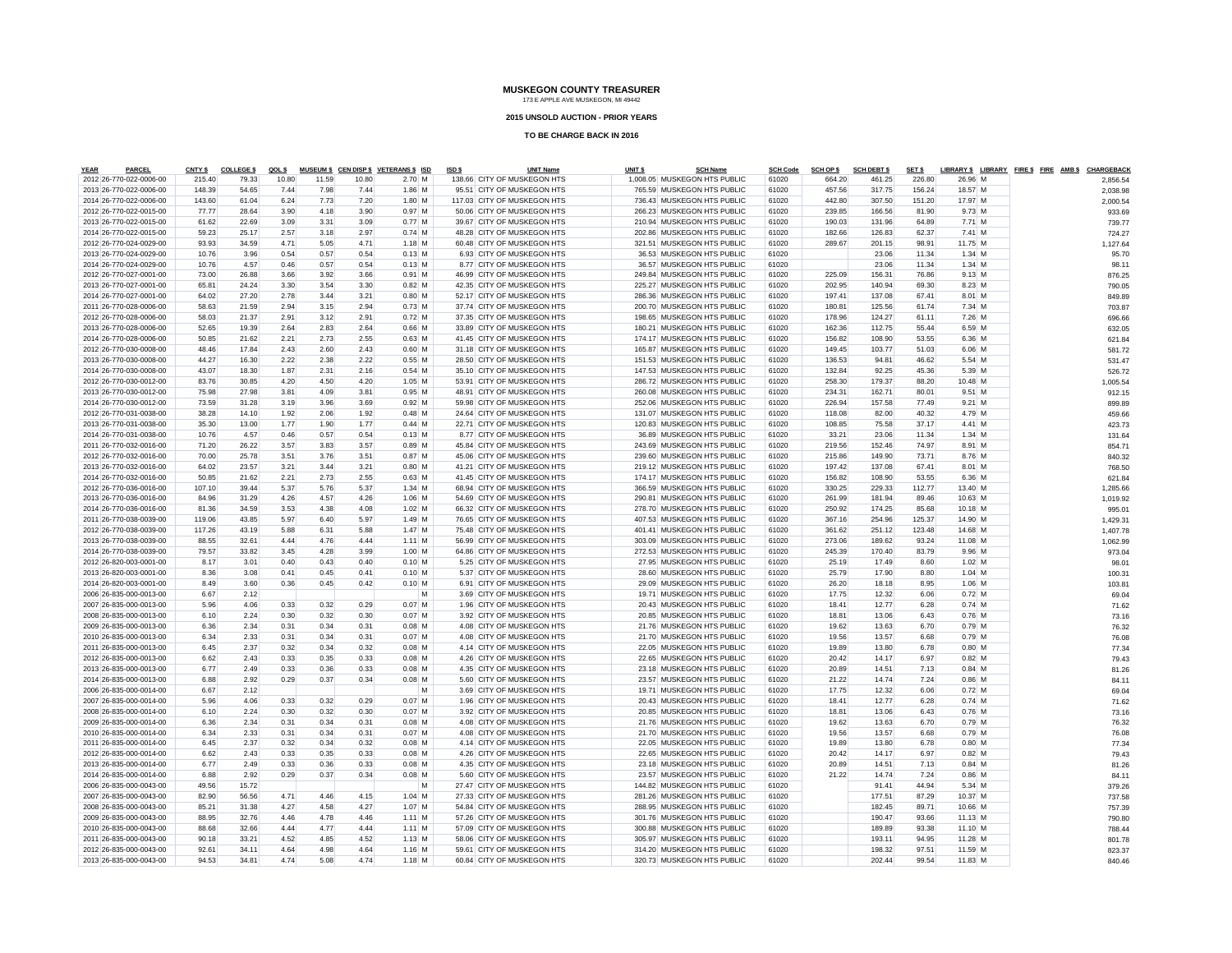**MUSKEGON COUNTY TREASURER**
173 E APPLE AVE MUSKEGON, MI 49442

**2015 UNSOLD AUCTION - PRIOR YEARS**

**TO BE CHARGE BACK IN 2016**

| YEAR | PARCEL | CNTY $ | COLLEGE $ | QOL $ | MUSEUM $ | CEN DISP $ | VETERANS $ | ISD | ISD $ | UNIT Name | UNIT $ | SCH Name | SCH Code | SCH OP $ | SCH DEBT $ | SET $ | LIBRARY $ | LIBRARY | FIRE $ | FIRE | AMB $ | CHARGEBACK |
|---|---|---|---|---|---|---|---|---|---|---|---|---|---|---|---|---|---|---|---|---|---|---|
| 2012 | 26-770-022-0006-00 | 215.40 | 79.33 | 10.80 | 11.59 | 10.80 | 2.70 | M | 138.66 | CITY OF MUSKEGON HTS | 1,008.05 | MUSKEGON HTS PUBLIC | 61020 | 664.20 | 461.25 | 226.80 | 26.96 | M | | | | 2,856.54 |
| 2013 | 26-770-022-0006-00 | 148.39 | 54.65 | 7.44 | 7.98 | 7.44 | 1.86 | M | 95.51 | CITY OF MUSKEGON HTS | 765.59 | MUSKEGON HTS PUBLIC | 61020 | 457.56 | 317.75 | 156.24 | 18.57 | M | | | | 2,038.98 |
| 2014 | 26-770-022-0006-00 | 143.60 | 61.04 | 6.24 | 7.73 | 7.20 | 1.80 | M | 117.03 | CITY OF MUSKEGON HTS | 736.43 | MUSKEGON HTS PUBLIC | 61020 | 442.80 | 307.50 | 151.20 | 17.97 | M | | | | 2,000.54 |
| 2012 | 26-770-022-0015-00 | 77.77 | 28.64 | 3.90 | 4.18 | 3.90 | 0.97 | M | 50.06 | CITY OF MUSKEGON HTS | 266.23 | MUSKEGON HTS PUBLIC | 61020 | 239.85 | 166.56 | 81.90 | 9.73 | M | | | | 933.69 |
| 2013 | 26-770-022-0015-00 | 61.62 | 22.69 | 3.09 | 3.31 | 3.09 | 0.77 | M | 39.67 | CITY OF MUSKEGON HTS | 210.94 | MUSKEGON HTS PUBLIC | 61020 | 190.03 | 131.96 | 64.89 | 7.71 | M | | | | 739.77 |
| 2014 | 26-770-022-0015-00 | 59.23 | 25.17 | 2.57 | 3.18 | 2.97 | 0.74 | M | 48.28 | CITY OF MUSKEGON HTS | 202.86 | MUSKEGON HTS PUBLIC | 61020 | 182.66 | 126.83 | 62.37 | 7.41 | M | | | | 724.27 |
| 2012 | 26-770-024-0029-00 | 93.93 | 34.59 | 4.71 | 5.05 | 4.71 | 1.18 | M | 60.48 | CITY OF MUSKEGON HTS | 321.51 | MUSKEGON HTS PUBLIC | 61020 | 289.67 | 201.15 | 98.91 | 11.75 | M | | | | 1,127.64 |
| 2013 | 26-770-024-0029-00 | 10.76 | 3.96 | 0.54 | 0.57 | 0.54 | 0.13 | M | 6.93 | CITY OF MUSKEGON HTS | 36.53 | MUSKEGON HTS PUBLIC | 61020 | | 23.06 | 11.34 | 1.34 | M | | | | 95.70 |
| 2014 | 26-770-024-0029-00 | 10.76 | 4.57 | 0.46 | 0.57 | 0.54 | 0.13 | M | 8.77 | CITY OF MUSKEGON HTS | 36.57 | MUSKEGON HTS PUBLIC | 61020 | | 23.06 | 11.34 | 1.34 | M | | | | 98.11 |
| 2012 | 26-770-027-0001-00 | 73.00 | 26.88 | 3.66 | 3.92 | 3.66 | 0.91 | M | 46.99 | CITY OF MUSKEGON HTS | 249.84 | MUSKEGON HTS PUBLIC | 61020 | 225.09 | 156.31 | 76.86 | 9.13 | M | | | | 876.25 |
| 2013 | 26-770-027-0001-00 | 65.81 | 24.24 | 3.30 | 3.54 | 3.30 | 0.82 | M | 42.35 | CITY OF MUSKEGON HTS | 225.27 | MUSKEGON HTS PUBLIC | 61020 | 202.95 | 140.94 | 69.30 | 8.23 | M | | | | 790.05 |
| 2014 | 26-770-027-0001-00 | 64.02 | 27.20 | 2.78 | 3.44 | 3.21 | 0.80 | M | 52.17 | CITY OF MUSKEGON HTS | 286.36 | MUSKEGON HTS PUBLIC | 61020 | 197.41 | 137.08 | 67.41 | 8.01 | M | | | | 849.89 |
| 2011 | 26-770-028-0006-00 | 58.63 | 21.59 | 2.94 | 3.15 | 2.94 | 0.73 | M | 37.74 | CITY OF MUSKEGON HTS | 200.70 | MUSKEGON HTS PUBLIC | 61020 | 180.81 | 125.56 | 61.74 | 7.34 | M | | | | 703.87 |
| 2012 | 26-770-028-0006-00 | 58.03 | 21.37 | 2.91 | 3.12 | 2.91 | 0.72 | M | 37.35 | CITY OF MUSKEGON HTS | 198.65 | MUSKEGON HTS PUBLIC | 61020 | 178.96 | 124.27 | 61.11 | 7.26 | M | | | | 696.66 |
| 2013 | 26-770-028-0006-00 | 52.65 | 19.39 | 2.64 | 2.83 | 2.64 | 0.66 | M | 33.89 | CITY OF MUSKEGON HTS | 180.21 | MUSKEGON HTS PUBLIC | 61020 | 162.36 | 112.75 | 55.44 | 6.59 | M | | | | 632.05 |
| 2014 | 26-770-028-0006-00 | 50.85 | 21.62 | 2.21 | 2.73 | 2.55 | 0.63 | M | 41.45 | CITY OF MUSKEGON HTS | 174.17 | MUSKEGON HTS PUBLIC | 61020 | 156.82 | 108.90 | 53.55 | 6.36 | M | | | | 621.84 |
| 2012 | 26-770-030-0008-00 | 48.46 | 17.84 | 2.43 | 2.60 | 2.43 | 0.60 | M | 31.18 | CITY OF MUSKEGON HTS | 165.87 | MUSKEGON HTS PUBLIC | 61020 | 149.45 | 103.77 | 51.03 | 6.06 | M | | | | 581.72 |
| 2013 | 26-770-030-0008-00 | 44.27 | 16.30 | 2.22 | 2.38 | 2.22 | 0.55 | M | 28.50 | CITY OF MUSKEGON HTS | 151.53 | MUSKEGON HTS PUBLIC | 61020 | 136.53 | 94.81 | 46.62 | 5.54 | M | | | | 531.47 |
| 2014 | 26-770-030-0008-00 | 43.07 | 18.30 | 1.87 | 2.31 | 2.16 | 0.54 | M | 35.10 | CITY OF MUSKEGON HTS | 147.53 | MUSKEGON HTS PUBLIC | 61020 | 132.84 | 92.25 | 45.36 | 5.39 | M | | | | 526.72 |
| 2012 | 26-770-030-0012-00 | 83.76 | 30.85 | 4.20 | 4.50 | 4.20 | 1.05 | M | 53.91 | CITY OF MUSKEGON HTS | 286.72 | MUSKEGON HTS PUBLIC | 61020 | 258.30 | 179.37 | 88.20 | 10.48 | M | | | | 1,005.54 |
| 2013 | 26-770-030-0012-00 | 75.98 | 27.98 | 3.81 | 4.09 | 3.81 | 0.95 | M | 48.91 | CITY OF MUSKEGON HTS | 260.08 | MUSKEGON HTS PUBLIC | 61020 | 234.31 | 162.71 | 80.01 | 9.51 | M | | | | 912.15 |
| 2014 | 26-770-030-0012-00 | 73.59 | 31.28 | 3.19 | 3.96 | 3.69 | 0.92 | M | 59.98 | CITY OF MUSKEGON HTS | 252.06 | MUSKEGON HTS PUBLIC | 61020 | 226.94 | 157.58 | 77.49 | 9.21 | M | | | | 899.89 |
| 2012 | 26-770-031-0038-00 | 38.28 | 14.10 | 1.92 | 2.06 | 1.92 | 0.48 | M | 24.64 | CITY OF MUSKEGON HTS | 131.07 | MUSKEGON HTS PUBLIC | 61020 | 118.08 | 82.00 | 40.32 | 4.79 | M | | | | 459.66 |
| 2013 | 26-770-031-0038-00 | 35.30 | 13.00 | 1.77 | 1.90 | 1.77 | 0.44 | M | 22.71 | CITY OF MUSKEGON HTS | 120.83 | MUSKEGON HTS PUBLIC | 61020 | 108.85 | 75.58 | 37.17 | 4.41 | M | | | | 423.73 |
| 2014 | 26-770-031-0038-00 | 10.76 | 4.57 | 0.46 | 0.57 | 0.54 | 0.13 | M | 8.77 | CITY OF MUSKEGON HTS | 36.89 | MUSKEGON HTS PUBLIC | 61020 | 33.21 | 23.06 | 11.34 | 1.34 | M | | | | 131.64 |
| 2011 | 26-770-032-0016-00 | 71.20 | 26.22 | 3.57 | 3.83 | 3.57 | 0.89 | M | 45.84 | CITY OF MUSKEGON HTS | 243.69 | MUSKEGON HTS PUBLIC | 61020 | 219.56 | 152.46 | 74.97 | 8.91 | M | | | | 854.71 |
| 2012 | 26-770-032-0016-00 | 70.00 | 25.78 | 3.51 | 3.76 | 3.51 | 0.87 | M | 45.06 | CITY OF MUSKEGON HTS | 239.60 | MUSKEGON HTS PUBLIC | 61020 | 215.86 | 149.90 | 73.71 | 8.76 | M | | | | 840.32 |
| 2013 | 26-770-032-0016-00 | 64.02 | 23.57 | 3.21 | 3.44 | 3.21 | 0.80 | M | 41.21 | CITY OF MUSKEGON HTS | 219.12 | MUSKEGON HTS PUBLIC | 61020 | 197.42 | 137.08 | 67.41 | 8.01 | M | | | | 768.50 |
| 2014 | 26-770-032-0016-00 | 50.85 | 21.62 | 2.21 | 2.73 | 2.55 | 0.63 | M | 41.45 | CITY OF MUSKEGON HTS | 174.17 | MUSKEGON HTS PUBLIC | 61020 | 156.82 | 108.90 | 53.55 | 6.36 | M | | | | 621.84 |
| 2012 | 26-770-036-0016-00 | 107.10 | 39.44 | 5.37 | 5.76 | 5.37 | 1.34 | M | 68.94 | CITY OF MUSKEGON HTS | 366.59 | MUSKEGON HTS PUBLIC | 61020 | 330.25 | 229.33 | 112.77 | 13.40 | M | | | | 1,285.66 |
| 2013 | 26-770-036-0016-00 | 84.96 | 31.29 | 4.26 | 4.57 | 4.26 | 1.06 | M | 54.69 | CITY OF MUSKEGON HTS | 290.81 | MUSKEGON HTS PUBLIC | 61020 | 261.99 | 181.94 | 89.46 | 10.63 | M | | | | 1,019.92 |
| 2014 | 26-770-036-0016-00 | 81.36 | 34.59 | 3.53 | 4.38 | 4.08 | 1.02 | M | 66.32 | CITY OF MUSKEGON HTS | 278.70 | MUSKEGON HTS PUBLIC | 61020 | 250.92 | 174.25 | 85.68 | 10.18 | M | | | | 995.01 |
| 2011 | 26-770-038-0039-00 | 119.06 | 43.85 | 5.97 | 6.40 | 5.97 | 1.49 | M | 76.65 | CITY OF MUSKEGON HTS | 407.53 | MUSKEGON HTS PUBLIC | 61020 | 367.16 | 254.96 | 125.37 | 14.90 | M | | | | 1,429.31 |
| 2012 | 26-770-038-0039-00 | 117.26 | 43.19 | 5.88 | 6.31 | 5.88 | 1.47 | M | 75.48 | CITY OF MUSKEGON HTS | 401.41 | MUSKEGON HTS PUBLIC | 61020 | 361.62 | 251.12 | 123.48 | 14.68 | M | | | | 1,407.78 |
| 2013 | 26-770-038-0039-00 | 88.55 | 32.61 | 4.44 | 4.76 | 4.44 | 1.11 | M | 56.99 | CITY OF MUSKEGON HTS | 303.09 | MUSKEGON HTS PUBLIC | 61020 | 273.06 | 189.62 | 93.24 | 11.08 | M | | | | 1,062.99 |
| 2014 | 26-770-038-0039-00 | 79.57 | 33.82 | 3.45 | 4.28 | 3.99 | 1.00 | M | 64.86 | CITY OF MUSKEGON HTS | 272.53 | MUSKEGON HTS PUBLIC | 61020 | 245.39 | 170.40 | 83.79 | 9.96 | M | | | | 973.04 |
| 2012 | 26-820-003-0001-00 | 8.17 | 3.01 | 0.40 | 0.43 | 0.40 | 0.10 | M | 5.25 | CITY OF MUSKEGON HTS | 27.95 | MUSKEGON HTS PUBLIC | 61020 | 25.19 | 17.49 | 8.60 | 1.02 | M | | | | 98.01 |
| 2013 | 26-820-003-0001-00 | 8.36 | 3.08 | 0.41 | 0.45 | 0.41 | 0.10 | M | 5.37 | CITY OF MUSKEGON HTS | 28.60 | MUSKEGON HTS PUBLIC | 61020 | 25.79 | 17.90 | 8.80 | 1.04 | M | | | | 100.31 |
| 2014 | 26-820-003-0001-00 | 8.49 | 3.60 | 0.36 | 0.45 | 0.42 | 0.10 | M | 6.91 | CITY OF MUSKEGON HTS | 29.09 | MUSKEGON HTS PUBLIC | 61020 | 26.20 | 18.18 | 8.95 | 1.06 | M | | | | 103.81 |
| 2006 | 26-835-000-0013-00 | 6.67 | 2.12 | | | | | M | 3.69 | CITY OF MUSKEGON HTS | 19.71 | MUSKEGON HTS PUBLIC | 61020 | 17.75 | 12.32 | 6.06 | 0.72 | M | | | | 69.04 |
| 2007 | 26-835-000-0013-00 | 5.96 | 4.06 | 0.33 | 0.32 | 0.29 | 0.07 | M | 1.96 | CITY OF MUSKEGON HTS | 20.43 | MUSKEGON HTS PUBLIC | 61020 | 18.41 | 12.77 | 6.28 | 0.74 | M | | | | 71.62 |
| 2008 | 26-835-000-0013-00 | 6.10 | 2.24 | 0.30 | 0.32 | 0.30 | 0.07 | M | 3.92 | CITY OF MUSKEGON HTS | 20.85 | MUSKEGON HTS PUBLIC | 61020 | 18.81 | 13.06 | 6.43 | 0.76 | M | | | | 73.16 |
| 2009 | 26-835-000-0013-00 | 6.36 | 2.34 | 0.31 | 0.34 | 0.31 | 0.08 | M | 4.08 | CITY OF MUSKEGON HTS | 21.76 | MUSKEGON HTS PUBLIC | 61020 | 19.62 | 13.63 | 6.70 | 0.79 | M | | | | 76.32 |
| 2010 | 26-835-000-0013-00 | 6.34 | 2.33 | 0.31 | 0.34 | 0.31 | 0.07 | M | 4.08 | CITY OF MUSKEGON HTS | 21.70 | MUSKEGON HTS PUBLIC | 61020 | 19.56 | 13.57 | 6.68 | 0.79 | M | | | | 76.08 |
| 2011 | 26-835-000-0013-00 | 6.45 | 2.37 | 0.32 | 0.34 | 0.32 | 0.08 | M | 4.14 | CITY OF MUSKEGON HTS | 22.05 | MUSKEGON HTS PUBLIC | 61020 | 19.89 | 13.80 | 6.78 | 0.80 | M | | | | 77.34 |
| 2012 | 26-835-000-0013-00 | 6.62 | 2.43 | 0.33 | 0.35 | 0.33 | 0.08 | M | 4.26 | CITY OF MUSKEGON HTS | 22.65 | MUSKEGON HTS PUBLIC | 61020 | 20.42 | 14.17 | 6.97 | 0.82 | M | | | | 79.43 |
| 2013 | 26-835-000-0013-00 | 6.77 | 2.49 | 0.33 | 0.36 | 0.33 | 0.08 | M | 4.35 | CITY OF MUSKEGON HTS | 23.18 | MUSKEGON HTS PUBLIC | 61020 | 20.89 | 14.51 | 7.13 | 0.84 | M | | | | 81.26 |
| 2014 | 26-835-000-0013-00 | 6.88 | 2.92 | 0.29 | 0.37 | 0.34 | 0.08 | M | 5.60 | CITY OF MUSKEGON HTS | 23.57 | MUSKEGON HTS PUBLIC | 61020 | 21.22 | 14.74 | 7.24 | 0.86 | M | | | | 84.11 |
| 2006 | 26-835-000-0014-00 | 6.67 | 2.12 | | | | | M | 3.69 | CITY OF MUSKEGON HTS | 19.71 | MUSKEGON HTS PUBLIC | 61020 | 17.75 | 12.32 | 6.06 | 0.72 | M | | | | 69.04 |
| 2007 | 26-835-000-0014-00 | 5.96 | 4.06 | 0.33 | 0.32 | 0.29 | 0.07 | M | 1.96 | CITY OF MUSKEGON HTS | 20.43 | MUSKEGON HTS PUBLIC | 61020 | 18.41 | 12.77 | 6.28 | 0.74 | M | | | | 71.62 |
| 2008 | 26-835-000-0014-00 | 6.10 | 2.24 | 0.30 | 0.32 | 0.30 | 0.07 | M | 3.92 | CITY OF MUSKEGON HTS | 20.85 | MUSKEGON HTS PUBLIC | 61020 | 18.81 | 13.06 | 6.43 | 0.76 | M | | | | 73.16 |
| 2009 | 26-835-000-0014-00 | 6.36 | 2.34 | 0.31 | 0.34 | 0.31 | 0.08 | M | 4.08 | CITY OF MUSKEGON HTS | 21.76 | MUSKEGON HTS PUBLIC | 61020 | 19.62 | 13.63 | 6.70 | 0.79 | M | | | | 76.32 |
| 2010 | 26-835-000-0014-00 | 6.34 | 2.33 | 0.31 | 0.34 | 0.31 | 0.07 | M | 4.08 | CITY OF MUSKEGON HTS | 21.70 | MUSKEGON HTS PUBLIC | 61020 | 19.56 | 13.57 | 6.68 | 0.79 | M | | | | 76.08 |
| 2011 | 26-835-000-0014-00 | 6.45 | 2.37 | 0.32 | 0.34 | 0.32 | 0.08 | M | 4.14 | CITY OF MUSKEGON HTS | 22.05 | MUSKEGON HTS PUBLIC | 61020 | 19.89 | 13.80 | 6.78 | 0.80 | M | | | | 77.34 |
| 2012 | 26-835-000-0014-00 | 6.62 | 2.43 | 0.33 | 0.35 | 0.33 | 0.08 | M | 4.26 | CITY OF MUSKEGON HTS | 22.65 | MUSKEGON HTS PUBLIC | 61020 | 20.42 | 14.17 | 6.97 | 0.82 | M | | | | 79.43 |
| 2013 | 26-835-000-0014-00 | 6.77 | 2.49 | 0.33 | 0.36 | 0.33 | 0.08 | M | 4.35 | CITY OF MUSKEGON HTS | 23.18 | MUSKEGON HTS PUBLIC | 61020 | 20.89 | 14.51 | 7.13 | 0.84 | M | | | | 81.26 |
| 2014 | 26-835-000-0014-00 | 6.88 | 2.92 | 0.29 | 0.37 | 0.34 | 0.08 | M | 5.60 | CITY OF MUSKEGON HTS | 23.57 | MUSKEGON HTS PUBLIC | 61020 | 21.22 | 14.74 | 7.24 | 0.86 | M | | | | 84.11 |
| 2006 | 26-835-000-0043-00 | 49.56 | 15.72 | | | | | M | 27.47 | CITY OF MUSKEGON HTS | 144.82 | MUSKEGON HTS PUBLIC | 61020 | | 91.41 | 44.94 | 5.34 | M | | | | 379.26 |
| 2007 | 26-835-000-0043-00 | 82.90 | 56.56 | 4.71 | 4.46 | 4.15 | 1.04 | M | 27.33 | CITY OF MUSKEGON HTS | 281.26 | MUSKEGON HTS PUBLIC | 61020 | | 177.51 | 87.29 | 10.37 | M | | | | 737.58 |
| 2008 | 26-835-000-0043-00 | 85.21 | 31.38 | 4.27 | 4.58 | 4.27 | 1.07 | M | 54.84 | CITY OF MUSKEGON HTS | 288.95 | MUSKEGON HTS PUBLIC | 61020 | | 182.45 | 89.71 | 10.66 | M | | | | 757.39 |
| 2009 | 26-835-000-0043-00 | 88.95 | 32.76 | 4.46 | 4.78 | 4.46 | 1.11 | M | 57.26 | CITY OF MUSKEGON HTS | 301.76 | MUSKEGON HTS PUBLIC | 61020 | | 190.47 | 93.66 | 11.13 | M | | | | 790.80 |
| 2010 | 26-835-000-0043-00 | 88.68 | 32.66 | 4.44 | 4.77 | 4.44 | 1.11 | M | 57.09 | CITY OF MUSKEGON HTS | 300.88 | MUSKEGON HTS PUBLIC | 61020 | | 189.89 | 93.38 | 11.10 | M | | | | 788.44 |
| 2011 | 26-835-000-0043-00 | 90.18 | 33.21 | 4.52 | 4.85 | 4.52 | 1.13 | M | 58.06 | CITY OF MUSKEGON HTS | 305.97 | MUSKEGON HTS PUBLIC | 61020 | | 193.11 | 94.95 | 11.28 | M | | | | 801.78 |
| 2012 | 26-835-000-0043-00 | 92.61 | 34.11 | 4.64 | 4.98 | 4.64 | 1.16 | M | 59.61 | CITY OF MUSKEGON HTS | 314.20 | MUSKEGON HTS PUBLIC | 61020 | | 198.32 | 97.51 | 11.59 | M | | | | 823.37 |
| 2013 | 26-835-000-0043-00 | 94.53 | 34.81 | 4.74 | 5.08 | 4.74 | 1.18 | M | 60.84 | CITY OF MUSKEGON HTS | 320.73 | MUSKEGON HTS PUBLIC | 61020 | | 202.44 | 99.54 | 11.83 | M | | | | 840.46 |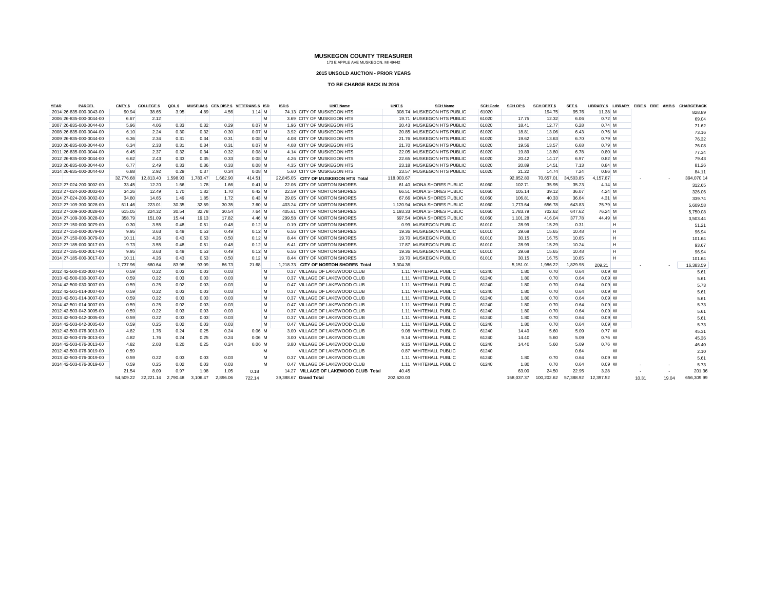# MUSKEGON COUNTY TREASURER

173 E APPLE AVE MUSKEGON, MI 49442

**2015 UNSOLD AUCTION - PRIOR YEARS**

**TO BE CHARGE BACK IN 2016**

| YEAR | PARCEL | CNTY $ | COLLEGE $ | QOL $ | MUSEUM $ | CEN DISP $ | VETERANS $ | ISD | ISD $ | UNIT Name | UNIT $ | SCH Name | SCH Code | SCH OP $ | SCH DEBT $ | SET $ | LIBRARY $ | LIBRARY | FIRE $ | FIRE | AMB $ | CHARGEBACK |
|---|---|---|---|---|---|---|---|---|---|---|---|---|---|---|---|---|---|---|---|---|---|---|
| 2014 | 26-835-000-0043-00 | 90.94 | 38.65 | 3.95 | 4.89 | 4.56 | 1.14 | M | 74.13 | CITY OF MUSKEGON HTS | 308.74 | MUSKEGON HTS PUBLIC | 61020 | | 194.75 | 95.76 | 11.38 | M | | | | 828.89 |
| 2006 | 26-835-000-0044-00 | 6.67 | 2.12 | | | | | M | 3.69 | CITY OF MUSKEGON HTS | 19.71 | MUSKEGON HTS PUBLIC | 61020 | 17.75 | 12.32 | 6.06 | 0.72 | M | | | | 69.04 |
| 2007 | 26-835-000-0044-00 | 5.96 | 4.06 | 0.33 | 0.32 | 0.29 | 0.07 | M | 1.96 | CITY OF MUSKEGON HTS | 20.43 | MUSKEGON HTS PUBLIC | 61020 | 18.41 | 12.77 | 6.28 | 0.74 | M | | | | 71.62 |
| 2008 | 26-835-000-0044-00 | 6.10 | 2.24 | 0.30 | 0.32 | 0.30 | 0.07 | M | 3.92 | CITY OF MUSKEGON HTS | 20.85 | MUSKEGON HTS PUBLIC | 61020 | 18.81 | 13.06 | 6.43 | 0.76 | M | | | | 73.16 |
| 2009 | 26-835-000-0044-00 | 6.36 | 2.34 | 0.31 | 0.34 | 0.31 | 0.08 | M | 4.08 | CITY OF MUSKEGON HTS | 21.76 | MUSKEGON HTS PUBLIC | 61020 | 19.62 | 13.63 | 6.70 | 0.79 | M | | | | 76.32 |
| 2010 | 26-835-000-0044-00 | 6.34 | 2.33 | 0.31 | 0.34 | 0.31 | 0.07 | M | 4.08 | CITY OF MUSKEGON HTS | 21.70 | MUSKEGON HTS PUBLIC | 61020 | 19.56 | 13.57 | 6.68 | 0.79 | M | | | | 76.08 |
| 2011 | 26-835-000-0044-00 | 6.45 | 2.37 | 0.32 | 0.34 | 0.32 | 0.08 | M | 4.14 | CITY OF MUSKEGON HTS | 22.05 | MUSKEGON HTS PUBLIC | 61020 | 19.89 | 13.80 | 6.78 | 0.80 | M | | | | 77.34 |
| 2012 | 26-835-000-0044-00 | 6.62 | 2.43 | 0.33 | 0.35 | 0.33 | 0.08 | M | 4.26 | CITY OF MUSKEGON HTS | 22.65 | MUSKEGON HTS PUBLIC | 61020 | 20.42 | 14.17 | 6.97 | 0.82 | M | | | | 79.43 |
| 2013 | 26-835-000-0044-00 | 6.77 | 2.49 | 0.33 | 0.36 | 0.33 | 0.08 | M | 4.35 | CITY OF MUSKEGON HTS | 23.18 | MUSKEGON HTS PUBLIC | 61020 | 20.89 | 14.51 | 7.13 | 0.84 | M | | | | 81.26 |
| 2014 | 26-835-000-0044-00 | 6.88 | 2.92 | 0.29 | 0.37 | 0.34 | 0.08 | M | 5.60 | CITY OF MUSKEGON HTS | 23.57 | MUSKEGON HTS PUBLIC | 61020 | 21.22 | 14.74 | 7.24 | 0.86 | M | | | | 84.11 |
| | | 32,776.68 | 12,813.40 | 1,598.93 | 1,783.47 | 1,662.90 | 414.51 | | 22,845.05 | **CITY OF MUSKEGON HTS Total** | 118,003.67 | | | 92,852.80 | 70,657.01 | 34,503.85 | 4,157.87 | | - | | - | 394,070.14 |
| 2012 | 27-024-200-0002-00 | 33.45 | 12.20 | 1.66 | 1.78 | 1.66 | 0.41 | M | 22.06 | CITY OF NORTON SHORES | 61.40 | MONA SHORES PUBLIC | 61060 | 102.71 | 35.95 | 35.23 | 4.14 | M | | | | 312.65 |
| 2013 | 27-024-200-0002-00 | 34.26 | 12.49 | 1.70 | 1.82 | 1.70 | 0.42 | M | 22.59 | CITY OF NORTON SHORES | 66.51 | MONA SHORES PUBLIC | 61060 | 105.14 | 39.12 | 36.07 | 4.24 | M | | | | 326.06 |
| 2014 | 27-024-200-0002-00 | 34.80 | 14.65 | 1.49 | 1.85 | 1.72 | 0.43 | M | 29.05 | CITY OF NORTON SHORES | 67.66 | MONA SHORES PUBLIC | 61060 | 106.81 | 40.33 | 36.64 | 4.31 | M | | | | 339.74 |
| 2012 | 27-109-300-0028-00 | 611.46 | 223.01 | 30.35 | 32.59 | 30.35 | 7.60 | M | 403.24 | CITY OF NORTON SHORES | 1,120.94 | MONA SHORES PUBLIC | 61060 | 1,773.64 | 656.78 | 643.83 | 75.79 | M | | | | 5,609.58 |
| 2013 | 27-109-300-0028-00 | 615.05 | 224.32 | 30.54 | 32.78 | 30.54 | 7.64 | M | 405.61 | CITY OF NORTON SHORES | 1,193.33 | MONA SHORES PUBLIC | 61060 | 1,783.79 | 702.62 | 647.62 | 76.24 | M | | | | 5,750.08 |
| 2014 | 27-109-300-0028-00 | 358.79 | 151.09 | 15.44 | 19.13 | 17.82 | 4.46 | M | 299.58 | CITY OF NORTON SHORES | 697.54 | MONA SHORES PUBLIC | 61060 | 1,101.28 | 416.04 | 377.78 | 44.49 | M | | | | 3,503.44 |
| 2012 | 27-150-000-0079-00 | 0.30 | 3.55 | 0.48 | 0.51 | 0.48 | 0.12 | M | 0.19 | CITY OF NORTON SHORES | 0.99 | MUSKEGON PUBLIC | 61010 | 28.99 | 15.29 | 0.31 | | H | | | | 51.21 |
| 2013 | 27-150-000-0079-00 | 9.95 | 3.63 | 0.49 | 0.53 | 0.49 | 0.12 | M | 6.56 | CITY OF NORTON SHORES | 19.36 | MUSKEGON PUBLIC | 61010 | 29.68 | 15.65 | 10.48 | | H | | | | 96.94 |
| 2014 | 27-150-000-0079-00 | 10.11 | 4.26 | 0.43 | 0.53 | 0.50 | 0.12 | M | 8.44 | CITY OF NORTON SHORES | 19.70 | MUSKEGON PUBLIC | 61010 | 30.15 | 16.75 | 10.65 | | H | | | | 101.64 |
| 2012 | 27-185-000-0017-00 | 9.73 | 3.55 | 0.48 | 0.51 | 0.48 | 0.12 | M | 6.41 | CITY OF NORTON SHORES | 17.87 | MUSKEGON PUBLIC | 61010 | 28.99 | 15.29 | 10.24 | | H | | | | 93.67 |
| 2013 | 27-185-000-0017-00 | 9.95 | 3.63 | 0.49 | 0.53 | 0.49 | 0.12 | M | 6.56 | CITY OF NORTON SHORES | 19.36 | MUSKEGON PUBLIC | 61010 | 29.68 | 15.65 | 10.48 | | H | | | | 96.94 |
| 2014 | 27-185-000-0017-00 | 10.11 | 4.26 | 0.43 | 0.53 | 0.50 | 0.12 | M | 8.44 | CITY OF NORTON SHORES | 19.70 | MUSKEGON PUBLIC | 61010 | 30.15 | 16.75 | 10.65 | | H | | | | 101.64 |
| | | 1,737.96 | 660.64 | 83.98 | 93.09 | 86.73 | 21.68 | | 1,218.73 | **CITY OF NORTON SHORES Total** | 3,304.36 | | | 5,151.01 | 1,986.22 | 1,829.98 | 209.21 | | - | | - | 16,383.59 |
| 2012 | 42-500-030-0007-00 | 0.59 | 0.22 | 0.03 | 0.03 | 0.03 | | M | 0.37 | VILLAGE OF LAKEWOOD CLUB | 1.11 | WHITEHALL PUBLIC | 61240 | 1.80 | 0.70 | 0.64 | 0.09 | W | | | | 5.61 |
| 2013 | 42-500-030-0007-00 | 0.59 | 0.22 | 0.03 | 0.03 | 0.03 | | M | 0.37 | VILLAGE OF LAKEWOOD CLUB | 1.11 | WHITEHALL PUBLIC | 61240 | 1.80 | 0.70 | 0.64 | 0.09 | W | | | | 5.61 |
| 2014 | 42-500-030-0007-00 | 0.59 | 0.25 | 0.02 | 0.03 | 0.03 | | M | 0.47 | VILLAGE OF LAKEWOOD CLUB | 1.11 | WHITEHALL PUBLIC | 61240 | 1.80 | 0.70 | 0.64 | 0.09 | W | | | | 5.73 |
| 2012 | 42-501-014-0007-00 | 0.59 | 0.22 | 0.03 | 0.03 | 0.03 | | M | 0.37 | VILLAGE OF LAKEWOOD CLUB | 1.11 | WHITEHALL PUBLIC | 61240 | 1.80 | 0.70 | 0.64 | 0.09 | W | | | | 5.61 |
| 2013 | 42-501-014-0007-00 | 0.59 | 0.22 | 0.03 | 0.03 | 0.03 | | M | 0.37 | VILLAGE OF LAKEWOOD CLUB | 1.11 | WHITEHALL PUBLIC | 61240 | 1.80 | 0.70 | 0.64 | 0.09 | W | | | | 5.61 |
| 2014 | 42-501-014-0007-00 | 0.59 | 0.25 | 0.02 | 0.03 | 0.03 | | M | 0.47 | VILLAGE OF LAKEWOOD CLUB | 1.11 | WHITEHALL PUBLIC | 61240 | 1.80 | 0.70 | 0.64 | 0.09 | W | | | | 5.73 |
| 2012 | 42-503-042-0005-00 | 0.59 | 0.22 | 0.03 | 0.03 | 0.03 | | M | 0.37 | VILLAGE OF LAKEWOOD CLUB | 1.11 | WHITEHALL PUBLIC | 61240 | 1.80 | 0.70 | 0.64 | 0.09 | W | | | | 5.61 |
| 2013 | 42-503-042-0005-00 | 0.59 | 0.22 | 0.03 | 0.03 | 0.03 | | M | 0.37 | VILLAGE OF LAKEWOOD CLUB | 1.11 | WHITEHALL PUBLIC | 61240 | 1.80 | 0.70 | 0.64 | 0.09 | W | | | | 5.61 |
| 2014 | 42-503-042-0005-00 | 0.59 | 0.25 | 0.02 | 0.03 | 0.03 | | M | 0.47 | VILLAGE OF LAKEWOOD CLUB | 1.11 | WHITEHALL PUBLIC | 61240 | 1.80 | 0.70 | 0.64 | 0.09 | W | | | | 5.73 |
| 2012 | 42-503-076-0013-00 | 4.82 | 1.76 | 0.24 | 0.25 | 0.24 | 0.06 | M | 3.00 | VILLAGE OF LAKEWOOD CLUB | 9.08 | WHITEHALL PUBLIC | 61240 | 14.40 | 5.60 | 5.09 | 0.77 | W | | | | 45.31 |
| 2013 | 42-503-076-0013-00 | 4.82 | 1.76 | 0.24 | 0.25 | 0.24 | 0.06 | M | 3.00 | VILLAGE OF LAKEWOOD CLUB | 9.14 | WHITEHALL PUBLIC | 61240 | 14.40 | 5.60 | 5.09 | 0.76 | W | | | | 45.36 |
| 2014 | 42-503-076-0013-00 | 4.82 | 2.03 | 0.20 | 0.25 | 0.24 | 0.06 | M | 3.80 | VILLAGE OF LAKEWOOD CLUB | 9.15 | WHITEHALL PUBLIC | 61240 | 14.40 | 5.60 | 5.09 | 0.76 | W | | | | 46.40 |
| 2012 | 42-503-076-0019-00 | 0.59 | | | | | | M | | VILLAGE OF LAKEWOOD CLUB | 0.87 | WHITEHALL PUBLIC | 61240 | | | 0.64 | | W | | | | 2.10 |
| 2013 | 42-503-076-0019-00 | 0.59 | 0.22 | 0.03 | 0.03 | 0.03 | | M | 0.37 | VILLAGE OF LAKEWOOD CLUB | 1.11 | WHITEHALL PUBLIC | 61240 | 1.80 | 0.70 | 0.64 | 0.09 | W | | | | 5.61 |
| 2014 | 42-503-076-0019-00 | 0.59 | 0.25 | 0.02 | 0.03 | 0.03 | | M | 0.47 | VILLAGE OF LAKEWOOD CLUB | 1.11 | WHITEHALL PUBLIC | 61240 | 1.80 | 0.70 | 0.64 | 0.09 | W | - | | - | 5.73 |
| | | 21.54 | 8.09 | 0.97 | 1.08 | 1.05 | 0.18 | | 14.27 | **VILLAGE OF LAKEWOOD CLUB Total** | 40.45 | | | 63.00 | 24.50 | 22.95 | 3.28 | | - | | - | 201.36 |
| | | 54,509.22 | 22,221.14 | 2,790.48 | 3,106.47 | 2,896.06 | 722.14 | | 39,388.67 | **Grand Total** | 202,620.03 | | | 158,037.37 | 100,202.62 | 57,388.92 | 12,397.52 | | 10.31 | | 19.04 | 656,309.99 |